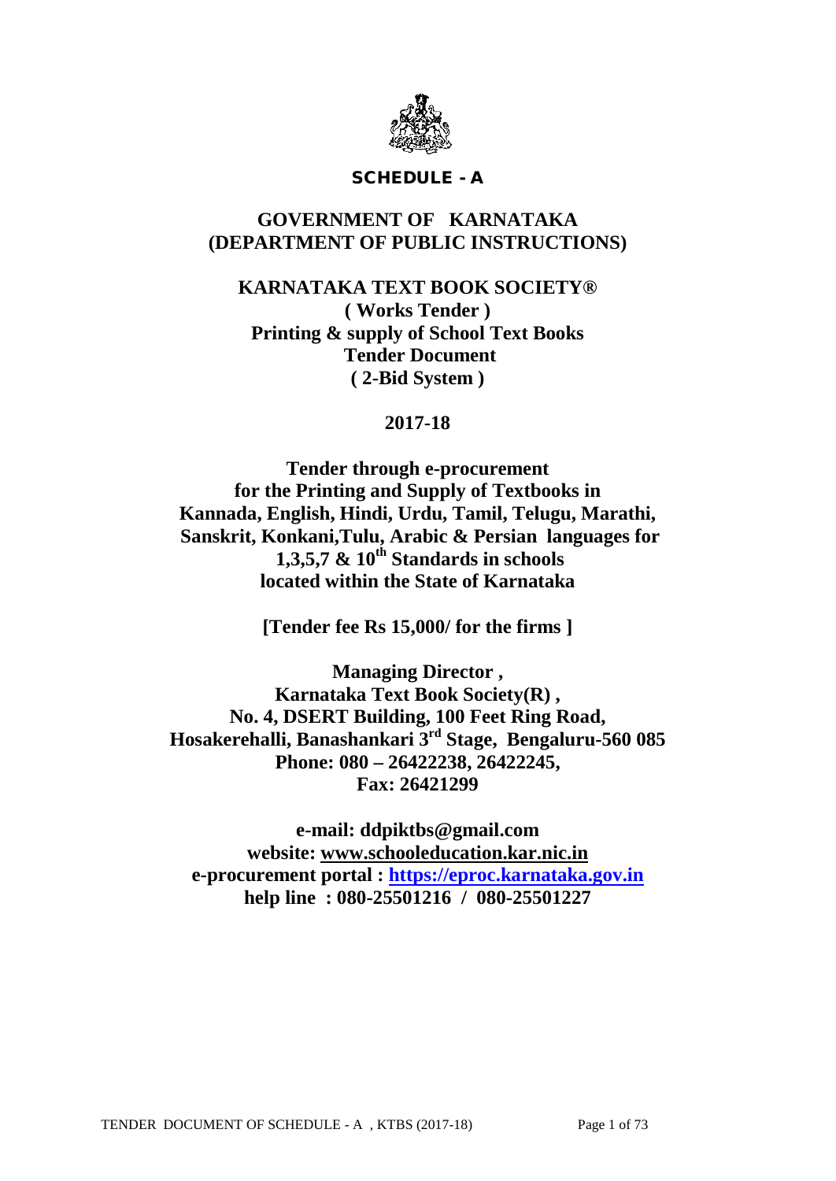# SCHEDULE - A

## GOVERNMENT OF KARNATAKA (DEPARTMENT OF PUBLIC INSTRUCTIONS)

**KARNATAKA TEXT BOOK SOCIETY®**
**( Works Tender )**
**Printing & supply of School Text Books**
**Tender Document**
**( 2-Bid System )**

**2017-18**

**Tender through e-procurement for the Printing and Supply of Textbooks in Kannada, English, Hindi, Urdu, Tamil, Telugu, Marathi, Sanskrit, Konkani,Tulu, Arabic & Persian languages for 1,3,5,7 & 10th Standards in schools located within the State of Karnataka**

**[Tender fee Rs 15,000/ for the firms ]**

**Managing Director ,**
**Karnataka Text Book Society(R) ,**
**No. 4, DSERT Building, 100 Feet Ring Road,**
**Hosakerehalli, Banashankari 3rd Stage, Bengaluru-560 085**
**Phone: 080 – 26422238, 26422245,**
**Fax: 26421299**

**e-mail: ddpiktbs@gmail.com**
**website: www.schooleducation.kar.nic.in**
**e-procurement portal : https://eproc.karnataka.gov.in**
**help line : 080-25501216 / 080-25501227**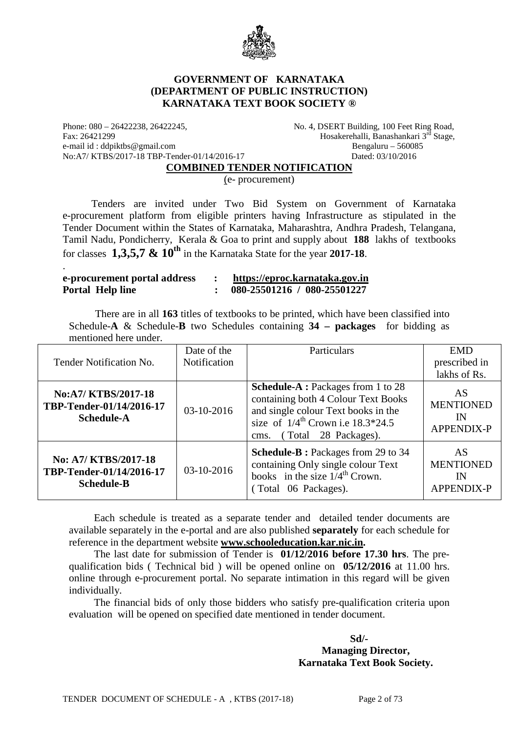**GOVERNMENT OF KARNATAKA**
**(DEPARTMENT OF PUBLIC INSTRUCTION)**
**KARNATAKA TEXT BOOK SOCIETY ®**

Phone: 080 – 26422238, 26422245,
Fax: 26421299
e-mail id : ddpiktbs@gmail.com
No:A7/ KTBS/2017-18 TBP-Tender-01/14/2016-17

No. 4, DSERT Building, 100 Feet Ring Road,
Hosakerehalli, Banashankari 3rd Stage,
Bengaluru – 560085
Dated: 03/10/2016

## COMBINED TENDER NOTIFICATION

(e- procurement)

Tenders are invited under Two Bid System on Government of Karnataka e-procurement platform from eligible printers having Infrastructure as stipulated in the Tender Document within the States of Karnataka, Maharashtra, Andhra Pradesh, Telangana, Tamil Nadu, Pondicherry, Kerala & Goa to print and supply about **188** lakhs of textbooks for classes **1,3,5,7 & 10th** in the Karnataka State for the year **2017-18**.

.

**e-procurement portal address : https://eproc.karnataka.gov.in**
**Portal Help line : 080-25501216 / 080-25501227**

There are in all **163** titles of textbooks to be printed, which have been classified into Schedule-**A** & Schedule-**B** two Schedules containing **34 – packages** for bidding as mentioned here under.

| Tender Notification No. | Date of the Notification | Particulars | EMD prescribed in lakhs of Rs. |
|---|---|---|---|
| **No:A7/ KTBS/2017-18 TBP-Tender-01/14/2016-17 Schedule-A** | 03-10-2016 | **Schedule-A :** Packages from 1 to 28 containing both 4 Colour Text Books and single colour Text books in the size of 1/4th Crown i.e 18.3*24.5 cms. ( Total 28 Packages). | AS MENTIONED IN APPENDIX-P |
| **No: A7/ KTBS/2017-18 TBP-Tender-01/14/2016-17 Schedule-B** | 03-10-2016 | **Schedule-B :** Packages from 29 to 34 containing Only single colour Text books in the size 1/4th Crown. ( Total 06 Packages). | AS MENTIONED IN APPENDIX-P |

Each schedule is treated as a separate tender and detailed tender documents are available separately in the e-portal and are also published **separately** for each schedule for reference in the department website **www.schooleducation.kar.nic.in.**

The last date for submission of Tender is **01/12/2016 before 17.30 hrs**. The pre-qualification bids ( Technical bid ) will be opened online on **05/12/2016** at 11.00 hrs. online through e-procurement portal. No separate intimation in this regard will be given individually.

The financial bids of only those bidders who satisfy pre-qualification criteria upon evaluation will be opened on specified date mentioned in tender document.

**Sd/-**
**Managing Director,**
**Karnataka Text Book Society.**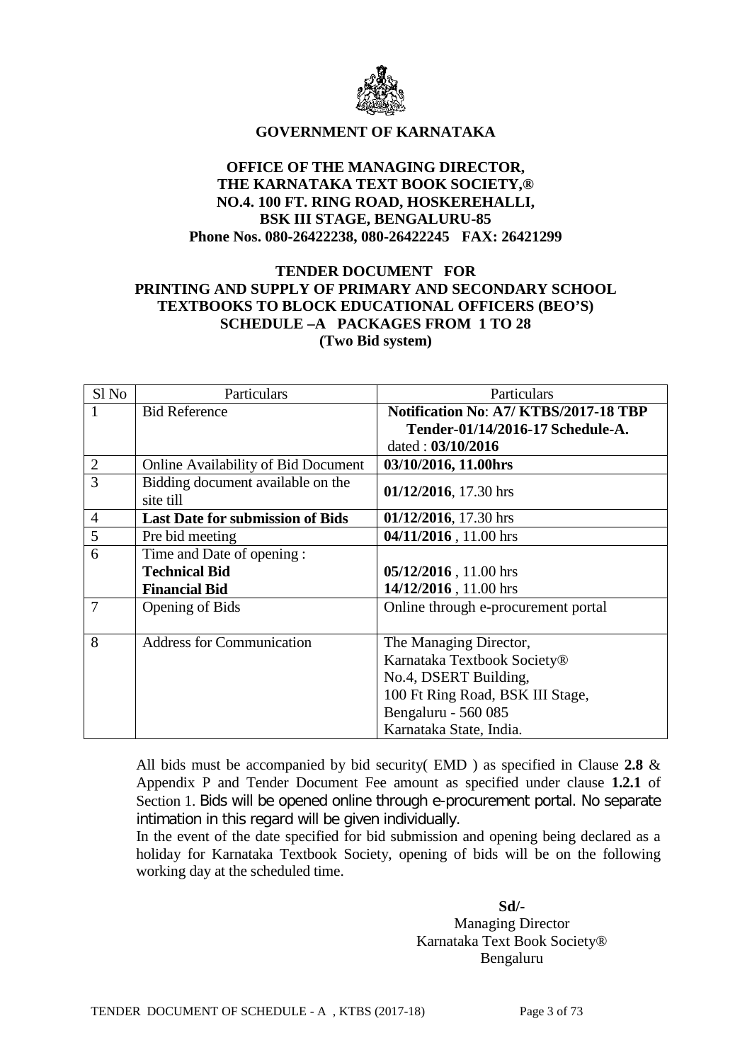**GOVERNMENT OF KARNATAKA**

**OFFICE OF THE MANAGING DIRECTOR,**
**THE KARNATAKA TEXT BOOK SOCIETY,®**
**NO.4. 100 FT. RING ROAD, HOSKEREHALLI,**
**BSK III STAGE, BENGALURU-85**
**Phone Nos. 080-26422238, 080-26422245 FAX: 26421299**

**TENDER DOCUMENT FOR**
**PRINTING AND SUPPLY OF PRIMARY AND SECONDARY SCHOOL TEXTBOOKS TO BLOCK EDUCATIONAL OFFICERS (BEO'S)**
**SCHEDULE –A PACKAGES FROM 1 TO 28**
**(Two Bid system)**

| Sl No | Particulars | Particulars |
|---|---|---|
| 1 | Bid Reference | **Notification No: A7/ KTBS/2017-18 TBP Tender-01/14/2016-17 Schedule-A.** dated : **03/10/2016** |
| 2 | Online Availability of Bid Document | **03/10/2016, 11.00hrs** |
| 3 | Bidding document available on the site till | **01/12/2016**, 17.30 hrs |
| 4 | **Last Date for submission of Bids** | **01/12/2016**, 17.30 hrs |
| 5 | Pre bid meeting | **04/11/2016** , 11.00 hrs |
| 6 | Time and Date of opening :<br>**Technical Bid**<br>**Financial Bid** | <br>**05/12/2016** , 11.00 hrs<br>**14/12/2016** , 11.00 hrs |
| 7 | Opening of Bids | Online through e-procurement portal |
| 8 | Address for Communication | The Managing Director,<br>Karnataka Textbook Society®<br>No.4, DSERT Building,<br>100 Ft Ring Road, BSK III Stage,<br>Bengaluru - 560 085<br>Karnataka State, India. |

All bids must be accompanied by bid security( EMD ) as specified in Clause **2.8** & Appendix P and Tender Document Fee amount as specified under clause **1.2.1** of Section 1. Bids will be opened online through e-procurement portal. No separate intimation in this regard will be given individually.

In the event of the date specified for bid submission and opening being declared as a holiday for Karnataka Textbook Society, opening of bids will be on the following working day at the scheduled time.

**Sd/-**
Managing Director
Karnataka Text Book Society®
Bengaluru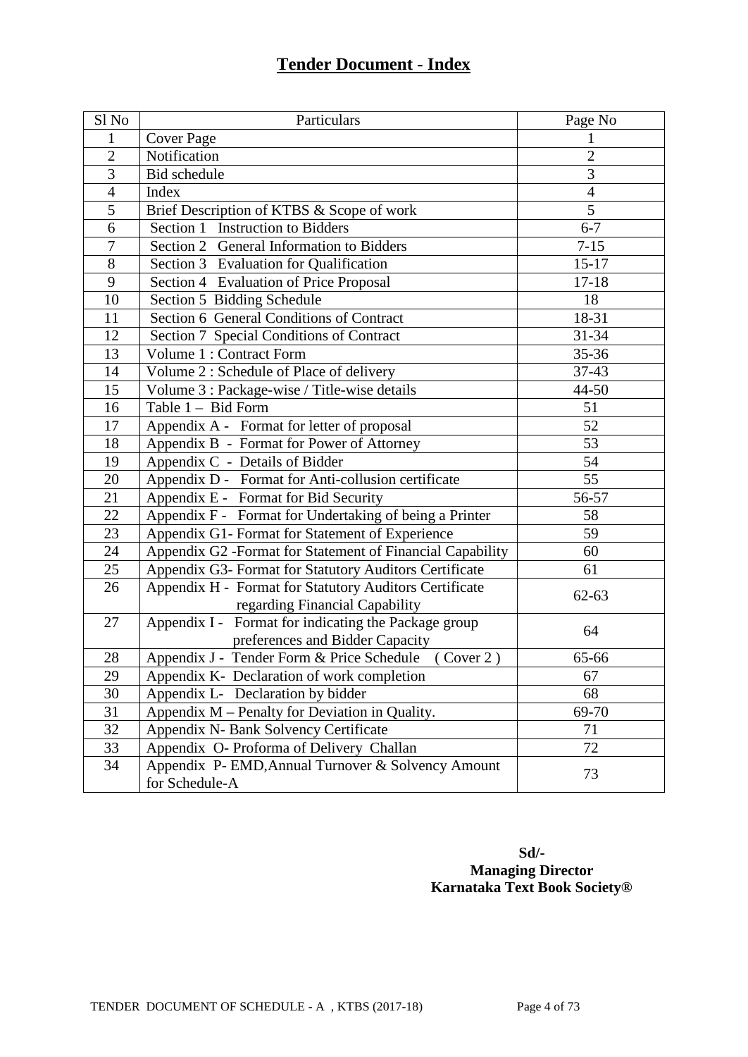# **Tender Document - Index**

| Sl No | Particulars | Page No |
|---|---|---|
| 1 | Cover Page | 1 |
| 2 | Notification | 2 |
| 3 | Bid schedule | 3 |
| 4 | Index | 4 |
| 5 | Brief Description of KTBS & Scope of work | 5 |
| 6 | Section 1 Instruction to Bidders | 6-7 |
| 7 | Section 2 General Information to Bidders | 7-15 |
| 8 | Section 3 Evaluation for Qualification | 15-17 |
| 9 | Section 4 Evaluation of Price Proposal | 17-18 |
| 10 | Section 5 Bidding Schedule | 18 |
| 11 | Section 6 General Conditions of Contract | 18-31 |
| 12 | Section 7 Special Conditions of Contract | 31-34 |
| 13 | Volume 1 : Contract Form | 35-36 |
| 14 | Volume 2 : Schedule of Place of delivery | 37-43 |
| 15 | Volume 3 : Package-wise / Title-wise details | 44-50 |
| 16 | Table 1 – Bid Form | 51 |
| 17 | Appendix A - Format for letter of proposal | 52 |
| 18 | Appendix B - Format for Power of Attorney | 53 |
| 19 | Appendix C - Details of Bidder | 54 |
| 20 | Appendix D - Format for Anti-collusion certificate | 55 |
| 21 | Appendix E - Format for Bid Security | 56-57 |
| 22 | Appendix F - Format for Undertaking of being a Printer | 58 |
| 23 | Appendix G1- Format for Statement of Experience | 59 |
| 24 | Appendix G2 -Format for Statement of Financial Capability | 60 |
| 25 | Appendix G3- Format for Statutory Auditors Certificate | 61 |
| 26 | Appendix H - Format for Statutory Auditors Certificate regarding Financial Capability | 62-63 |
| 27 | Appendix I - Format for indicating the Package group preferences and Bidder Capacity | 64 |
| 28 | Appendix J - Tender Form & Price Schedule ( Cover 2 ) | 65-66 |
| 29 | Appendix K- Declaration of work completion | 67 |
| 30 | Appendix L- Declaration by bidder | 68 |
| 31 | Appendix M – Penalty for Deviation in Quality. | 69-70 |
| 32 | Appendix N- Bank Solvency Certificate | 71 |
| 33 | Appendix O- Proforma of Delivery Challan | 72 |
| 34 | Appendix P- EMD,Annual Turnover & Solvency Amount for Schedule-A | 73 |

**Sd/-**
**Managing Director**
**Karnataka Text Book Society®**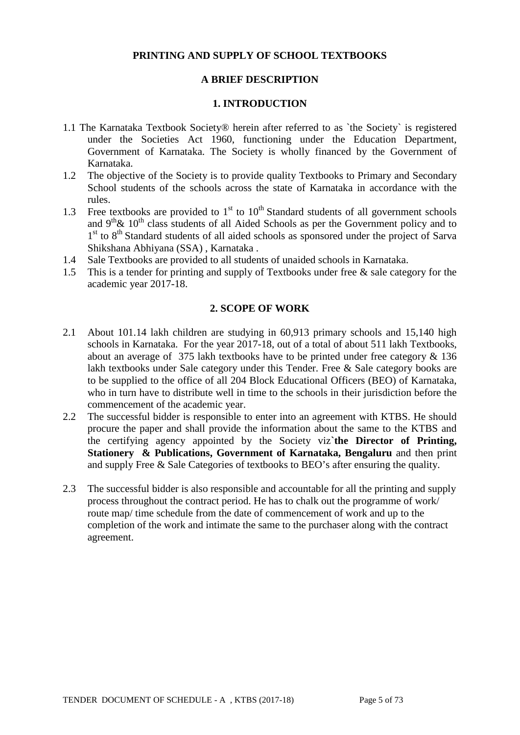# PRINTING AND SUPPLY OF SCHOOL TEXTBOOKS

## A BRIEF DESCRIPTION

### 1. INTRODUCTION

1.1 The Karnataka Textbook Society® herein after referred to as `the Society` is registered under the Societies Act 1960, functioning under the Education Department, Government of Karnataka. The Society is wholly financed by the Government of Karnataka.

1.2 The objective of the Society is to provide quality Textbooks to Primary and Secondary School students of the schools across the state of Karnataka in accordance with the rules.

1.3 Free textbooks are provided to 1st to 10th Standard students of all government schools and 9th& 10th class students of all Aided Schools as per the Government policy and to 1st to 8th Standard students of all aided schools as sponsored under the project of Sarva Shikshana Abhiyana (SSA) , Karnataka .

1.4 Sale Textbooks are provided to all students of unaided schools in Karnataka.

1.5 This is a tender for printing and supply of Textbooks under free & sale category for the academic year 2017-18.

### 2. SCOPE OF WORK

2.1 About 101.14 lakh children are studying in 60,913 primary schools and 15,140 high schools in Karnataka. For the year 2017-18, out of a total of about 511 lakh Textbooks, about an average of 375 lakh textbooks have to be printed under free category & 136 lakh textbooks under Sale category under this Tender. Free & Sale category books are to be supplied to the office of all 204 Block Educational Officers (BEO) of Karnataka, who in turn have to distribute well in time to the schools in their jurisdiction before the commencement of the academic year.

2.2 The successful bidder is responsible to enter into an agreement with KTBS. He should procure the paper and shall provide the information about the same to the KTBS and the certifying agency appointed by the Society viz`**the Director of Printing, Stationery & Publications, Government of Karnataka, Bengaluru** and then print and supply Free & Sale Categories of textbooks to BEO's after ensuring the quality.

2.3 The successful bidder is also responsible and accountable for all the printing and supply process throughout the contract period. He has to chalk out the programme of work/ route map/ time schedule from the date of commencement of work and up to the completion of the work and intimate the same to the purchaser along with the contract agreement.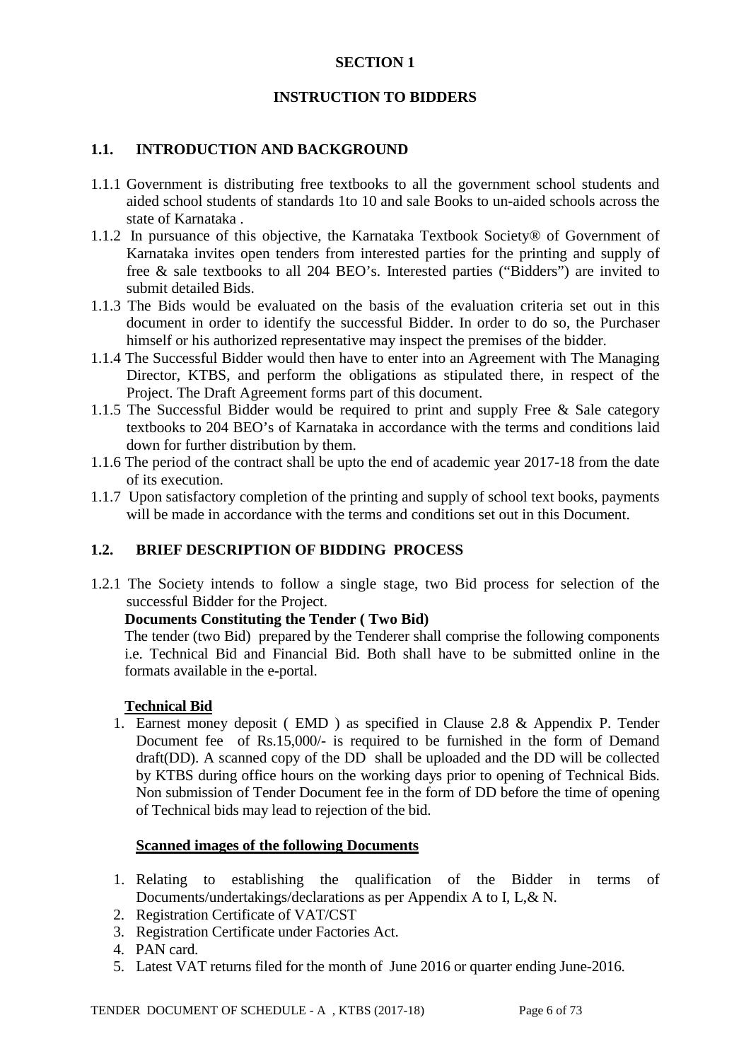# SECTION 1

## INSTRUCTION TO BIDDERS

### 1.1. INTRODUCTION AND BACKGROUND

1.1.1 Government is distributing free textbooks to all the government school students and aided school students of standards 1to 10 and sale Books to un-aided schools across the state of Karnataka .

1.1.2 In pursuance of this objective, the Karnataka Textbook Society® of Government of Karnataka invites open tenders from interested parties for the printing and supply of free & sale textbooks to all 204 BEO's. Interested parties ("Bidders") are invited to submit detailed Bids.

1.1.3 The Bids would be evaluated on the basis of the evaluation criteria set out in this document in order to identify the successful Bidder. In order to do so, the Purchaser himself or his authorized representative may inspect the premises of the bidder.

1.1.4 The Successful Bidder would then have to enter into an Agreement with The Managing Director, KTBS, and perform the obligations as stipulated there, in respect of the Project. The Draft Agreement forms part of this document.

1.1.5 The Successful Bidder would be required to print and supply Free & Sale category textbooks to 204 BEO's of Karnataka in accordance with the terms and conditions laid down for further distribution by them.

1.1.6 The period of the contract shall be upto the end of academic year 2017-18 from the date of its execution.

1.1.7 Upon satisfactory completion of the printing and supply of school text books, payments will be made in accordance with the terms and conditions set out in this Document.

### 1.2. BRIEF DESCRIPTION OF BIDDING PROCESS

1.2.1 The Society intends to follow a single stage, two Bid process for selection of the successful Bidder for the Project.

**Documents Constituting the Tender ( Two Bid)**

The tender (two Bid) prepared by the Tenderer shall comprise the following components i.e. Technical Bid and Financial Bid. Both shall have to be submitted online in the formats available in the e-portal.

**Technical Bid**

1. Earnest money deposit ( EMD ) as specified in Clause 2.8 & Appendix P. Tender Document fee of Rs.15,000/- is required to be furnished in the form of Demand draft(DD). A scanned copy of the DD shall be uploaded and the DD will be collected by KTBS during office hours on the working days prior to opening of Technical Bids. Non submission of Tender Document fee in the form of DD before the time of opening of Technical bids may lead to rejection of the bid.

**Scanned images of the following Documents**

1. Relating to establishing the qualification of the Bidder in terms of Documents/undertakings/declarations as per Appendix A to I, L,& N.
2. Registration Certificate of VAT/CST
3. Registration Certificate under Factories Act.
4. PAN card.
5. Latest VAT returns filed for the month of June 2016 or quarter ending June-2016.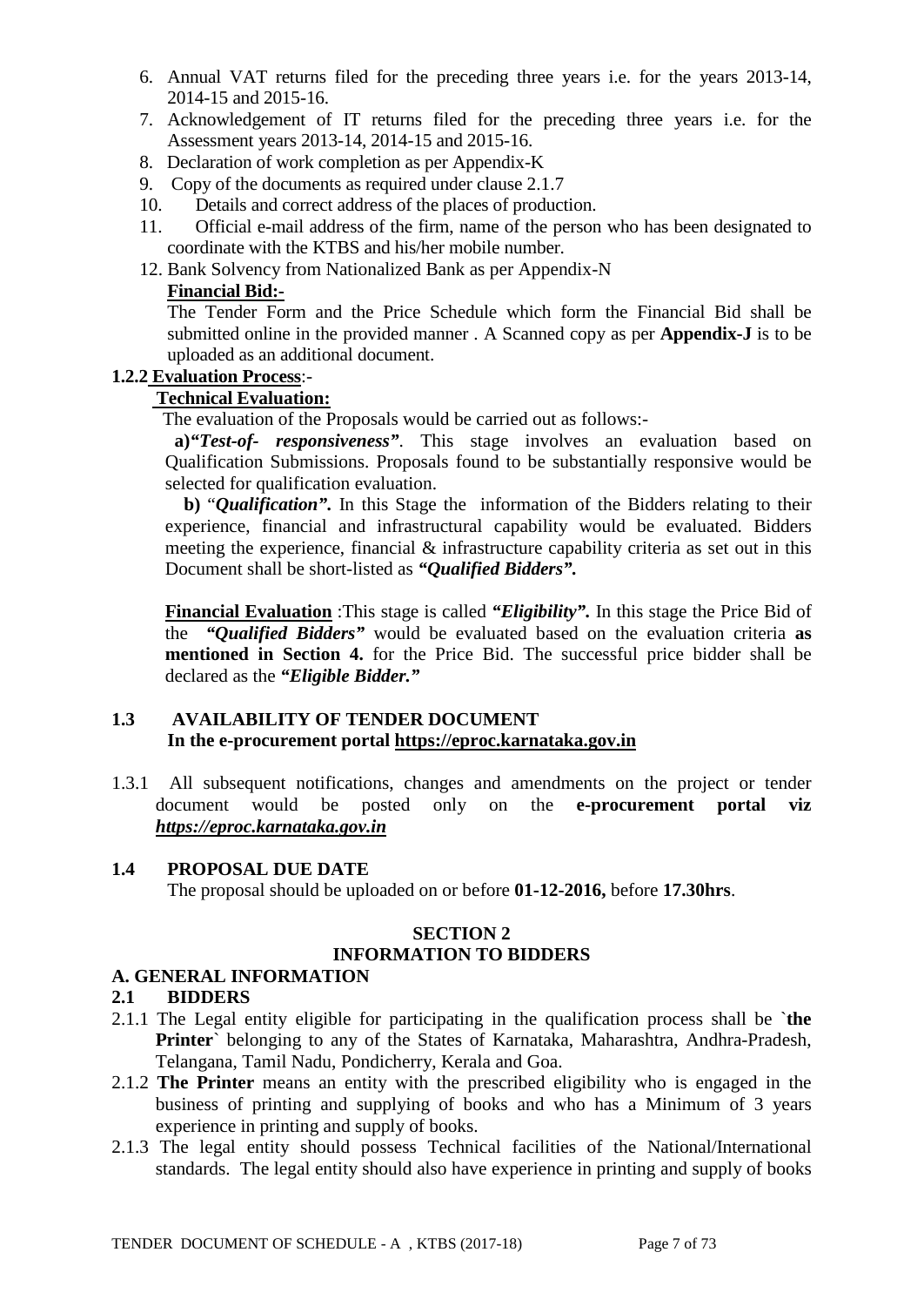6. Annual VAT returns filed for the preceding three years i.e. for the years 2013-14, 2014-15 and 2015-16.
7. Acknowledgement of IT returns filed for the preceding three years i.e. for the Assessment years 2013-14, 2014-15 and 2015-16.
8. Declaration of work completion as per Appendix-K
9. Copy of the documents as required under clause 2.1.7
10. Details and correct address of the places of production.
11. Official e-mail address of the firm, name of the person who has been designated to coordinate with the KTBS and his/her mobile number.
12. Bank Solvency from Nationalized Bank as per Appendix-N

**Financial Bid:-**

The Tender Form and the Price Schedule which form the Financial Bid shall be submitted online in the provided manner . A Scanned copy as per **Appendix-J** is to be uploaded as an additional document.

**1.2.2 Evaluation Process**:-

**Technical Evaluation:**

The evaluation of the Proposals would be carried out as follows:-

**a)*"Test-of- responsiveness"***. This stage involves an evaluation based on Qualification Submissions. Proposals found to be substantially responsive would be selected for qualification evaluation.

**b)** "***Qualification".*** In this Stage the information of the Bidders relating to their experience, financial and infrastructural capability would be evaluated. Bidders meeting the experience, financial & infrastructure capability criteria as set out in this Document shall be short-listed as ***"Qualified Bidders".***

**Financial Evaluation** :This stage is called ***"Eligibility".*** In this stage the Price Bid of the ***"Qualified Bidders"*** would be evaluated based on the evaluation criteria **as mentioned in Section 4.** for the Price Bid. The successful price bidder shall be declared as the ***"Eligible Bidder."***

## 1.3 AVAILABILITY OF TENDER DOCUMENT

**In the e-procurement portal https://eproc.karnataka.gov.in**

1.3.1 All subsequent notifications, changes and amendments on the project or tender document would be posted only on the **e-procurement portal viz *https://eproc.karnataka.gov.in***

## 1.4 PROPOSAL DUE DATE

The proposal should be uploaded on or before **01-12-2016,** before **17.30hrs**.

# SECTION 2
# INFORMATION TO BIDDERS

## A. GENERAL INFORMATION

## 2.1 BIDDERS

2.1.1 The Legal entity eligible for participating in the qualification process shall be `**the Printer**` belonging to any of the States of Karnataka, Maharashtra, Andhra-Pradesh, Telangana, Tamil Nadu, Pondicherry, Kerala and Goa.

2.1.2 **The Printer** means an entity with the prescribed eligibility who is engaged in the business of printing and supplying of books and who has a Minimum of 3 years experience in printing and supply of books.

2.1.3 The legal entity should possess Technical facilities of the National/International standards. The legal entity should also have experience in printing and supply of books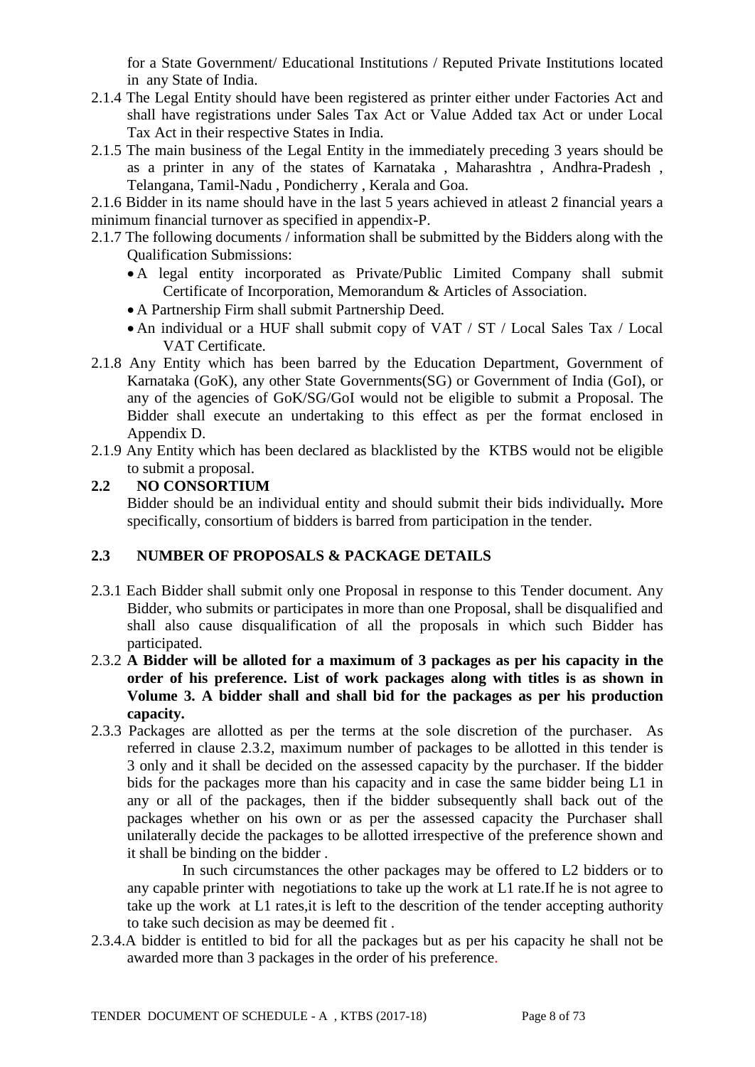for a State Government/ Educational Institutions / Reputed Private Institutions located in any State of India.

2.1.4 The Legal Entity should have been registered as printer either under Factories Act and shall have registrations under Sales Tax Act or Value Added tax Act or under Local Tax Act in their respective States in India.

2.1.5 The main business of the Legal Entity in the immediately preceding 3 years should be as a printer in any of the states of Karnataka , Maharashtra , Andhra-Pradesh , Telangana, Tamil-Nadu , Pondicherry , Kerala and Goa.

2.1.6 Bidder in its name should have in the last 5 years achieved in atleast 2 financial years a minimum financial turnover as specified in appendix-P.

2.1.7 The following documents / information shall be submitted by the Bidders along with the Qualification Submissions:

- A legal entity incorporated as Private/Public Limited Company shall submit Certificate of Incorporation, Memorandum & Articles of Association.
- A Partnership Firm shall submit Partnership Deed.
- An individual or a HUF shall submit copy of VAT / ST / Local Sales Tax / Local VAT Certificate.

2.1.8 Any Entity which has been barred by the Education Department, Government of Karnataka (GoK), any other State Governments(SG) or Government of India (GoI), or any of the agencies of GoK/SG/GoI would not be eligible to submit a Proposal. The Bidder shall execute an undertaking to this effect as per the format enclosed in Appendix D.

2.1.9 Any Entity which has been declared as blacklisted by the KTBS would not be eligible to submit a proposal.

## 2.2 NO CONSORTIUM

Bidder should be an individual entity and should submit their bids individually**.** More specifically, consortium of bidders is barred from participation in the tender.

## 2.3 NUMBER OF PROPOSALS & PACKAGE DETAILS

2.3.1 Each Bidder shall submit only one Proposal in response to this Tender document. Any Bidder, who submits or participates in more than one Proposal, shall be disqualified and shall also cause disqualification of all the proposals in which such Bidder has participated.

2.3.2 **A Bidder will be alloted for a maximum of 3 packages as per his capacity in the order of his preference. List of work packages along with titles is as shown in Volume 3. A bidder shall and shall bid for the packages as per his production capacity.**

2.3.3 Packages are allotted as per the terms at the sole discretion of the purchaser. As referred in clause 2.3.2, maximum number of packages to be allotted in this tender is 3 only and it shall be decided on the assessed capacity by the purchaser. If the bidder bids for the packages more than his capacity and in case the same bidder being L1 in any or all of the packages, then if the bidder subsequently shall back out of the packages whether on his own or as per the assessed capacity the Purchaser shall unilaterally decide the packages to be allotted irrespective of the preference shown and it shall be binding on the bidder .

In such circumstances the other packages may be offered to L2 bidders or to any capable printer with negotiations to take up the work at L1 rate.If he is not agree to take up the work at L1 rates,it is left to the descrition of the tender accepting authority to take such decision as may be deemed fit .

2.3.4.A bidder is entitled to bid for all the packages but as per his capacity he shall not be awarded more than 3 packages in the order of his preference.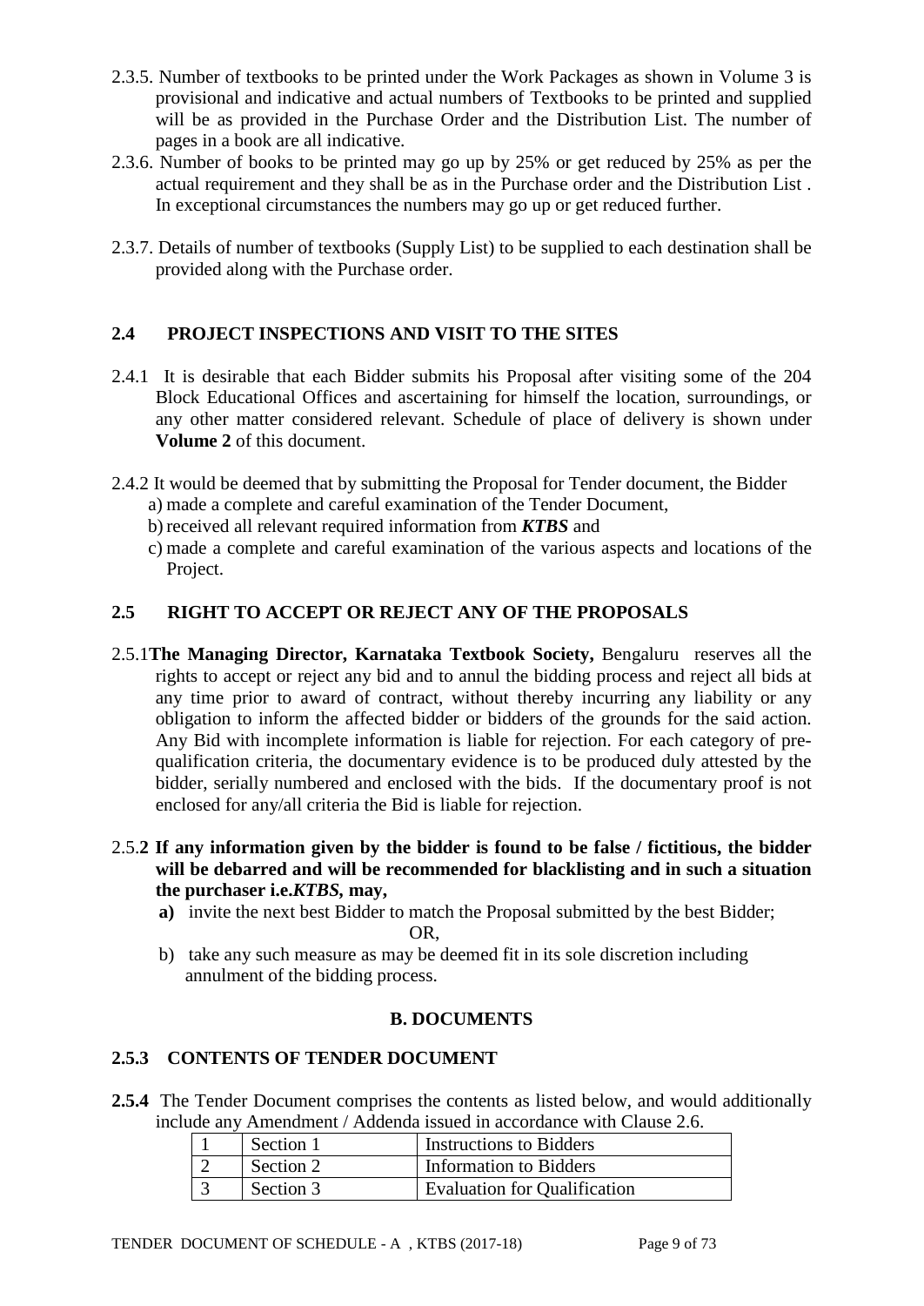2.3.5. Number of textbooks to be printed under the Work Packages as shown in Volume 3 is provisional and indicative and actual numbers of Textbooks to be printed and supplied will be as provided in the Purchase Order and the Distribution List. The number of pages in a book are all indicative.

2.3.6. Number of books to be printed may go up by 25% or get reduced by 25% as per the actual requirement and they shall be as in the Purchase order and the Distribution List . In exceptional circumstances the numbers may go up or get reduced further.

2.3.7. Details of number of textbooks (Supply List) to be supplied to each destination shall be provided along with the Purchase order.

## 2.4 PROJECT INSPECTIONS AND VISIT TO THE SITES

2.4.1 It is desirable that each Bidder submits his Proposal after visiting some of the 204 Block Educational Offices and ascertaining for himself the location, surroundings, or any other matter considered relevant. Schedule of place of delivery is shown under **Volume 2** of this document.

2.4.2 It would be deemed that by submitting the Proposal for Tender document, the Bidder

a) made a complete and careful examination of the Tender Document,

b) received all relevant required information from ***KTBS*** and

c) made a complete and careful examination of the various aspects and locations of the Project.

## 2.5 RIGHT TO ACCEPT OR REJECT ANY OF THE PROPOSALS

2.5.1**The Managing Director, Karnataka Textbook Society,** Bengaluru reserves all the rights to accept or reject any bid and to annul the bidding process and reject all bids at any time prior to award of contract, without thereby incurring any liability or any obligation to inform the affected bidder or bidders of the grounds for the said action. Any Bid with incomplete information is liable for rejection. For each category of pre-qualification criteria, the documentary evidence is to be produced duly attested by the bidder, serially numbered and enclosed with the bids. If the documentary proof is not enclosed for any/all criteria the Bid is liable for rejection.

2.5.**2 If any information given by the bidder is found to be false / fictitious, the bidder will be debarred and will be recommended for blacklisting and in such a situation the purchaser i.e.*KTBS*, may,**

**a)** invite the next best Bidder to match the Proposal submitted by the best Bidder;

OR,

b) take any such measure as may be deemed fit in its sole discretion including annulment of the bidding process.

### B. DOCUMENTS

## 2.5.3 CONTENTS OF TENDER DOCUMENT

**2.5.4** The Tender Document comprises the contents as listed below, and would additionally include any Amendment / Addenda issued in accordance with Clause 2.6.

| 1 | Section 1 | Instructions to Bidders |
|---|---|---|
| 2 | Section 2 | Information to Bidders |
| 3 | Section 3 | Evaluation for Qualification |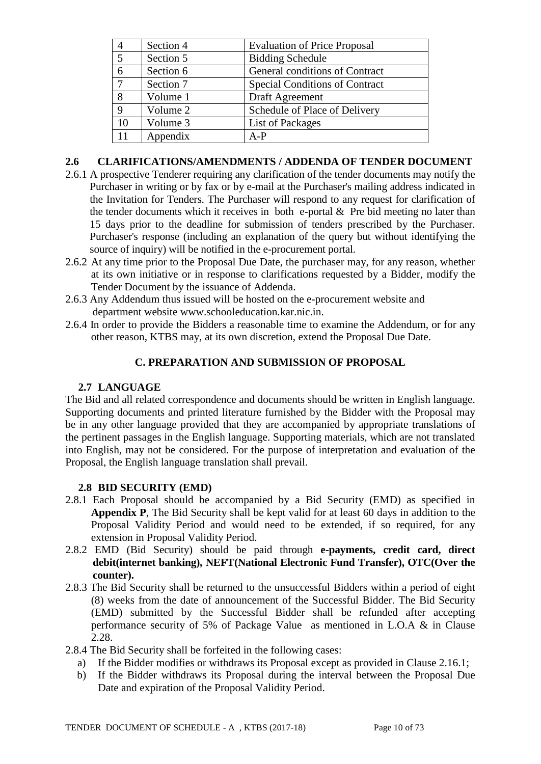| 4 | Section 4 | Evaluation of Price Proposal |
|---|---|---|
| 5 | Section 5 | Bidding Schedule |
| 6 | Section 6 | General conditions of Contract |
| 7 | Section 7 | Special Conditions of Contract |
| 8 | Volume 1 | Draft Agreement |
| 9 | Volume 2 | Schedule of Place of Delivery |
| 10 | Volume 3 | List of Packages |
| 11 | Appendix | A-P |

## 2.6 CLARIFICATIONS/AMENDMENTS / ADDENDA OF TENDER DOCUMENT

2.6.1 A prospective Tenderer requiring any clarification of the tender documents may notify the Purchaser in writing or by fax or by e-mail at the Purchaser's mailing address indicated in the Invitation for Tenders. The Purchaser will respond to any request for clarification of the tender documents which it receives in both e-portal & Pre bid meeting no later than 15 days prior to the deadline for submission of tenders prescribed by the Purchaser. Purchaser's response (including an explanation of the query but without identifying the source of inquiry) will be notified in the e-procurement portal.

2.6.2 At any time prior to the Proposal Due Date, the purchaser may, for any reason, whether at its own initiative or in response to clarifications requested by a Bidder, modify the Tender Document by the issuance of Addenda.

2.6.3 Any Addendum thus issued will be hosted on the e-procurement website and department website www.schooleducation.kar.nic.in.

2.6.4 In order to provide the Bidders a reasonable time to examine the Addendum, or for any other reason, KTBS may, at its own discretion, extend the Proposal Due Date.

## C. PREPARATION AND SUBMISSION OF PROPOSAL

### 2.7 LANGUAGE

The Bid and all related correspondence and documents should be written in English language. Supporting documents and printed literature furnished by the Bidder with the Proposal may be in any other language provided that they are accompanied by appropriate translations of the pertinent passages in the English language. Supporting materials, which are not translated into English, may not be considered. For the purpose of interpretation and evaluation of the Proposal, the English language translation shall prevail.

### 2.8 BID SECURITY (EMD)

2.8.1 Each Proposal should be accompanied by a Bid Security (EMD) as specified in **Appendix P**, The Bid Security shall be kept valid for at least 60 days in addition to the Proposal Validity Period and would need to be extended, if so required, for any extension in Proposal Validity Period.

2.8.2 EMD (Bid Security) should be paid through **e-payments, credit card, direct debit(internet banking), NEFT(National Electronic Fund Transfer), OTC(Over the counter).**

2.8.3 The Bid Security shall be returned to the unsuccessful Bidders within a period of eight (8) weeks from the date of announcement of the Successful Bidder. The Bid Security (EMD) submitted by the Successful Bidder shall be refunded after accepting performance security of 5% of Package Value as mentioned in L.O.A & in Clause 2.28.

2.8.4 The Bid Security shall be forfeited in the following cases:

a) If the Bidder modifies or withdraws its Proposal except as provided in Clause 2.16.1;

b) If the Bidder withdraws its Proposal during the interval between the Proposal Due Date and expiration of the Proposal Validity Period.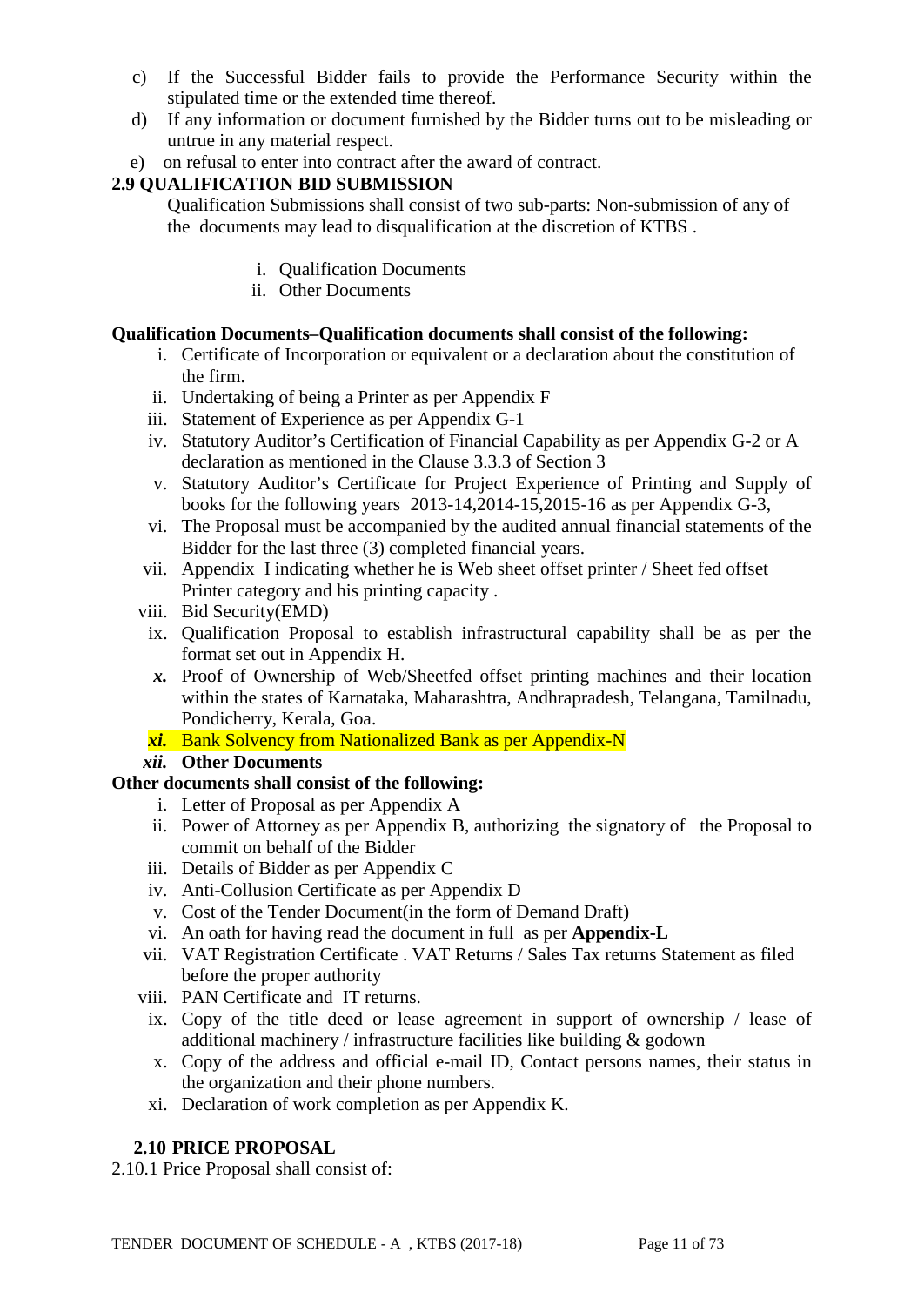c) If the Successful Bidder fails to provide the Performance Security within the stipulated time or the extended time thereof.

d) If any information or document furnished by the Bidder turns out to be misleading or untrue in any material respect.

e) on refusal to enter into contract after the award of contract.

**2.9 QUALIFICATION BID SUBMISSION**

Qualification Submissions shall consist of two sub-parts: Non-submission of any of the documents may lead to disqualification at the discretion of KTBS .

i. Qualification Documents
ii. Other Documents

**Qualification Documents–Qualification documents shall consist of the following:**

i. Certificate of Incorporation or equivalent or a declaration about the constitution of the firm.
ii. Undertaking of being a Printer as per Appendix F
iii. Statement of Experience as per Appendix G-1
iv. Statutory Auditor's Certification of Financial Capability as per Appendix G-2 or A declaration as mentioned in the Clause 3.3.3 of Section 3
v. Statutory Auditor's Certificate for Project Experience of Printing and Supply of books for the following years 2013-14,2014-15,2015-16 as per Appendix G-3,
vi. The Proposal must be accompanied by the audited annual financial statements of the Bidder for the last three (3) completed financial years.
vii. Appendix I indicating whether he is Web sheet offset printer / Sheet fed offset Printer category and his printing capacity .
viii. Bid Security(EMD)
ix. Qualification Proposal to establish infrastructural capability shall be as per the format set out in Appendix H.
***x.*** Proof of Ownership of Web/Sheetfed offset printing machines and their location within the states of Karnataka, Maharashtra, Andhrapradesh, Telangana, Tamilnadu, Pondicherry, Kerala, Goa.
***xi.*** Bank Solvency from Nationalized Bank as per Appendix-N
***xii.*** **Other Documents**

**Other documents shall consist of the following:**

i. Letter of Proposal as per Appendix A
ii. Power of Attorney as per Appendix B, authorizing the signatory of the Proposal to commit on behalf of the Bidder
iii. Details of Bidder as per Appendix C
iv. Anti-Collusion Certificate as per Appendix D
v. Cost of the Tender Document(in the form of Demand Draft)
vi. An oath for having read the document in full as per **Appendix-L**
vii. VAT Registration Certificate . VAT Returns / Sales Tax returns Statement as filed before the proper authority
viii. PAN Certificate and IT returns.
ix. Copy of the title deed or lease agreement in support of ownership / lease of additional machinery / infrastructure facilities like building & godown
x. Copy of the address and official e-mail ID, Contact persons names, their status in the organization and their phone numbers.
xi. Declaration of work completion as per Appendix K.

**2.10 PRICE PROPOSAL**

2.10.1 Price Proposal shall consist of: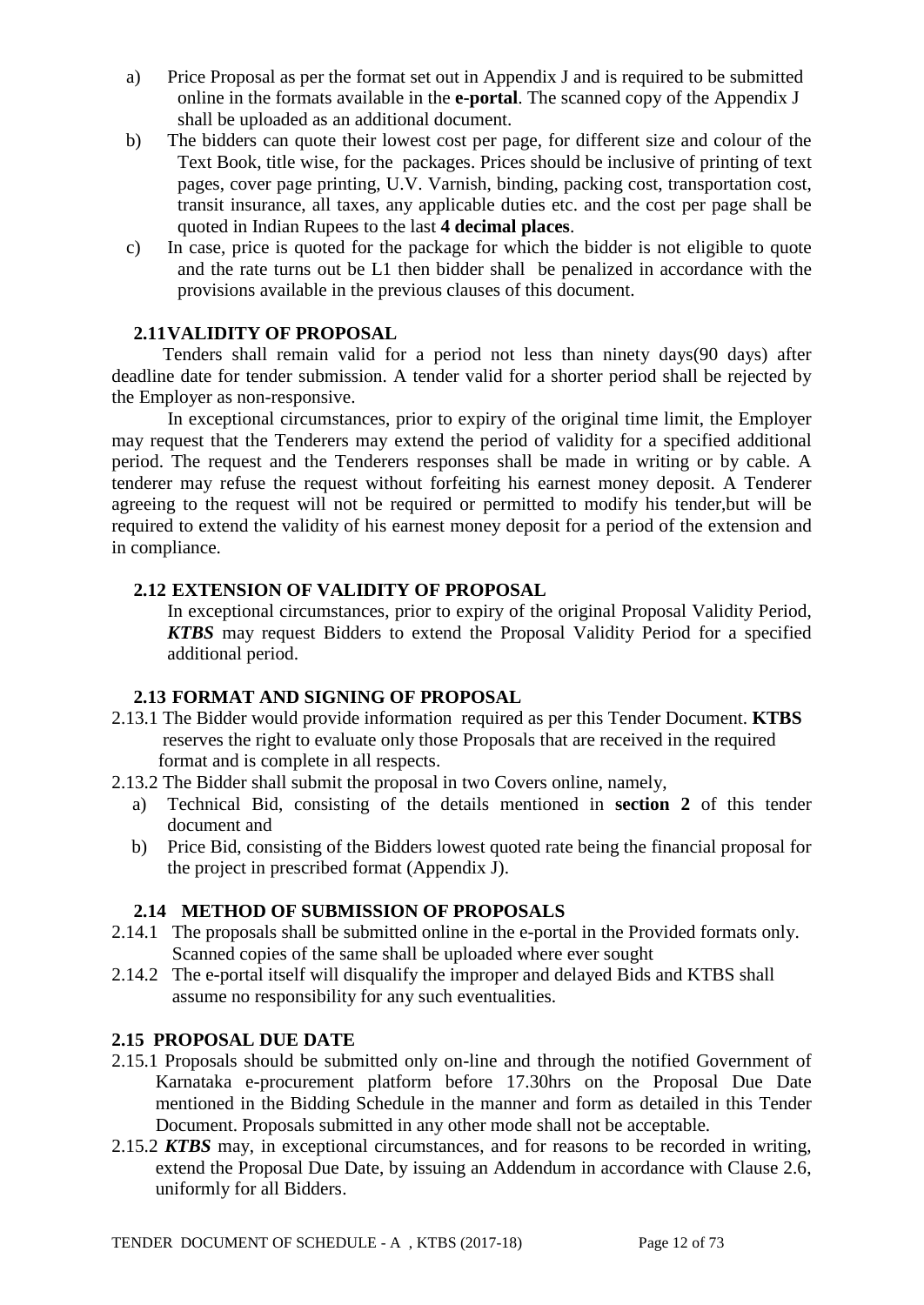a) Price Proposal as per the format set out in Appendix J and is required to be submitted online in the formats available in the **e-portal**. The scanned copy of the Appendix J shall be uploaded as an additional document.

b) The bidders can quote their lowest cost per page, for different size and colour of the Text Book, title wise, for the packages. Prices should be inclusive of printing of text pages, cover page printing, U.V. Varnish, binding, packing cost, transportation cost, transit insurance, all taxes, any applicable duties etc. and the cost per page shall be quoted in Indian Rupees to the last **4 decimal places**.

c) In case, price is quoted for the package for which the bidder is not eligible to quote and the rate turns out be L1 then bidder shall be penalized in accordance with the provisions available in the previous clauses of this document.

### 2.11 VALIDITY OF PROPOSAL

Tenders shall remain valid for a period not less than ninety days(90 days) after deadline date for tender submission. A tender valid for a shorter period shall be rejected by the Employer as non-responsive.

In exceptional circumstances, prior to expiry of the original time limit, the Employer may request that the Tenderers may extend the period of validity for a specified additional period. The request and the Tenderers responses shall be made in writing or by cable. A tenderer may refuse the request without forfeiting his earnest money deposit. A Tenderer agreeing to the request will not be required or permitted to modify his tender,but will be required to extend the validity of his earnest money deposit for a period of the extension and in compliance.

### 2.12 EXTENSION OF VALIDITY OF PROPOSAL

In exceptional circumstances, prior to expiry of the original Proposal Validity Period, ***KTBS*** may request Bidders to extend the Proposal Validity Period for a specified additional period.

### 2.13 FORMAT AND SIGNING OF PROPOSAL

2.13.1 The Bidder would provide information required as per this Tender Document. **KTBS** reserves the right to evaluate only those Proposals that are received in the required format and is complete in all respects.

2.13.2 The Bidder shall submit the proposal in two Covers online, namely,

a) Technical Bid, consisting of the details mentioned in **section 2** of this tender document and

b) Price Bid, consisting of the Bidders lowest quoted rate being the financial proposal for the project in prescribed format (Appendix J).

### 2.14 METHOD OF SUBMISSION OF PROPOSALS

2.14.1 The proposals shall be submitted online in the e-portal in the Provided formats only. Scanned copies of the same shall be uploaded where ever sought

2.14.2 The e-portal itself will disqualify the improper and delayed Bids and KTBS shall assume no responsibility for any such eventualities.

### 2.15 PROPOSAL DUE DATE

2.15.1 Proposals should be submitted only on-line and through the notified Government of Karnataka e-procurement platform before 17.30hrs on the Proposal Due Date mentioned in the Bidding Schedule in the manner and form as detailed in this Tender Document. Proposals submitted in any other mode shall not be acceptable.

2.15.2 ***KTBS*** may, in exceptional circumstances, and for reasons to be recorded in writing, extend the Proposal Due Date, by issuing an Addendum in accordance with Clause 2.6, uniformly for all Bidders.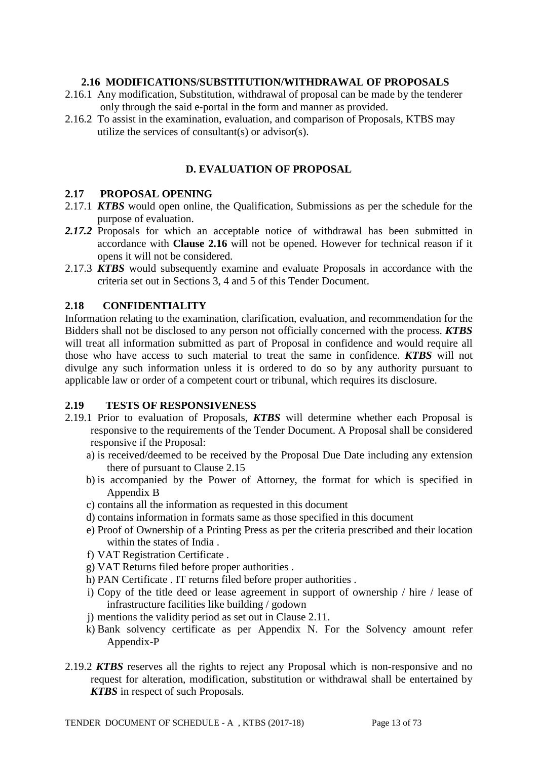### 2.16 MODIFICATIONS/SUBSTITUTION/WITHDRAWAL OF PROPOSALS

2.16.1 Any modification, Substitution, withdrawal of proposal can be made by the tenderer only through the said e-portal in the form and manner as provided.

2.16.2 To assist in the examination, evaluation, and comparison of Proposals, KTBS may utilize the services of consultant(s) or advisor(s).

## D. EVALUATION OF PROPOSAL

### 2.17 PROPOSAL OPENING

2.17.1 ***KTBS*** would open online, the Qualification, Submissions as per the schedule for the purpose of evaluation.

***2.17.2*** Proposals for which an acceptable notice of withdrawal has been submitted in accordance with **Clause 2.16** will not be opened. However for technical reason if it opens it will not be considered.

2.17.3 ***KTBS*** would subsequently examine and evaluate Proposals in accordance with the criteria set out in Sections 3, 4 and 5 of this Tender Document.

### 2.18 CONFIDENTIALITY

Information relating to the examination, clarification, evaluation, and recommendation for the Bidders shall not be disclosed to any person not officially concerned with the process. ***KTBS*** will treat all information submitted as part of Proposal in confidence and would require all those who have access to such material to treat the same in confidence. ***KTBS*** will not divulge any such information unless it is ordered to do so by any authority pursuant to applicable law or order of a competent court or tribunal, which requires its disclosure.

### 2.19 TESTS OF RESPONSIVENESS

2.19.1 Prior to evaluation of Proposals, ***KTBS*** will determine whether each Proposal is responsive to the requirements of the Tender Document. A Proposal shall be considered responsive if the Proposal:

a) is received/deemed to be received by the Proposal Due Date including any extension there of pursuant to Clause 2.15
b) is accompanied by the Power of Attorney, the format for which is specified in Appendix B
c) contains all the information as requested in this document
d) contains information in formats same as those specified in this document
e) Proof of Ownership of a Printing Press as per the criteria prescribed and their location within the states of India .
f) VAT Registration Certificate .
g) VAT Returns filed before proper authorities .
h) PAN Certificate . IT returns filed before proper authorities .
i) Copy of the title deed or lease agreement in support of ownership / hire / lease of infrastructure facilities like building / godown
j) mentions the validity period as set out in Clause 2.11.
k) Bank solvency certificate as per Appendix N. For the Solvency amount refer Appendix-P

2.19.2 ***KTBS*** reserves all the rights to reject any Proposal which is non-responsive and no request for alteration, modification, substitution or withdrawal shall be entertained by ***KTBS*** in respect of such Proposals.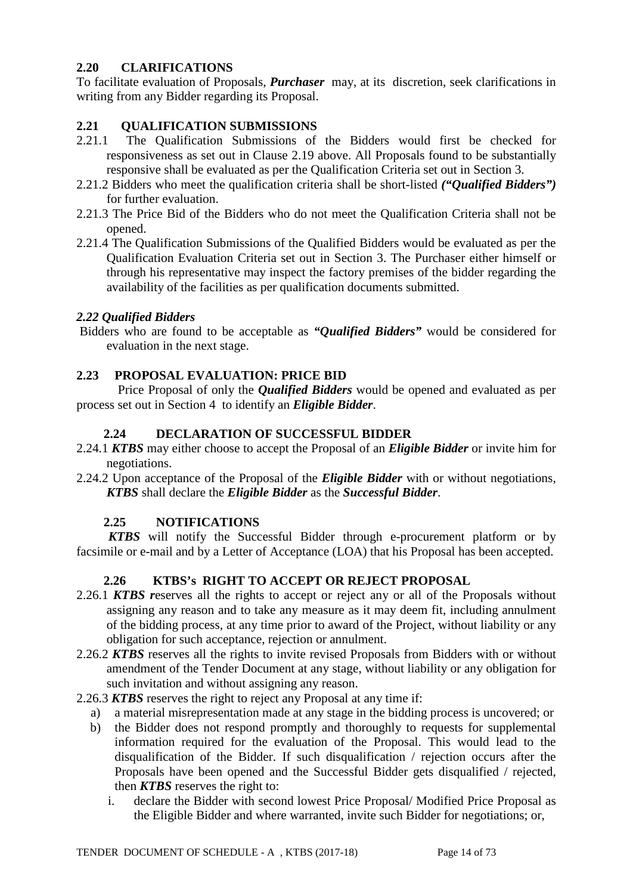## 2.20 CLARIFICATIONS

To facilitate evaluation of Proposals, ***Purchaser*** may, at its discretion, seek clarifications in writing from any Bidder regarding its Proposal.

## 2.21 QUALIFICATION SUBMISSIONS

2.21.1 The Qualification Submissions of the Bidders would first be checked for responsiveness as set out in Clause 2.19 above. All Proposals found to be substantially responsive shall be evaluated as per the Qualification Criteria set out in Section 3.

2.21.2 Bidders who meet the qualification criteria shall be short-listed ***("Qualified Bidders")*** for further evaluation.

2.21.3 The Price Bid of the Bidders who do not meet the Qualification Criteria shall not be opened.

2.21.4 The Qualification Submissions of the Qualified Bidders would be evaluated as per the Qualification Evaluation Criteria set out in Section 3. The Purchaser either himself or through his representative may inspect the factory premises of the bidder regarding the availability of the facilities as per qualification documents submitted.

## *2.22 Qualified Bidders*

Bidders who are found to be acceptable as ***"Qualified Bidders"*** would be considered for evaluation in the next stage.

## 2.23 PROPOSAL EVALUATION: PRICE BID

Price Proposal of only the ***Qualified Bidders*** would be opened and evaluated as per process set out in Section 4 to identify an ***Eligible Bidder***.

## 2.24 DECLARATION OF SUCCESSFUL BIDDER

2.24.1 ***KTBS*** may either choose to accept the Proposal of an ***Eligible Bidder*** or invite him for negotiations.

2.24.2 Upon acceptance of the Proposal of the ***Eligible Bidder*** with or without negotiations, ***KTBS*** shall declare the ***Eligible Bidder*** as the ***Successful Bidder***.

## 2.25 NOTIFICATIONS

***KTBS*** will notify the Successful Bidder through e-procurement platform or by facsimile or e-mail and by a Letter of Acceptance (LOA) that his Proposal has been accepted.

## 2.26 KTBS's RIGHT TO ACCEPT OR REJECT PROPOSAL

2.26.1 ***KTBS r***eserves all the rights to accept or reject any or all of the Proposals without assigning any reason and to take any measure as it may deem fit, including annulment of the bidding process, at any time prior to award of the Project, without liability or any obligation for such acceptance, rejection or annulment.

2.26.2 ***KTBS*** reserves all the rights to invite revised Proposals from Bidders with or without amendment of the Tender Document at any stage, without liability or any obligation for such invitation and without assigning any reason.

2.26.3 ***KTBS*** reserves the right to reject any Proposal at any time if:

a) a material misrepresentation made at any stage in the bidding process is uncovered; or

b) the Bidder does not respond promptly and thoroughly to requests for supplemental information required for the evaluation of the Proposal. This would lead to the disqualification of the Bidder. If such disqualification / rejection occurs after the Proposals have been opened and the Successful Bidder gets disqualified / rejected, then ***KTBS*** reserves the right to:

i. declare the Bidder with second lowest Price Proposal/ Modified Price Proposal as the Eligible Bidder and where warranted, invite such Bidder for negotiations; or,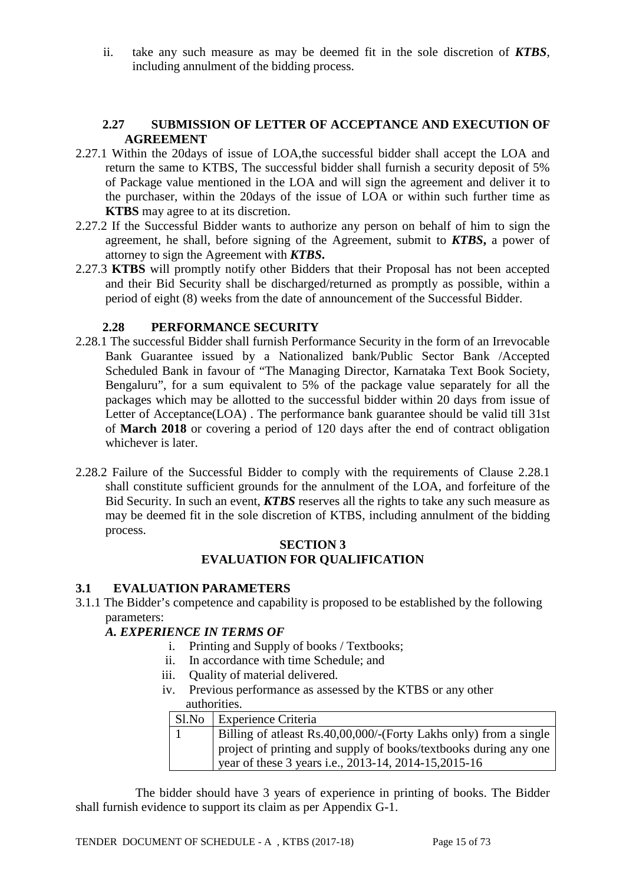ii. take any such measure as may be deemed fit in the sole discretion of ***KTBS***, including annulment of the bidding process.

### 2.27 SUBMISSION OF LETTER OF ACCEPTANCE AND EXECUTION OF AGREEMENT

2.27.1 Within the 20days of issue of LOA,the successful bidder shall accept the LOA and return the same to KTBS, The successful bidder shall furnish a security deposit of 5% of Package value mentioned in the LOA and will sign the agreement and deliver it to the purchaser, within the 20days of the issue of LOA or within such further time as **KTBS** may agree to at its discretion.

2.27.2 If the Successful Bidder wants to authorize any person on behalf of him to sign the agreement, he shall, before signing of the Agreement, submit to ***KTBS***, a power of attorney to sign the Agreement with ***KTBS***.

2.27.3 **KTBS** will promptly notify other Bidders that their Proposal has not been accepted and their Bid Security shall be discharged/returned as promptly as possible, within a period of eight (8) weeks from the date of announcement of the Successful Bidder.

### 2.28 PERFORMANCE SECURITY

2.28.1 The successful Bidder shall furnish Performance Security in the form of an Irrevocable Bank Guarantee issued by a Nationalized bank/Public Sector Bank /Accepted Scheduled Bank in favour of "The Managing Director, Karnataka Text Book Society, Bengaluru", for a sum equivalent to 5% of the package value separately for all the packages which may be allotted to the successful bidder within 20 days from issue of Letter of Acceptance(LOA) . The performance bank guarantee should be valid till 31st of **March 2018** or covering a period of 120 days after the end of contract obligation whichever is later.

2.28.2 Failure of the Successful Bidder to comply with the requirements of Clause 2.28.1 shall constitute sufficient grounds for the annulment of the LOA, and forfeiture of the Bid Security. In such an event, ***KTBS*** reserves all the rights to take any such measure as may be deemed fit in the sole discretion of KTBS, including annulment of the bidding process.

## SECTION 3
## EVALUATION FOR QUALIFICATION

### 3.1 EVALUATION PARAMETERS

3.1.1 The Bidder's competence and capability is proposed to be established by the following parameters:

***A. EXPERIENCE IN TERMS OF***

i. Printing and Supply of books / Textbooks;
ii. In accordance with time Schedule; and
iii. Quality of material delivered.
iv. Previous performance as assessed by the KTBS or any other authorities.

| Sl.No | Experience Criteria |
|---|---|
| 1 | Billing of atleast Rs.40,00,000/-(Forty Lakhs only) from a single project of printing and supply of books/textbooks during any one year of these 3 years i.e., 2013-14, 2014-15,2015-16 |

The bidder should have 3 years of experience in printing of books. The Bidder shall furnish evidence to support its claim as per Appendix G-1.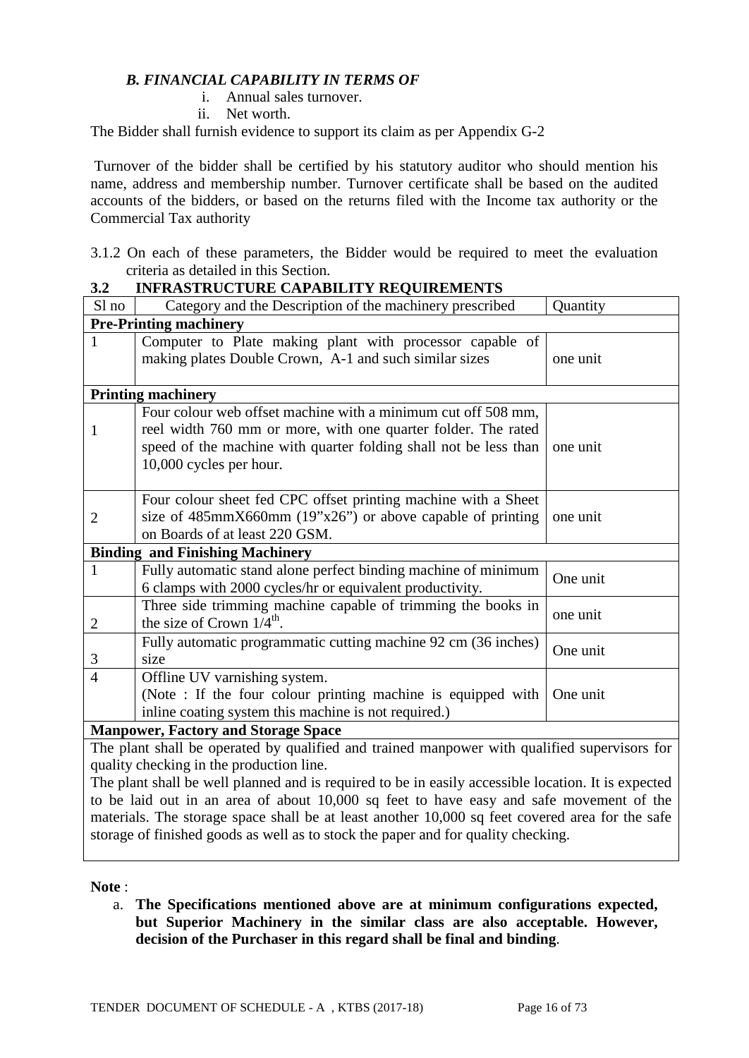### *B. FINANCIAL CAPABILITY IN TERMS OF*

i. Annual sales turnover.
ii. Net worth.

The Bidder shall furnish evidence to support its claim as per Appendix G-2

Turnover of the bidder shall be certified by his statutory auditor who should mention his name, address and membership number. Turnover certificate shall be based on the audited accounts of the bidders, or based on the returns filed with the Income tax authority or the Commercial Tax authority

3.1.2 On each of these parameters, the Bidder would be required to meet the evaluation criteria as detailed in this Section.

## 3.2 INFRASTRUCTURE CAPABILITY REQUIREMENTS

| Sl no | Category and the Description of the machinery prescribed | Quantity |
|---|---|---|
| **Pre-Printing machinery** | | |
| 1 | Computer to Plate making plant with processor capable of making plates Double Crown, A-1 and such similar sizes | one unit |
| **Printing machinery** | | |
| 1 | Four colour web offset machine with a minimum cut off 508 mm, reel width 760 mm or more, with one quarter folder. The rated speed of the machine with quarter folding shall not be less than 10,000 cycles per hour. | one unit |
| 2 | Four colour sheet fed CPC offset printing machine with a Sheet size of 485mmX660mm (19"x26") or above capable of printing on Boards of at least 220 GSM. | one unit |
| **Binding and Finishing Machinery** | | |
| 1 | Fully automatic stand alone perfect binding machine of minimum 6 clamps with 2000 cycles/hr or equivalent productivity. | One unit |
| 2 | Three side trimming machine capable of trimming the books in the size of Crown 1/4th. | one unit |
| 3 | Fully automatic programmatic cutting machine 92 cm (36 inches) size | One unit |
| 4 | Offline UV varnishing system. (Note : If the four colour printing machine is equipped with inline coating system this machine is not required.) | One unit |
| **Manpower, Factory and Storage Space** | | |
| The plant shall be operated by qualified and trained manpower with qualified supervisors for quality checking in the production line. The plant shall be well planned and is required to be in easily accessible location. It is expected to be laid out in an area of about 10,000 sq feet to have easy and safe movement of the materials. The storage space shall be at least another 10,000 sq feet covered area for the safe storage of finished goods as well as to stock the paper and for quality checking. | | |

**Note** :

a. **The Specifications mentioned above are at minimum configurations expected, but Superior Machinery in the similar class are also acceptable. However, decision of the Purchaser in this regard shall be final and binding**.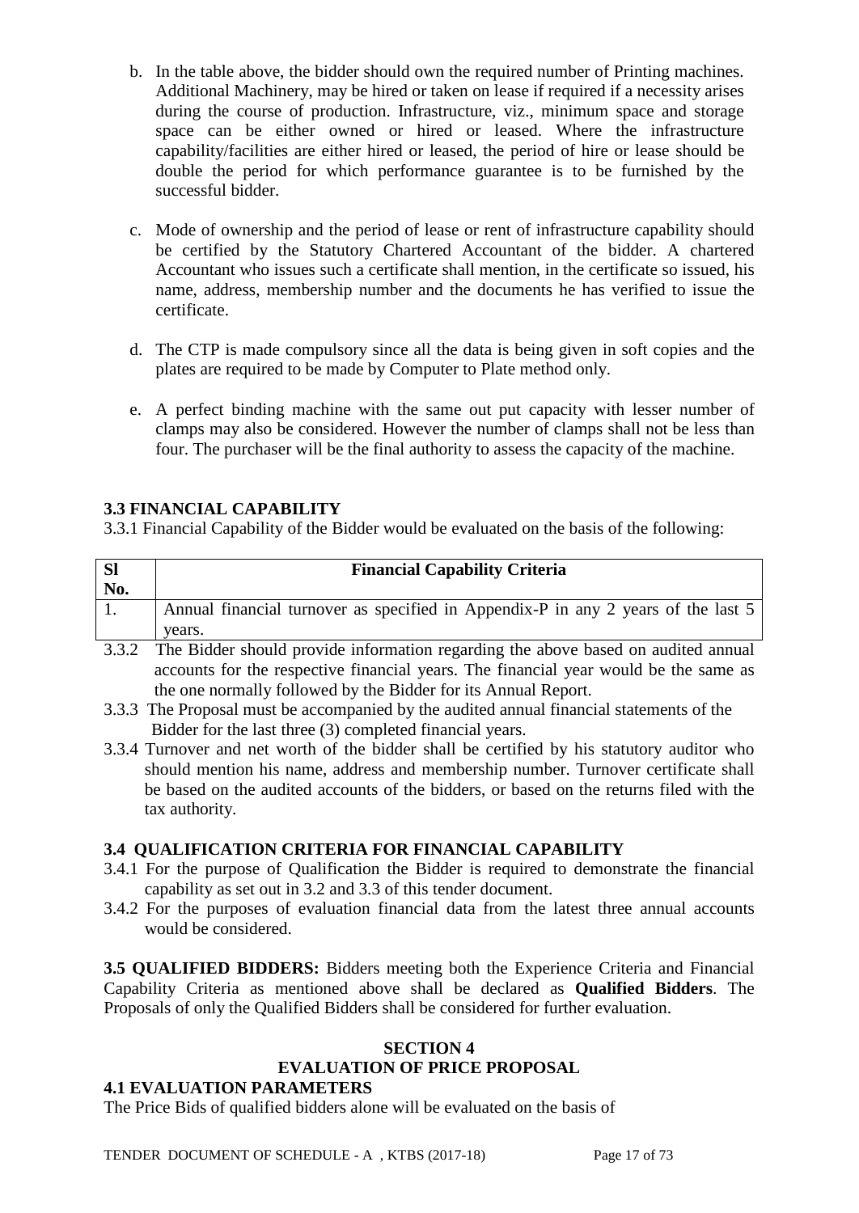b. In the table above, the bidder should own the required number of Printing machines. Additional Machinery, may be hired or taken on lease if required if a necessity arises during the course of production. Infrastructure, viz., minimum space and storage space can be either owned or hired or leased. Where the infrastructure capability/facilities are either hired or leased, the period of hire or lease should be double the period for which performance guarantee is to be furnished by the successful bidder.

c. Mode of ownership and the period of lease or rent of infrastructure capability should be certified by the Statutory Chartered Accountant of the bidder. A chartered Accountant who issues such a certificate shall mention, in the certificate so issued, his name, address, membership number and the documents he has verified to issue the certificate.

d. The CTP is made compulsory since all the data is being given in soft copies and the plates are required to be made by Computer to Plate method only.

e. A perfect binding machine with the same out put capacity with lesser number of clamps may also be considered. However the number of clamps shall not be less than four. The purchaser will be the final authority to assess the capacity of the machine.

### 3.3 FINANCIAL CAPABILITY

3.3.1 Financial Capability of the Bidder would be evaluated on the basis of the following:

| Sl No. | Financial Capability Criteria |
|---|---|
| 1. | Annual financial turnover as specified in Appendix-P in any 2 years of the last 5 years. |

3.3.2 The Bidder should provide information regarding the above based on audited annual accounts for the respective financial years. The financial year would be the same as the one normally followed by the Bidder for its Annual Report.

3.3.3 The Proposal must be accompanied by the audited annual financial statements of the Bidder for the last three (3) completed financial years.

3.3.4 Turnover and net worth of the bidder shall be certified by his statutory auditor who should mention his name, address and membership number. Turnover certificate shall be based on the audited accounts of the bidders, or based on the returns filed with the tax authority.

### 3.4 QUALIFICATION CRITERIA FOR FINANCIAL CAPABILITY

3.4.1 For the purpose of Qualification the Bidder is required to demonstrate the financial capability as set out in 3.2 and 3.3 of this tender document.

3.4.2 For the purposes of evaluation financial data from the latest three annual accounts would be considered.

**3.5 QUALIFIED BIDDERS:** Bidders meeting both the Experience Criteria and Financial Capability Criteria as mentioned above shall be declared as **Qualified Bidders**. The Proposals of only the Qualified Bidders shall be considered for further evaluation.

## SECTION 4
## EVALUATION OF PRICE PROPOSAL

### 4.1 EVALUATION PARAMETERS

The Price Bids of qualified bidders alone will be evaluated on the basis of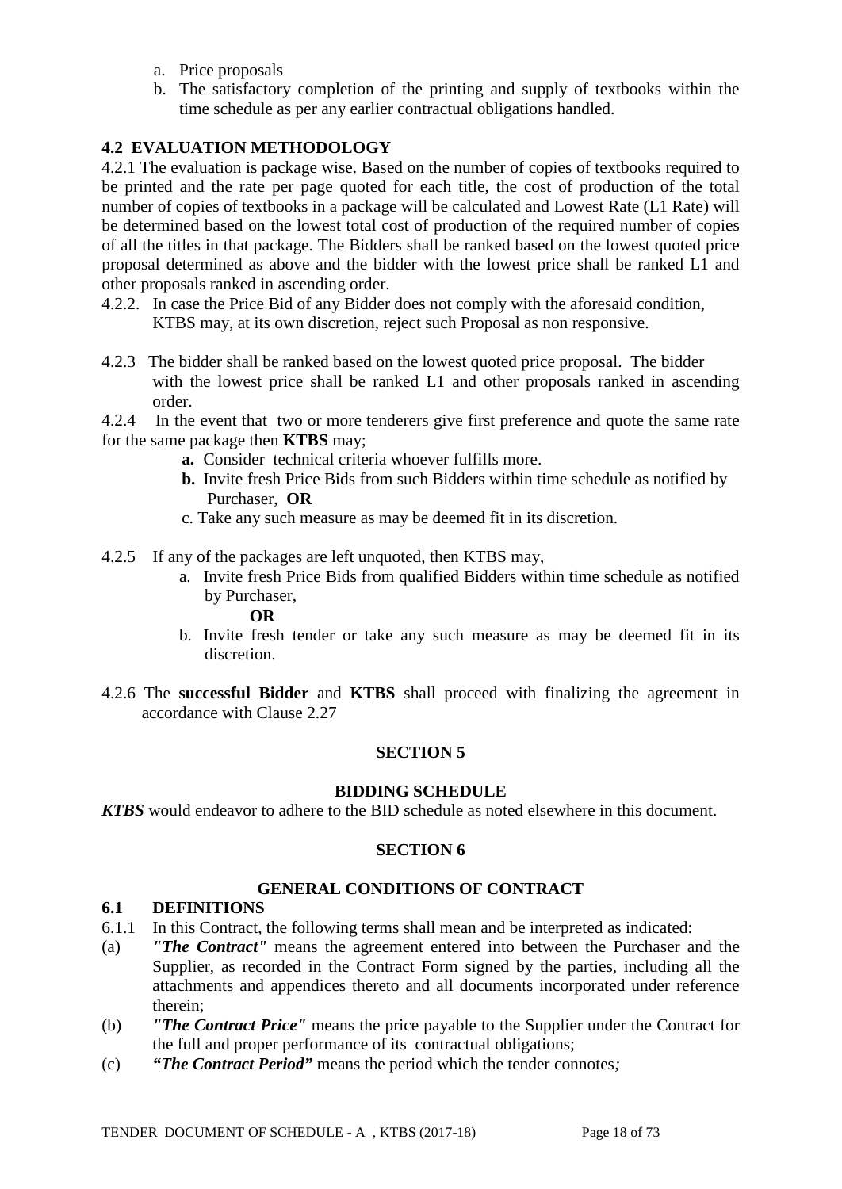a. Price proposals
b. The satisfactory completion of the printing and supply of textbooks within the time schedule as per any earlier contractual obligations handled.

## 4.2 EVALUATION METHODOLOGY

4.2.1 The evaluation is package wise. Based on the number of copies of textbooks required to be printed and the rate per page quoted for each title, the cost of production of the total number of copies of textbooks in a package will be calculated and Lowest Rate (L1 Rate) will be determined based on the lowest total cost of production of the required number of copies of all the titles in that package. The Bidders shall be ranked based on the lowest quoted price proposal determined as above and the bidder with the lowest price shall be ranked L1 and other proposals ranked in ascending order.

4.2.2. In case the Price Bid of any Bidder does not comply with the aforesaid condition, KTBS may, at its own discretion, reject such Proposal as non responsive.

4.2.3 The bidder shall be ranked based on the lowest quoted price proposal. The bidder with the lowest price shall be ranked L1 and other proposals ranked in ascending order.

4.2.4 In the event that two or more tenderers give first preference and quote the same rate for the same package then **KTBS** may;

**a.** Consider technical criteria whoever fulfills more.
**b.** Invite fresh Price Bids from such Bidders within time schedule as notified by Purchaser, **OR**
c. Take any such measure as may be deemed fit in its discretion.

4.2.5 If any of the packages are left unquoted, then KTBS may,

a. Invite fresh Price Bids from qualified Bidders within time schedule as notified by Purchaser,

**OR**

b. Invite fresh tender or take any such measure as may be deemed fit in its discretion.

4.2.6 The **successful Bidder** and **KTBS** shall proceed with finalizing the agreement in accordance with Clause 2.27

# SECTION 5

## BIDDING SCHEDULE

***KTBS*** would endeavor to adhere to the BID schedule as noted elsewhere in this document.

# SECTION 6

## GENERAL CONDITIONS OF CONTRACT

### 6.1 DEFINITIONS

6.1.1 In this Contract, the following terms shall mean and be interpreted as indicated:

(a) ***"The Contract"*** means the agreement entered into between the Purchaser and the Supplier, as recorded in the Contract Form signed by the parties, including all the attachments and appendices thereto and all documents incorporated under reference therein;

(b) ***"The Contract Price"*** means the price payable to the Supplier under the Contract for the full and proper performance of its contractual obligations;

(c) ***"The Contract Period"*** means the period which the tender connotes*;*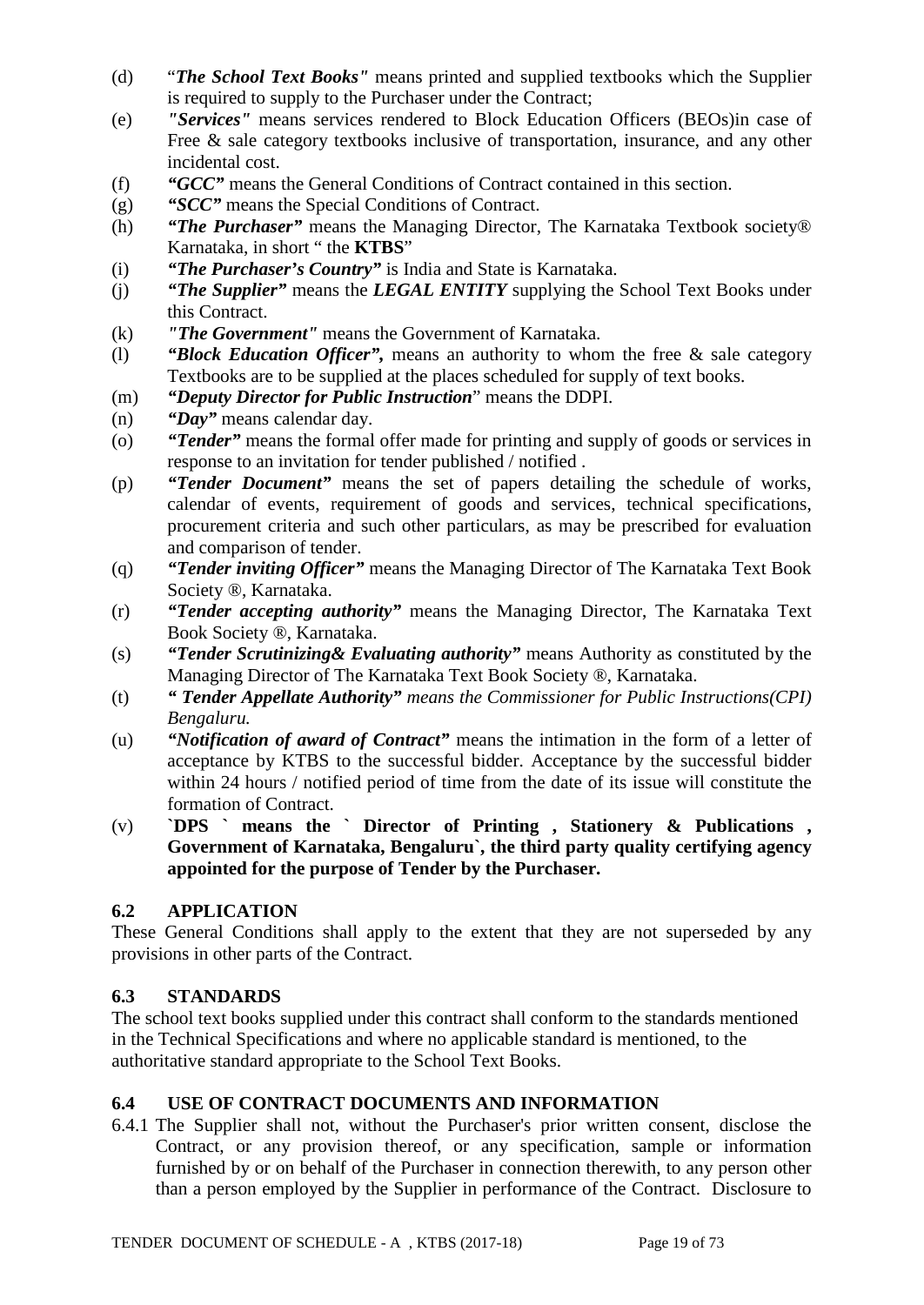(d) "***The School Text Books"*** means printed and supplied textbooks which the Supplier is required to supply to the Purchaser under the Contract;

(e) ***"Services"*** means services rendered to Block Education Officers (BEOs)in case of Free & sale category textbooks inclusive of transportation, insurance, and any other incidental cost.

(f) ***"GCC"*** means the General Conditions of Contract contained in this section.

(g) ***"SCC"*** means the Special Conditions of Contract.

(h) ***"The Purchaser"*** means the Managing Director, The Karnataka Textbook society® Karnataka, in short " the **KTBS**"

(i) ***"The Purchaser's Country"*** is India and State is Karnataka.

(j) ***"The Supplier"*** means the ***LEGAL ENTITY*** supplying the School Text Books under this Contract.

(k) ***"The Government"*** means the Government of Karnataka.

(l) ***"Block Education Officer",*** means an authority to whom the free & sale category Textbooks are to be supplied at the places scheduled for supply of text books.

(m) ***"Deputy Director for Public Instruction***" means the DDPI.

(n) ***"Day"*** means calendar day.

(o) ***"Tender"*** means the formal offer made for printing and supply of goods or services in response to an invitation for tender published / notified .

(p) ***"Tender Document"*** means the set of papers detailing the schedule of works, calendar of events, requirement of goods and services, technical specifications, procurement criteria and such other particulars, as may be prescribed for evaluation and comparison of tender.

(q) ***"Tender inviting Officer"*** means the Managing Director of The Karnataka Text Book Society ®, Karnataka.

(r) ***"Tender accepting authority"*** means the Managing Director, The Karnataka Text Book Society ®, Karnataka.

(s) ***"Tender Scrutinizing& Evaluating authority"*** means Authority as constituted by the Managing Director of The Karnataka Text Book Society ®, Karnataka.

(t) ***" Tender Appellate Authority"*** *means the Commissioner for Public Instructions(CPI) Bengaluru.*

(u) ***"Notification of award of Contract"*** means the intimation in the form of a letter of acceptance by KTBS to the successful bidder. Acceptance by the successful bidder within 24 hours / notified period of time from the date of its issue will constitute the formation of Contract.

(v) **`DPS ` means the ` Director of Printing , Stationery & Publications , Government of Karnataka, Bengaluru`, the third party quality certifying agency appointed for the purpose of Tender by the Purchaser.**

## 6.2 APPLICATION

These General Conditions shall apply to the extent that they are not superseded by any provisions in other parts of the Contract.

## 6.3 STANDARDS

The school text books supplied under this contract shall conform to the standards mentioned in the Technical Specifications and where no applicable standard is mentioned, to the authoritative standard appropriate to the School Text Books.

## 6.4 USE OF CONTRACT DOCUMENTS AND INFORMATION

6.4.1 The Supplier shall not, without the Purchaser's prior written consent, disclose the Contract, or any provision thereof, or any specification, sample or information furnished by or on behalf of the Purchaser in connection therewith, to any person other than a person employed by the Supplier in performance of the Contract. Disclosure to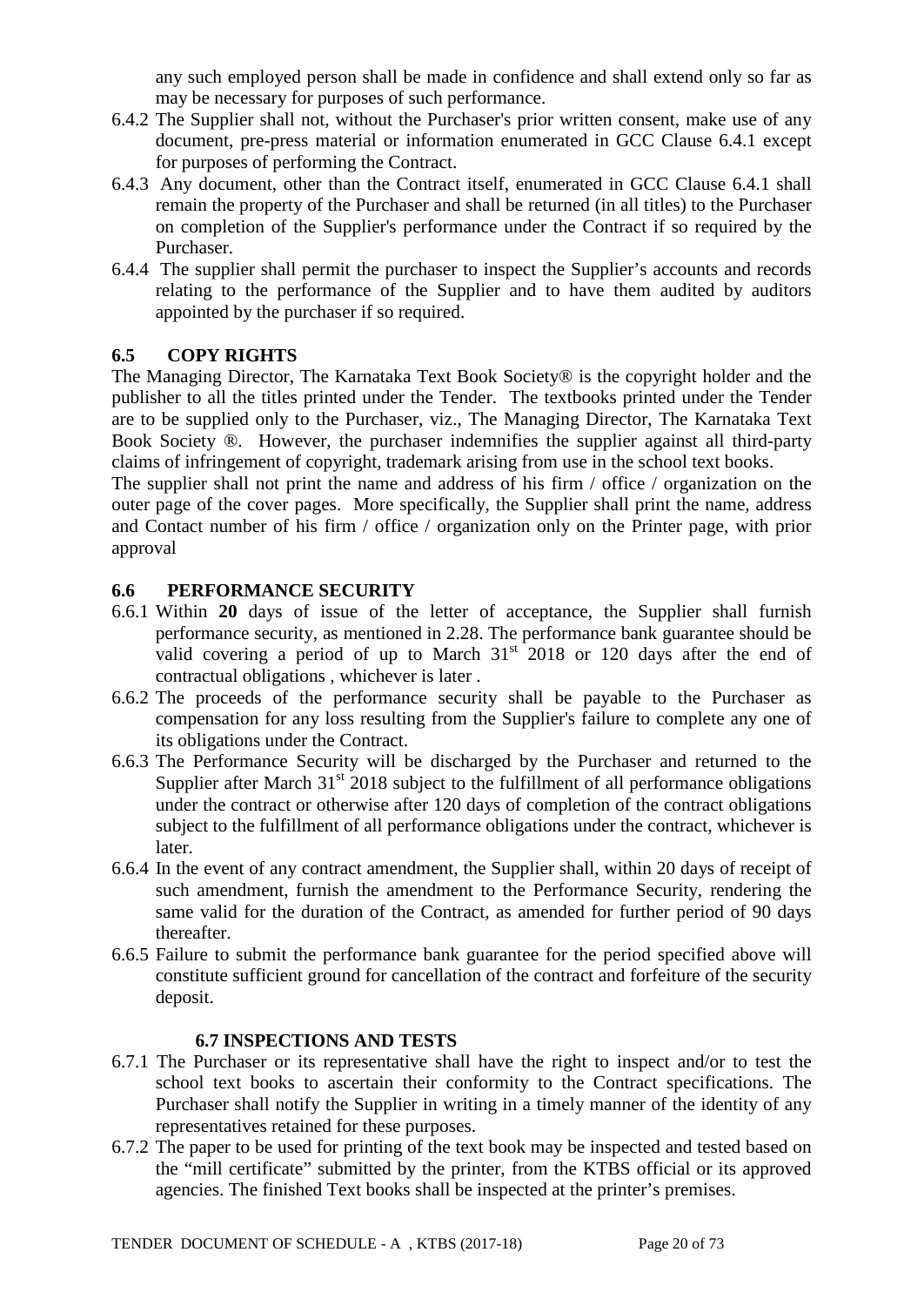any such employed person shall be made in confidence and shall extend only so far as may be necessary for purposes of such performance.

6.4.2 The Supplier shall not, without the Purchaser's prior written consent, make use of any document, pre-press material or information enumerated in GCC Clause 6.4.1 except for purposes of performing the Contract.

6.4.3 Any document, other than the Contract itself, enumerated in GCC Clause 6.4.1 shall remain the property of the Purchaser and shall be returned (in all titles) to the Purchaser on completion of the Supplier's performance under the Contract if so required by the Purchaser.

6.4.4 The supplier shall permit the purchaser to inspect the Supplier's accounts and records relating to the performance of the Supplier and to have them audited by auditors appointed by the purchaser if so required.

### 6.5 COPY RIGHTS

The Managing Director, The Karnataka Text Book Society® is the copyright holder and the publisher to all the titles printed under the Tender. The textbooks printed under the Tender are to be supplied only to the Purchaser, viz., The Managing Director, The Karnataka Text Book Society ®. However, the purchaser indemnifies the supplier against all third-party claims of infringement of copyright, trademark arising from use in the school text books.

The supplier shall not print the name and address of his firm / office / organization on the outer page of the cover pages. More specifically, the Supplier shall print the name, address and Contact number of his firm / office / organization only on the Printer page, with prior approval

### 6.6 PERFORMANCE SECURITY

6.6.1 Within **20** days of issue of the letter of acceptance, the Supplier shall furnish performance security, as mentioned in 2.28. The performance bank guarantee should be valid covering a period of up to March 31st 2018 or 120 days after the end of contractual obligations , whichever is later .

6.6.2 The proceeds of the performance security shall be payable to the Purchaser as compensation for any loss resulting from the Supplier's failure to complete any one of its obligations under the Contract.

6.6.3 The Performance Security will be discharged by the Purchaser and returned to the Supplier after March 31st 2018 subject to the fulfillment of all performance obligations under the contract or otherwise after 120 days of completion of the contract obligations subject to the fulfillment of all performance obligations under the contract, whichever is later.

6.6.4 In the event of any contract amendment, the Supplier shall, within 20 days of receipt of such amendment, furnish the amendment to the Performance Security, rendering the same valid for the duration of the Contract, as amended for further period of 90 days thereafter.

6.6.5 Failure to submit the performance bank guarantee for the period specified above will constitute sufficient ground for cancellation of the contract and forfeiture of the security deposit.

### 6.7 INSPECTIONS AND TESTS

6.7.1 The Purchaser or its representative shall have the right to inspect and/or to test the school text books to ascertain their conformity to the Contract specifications. The Purchaser shall notify the Supplier in writing in a timely manner of the identity of any representatives retained for these purposes.

6.7.2 The paper to be used for printing of the text book may be inspected and tested based on the "mill certificate" submitted by the printer, from the KTBS official or its approved agencies. The finished Text books shall be inspected at the printer's premises.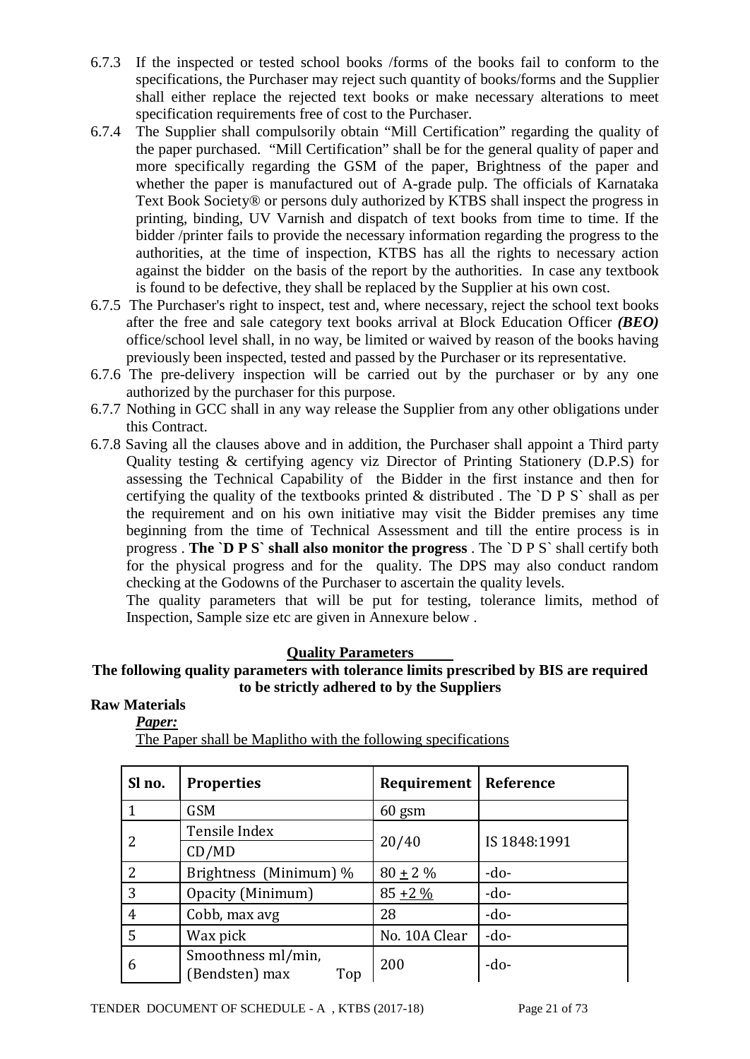6.7.3 If the inspected or tested school books /forms of the books fail to conform to the specifications, the Purchaser may reject such quantity of books/forms and the Supplier shall either replace the rejected text books or make necessary alterations to meet specification requirements free of cost to the Purchaser.

6.7.4 The Supplier shall compulsorily obtain "Mill Certification" regarding the quality of the paper purchased. "Mill Certification" shall be for the general quality of paper and more specifically regarding the GSM of the paper, Brightness of the paper and whether the paper is manufactured out of A-grade pulp. The officials of Karnataka Text Book Society® or persons duly authorized by KTBS shall inspect the progress in printing, binding, UV Varnish and dispatch of text books from time to time. If the bidder /printer fails to provide the necessary information regarding the progress to the authorities, at the time of inspection, KTBS has all the rights to necessary action against the bidder on the basis of the report by the authorities. In case any textbook is found to be defective, they shall be replaced by the Supplier at his own cost.

6.7.5 The Purchaser's right to inspect, test and, where necessary, reject the school text books after the free and sale category text books arrival at Block Education Officer ***(BEO)*** office/school level shall, in no way, be limited or waived by reason of the books having previously been inspected, tested and passed by the Purchaser or its representative.

6.7.6 The pre-delivery inspection will be carried out by the purchaser or by any one authorized by the purchaser for this purpose.

6.7.7 Nothing in GCC shall in any way release the Supplier from any other obligations under this Contract.

6.7.8 Saving all the clauses above and in addition, the Purchaser shall appoint a Third party Quality testing & certifying agency viz Director of Printing Stationery (D.P.S) for assessing the Technical Capability of the Bidder in the first instance and then for certifying the quality of the textbooks printed & distributed . The `D P S` shall as per the requirement and on his own initiative may visit the Bidder premises any time beginning from the time of Technical Assessment and till the entire process is in progress . **The `D P S` shall also monitor the progress** . The `D P S` shall certify both for the physical progress and for the quality. The DPS may also conduct random checking at the Godowns of the Purchaser to ascertain the quality levels.

The quality parameters that will be put for testing, tolerance limits, method of Inspection, Sample size etc are given in Annexure below .

## Quality Parameters

**The following quality parameters with tolerance limits prescribed by BIS are required to be strictly adhered to by the Suppliers**

**Raw Materials**

***Paper:***

The Paper shall be Maplitho with the following specifications

| Sl no. | Properties | Requirement | Reference |
|---|---|---|---|
| 1 | GSM | 60 gsm | |
| 2 | Tensile Index CD/MD | 20/40 | IS 1848:1991 |
| 2 | Brightness (Minimum) % | 80 ± 2 % | -do- |
| 3 | Opacity (Minimum) | 85 ±2 % | -do- |
| 4 | Cobb, max avg | 28 | -do- |
| 5 | Wax pick | No. 10A Clear | -do- |
| 6 | Smoothness ml/min, (Bendsten) max Top | 200 | -do- |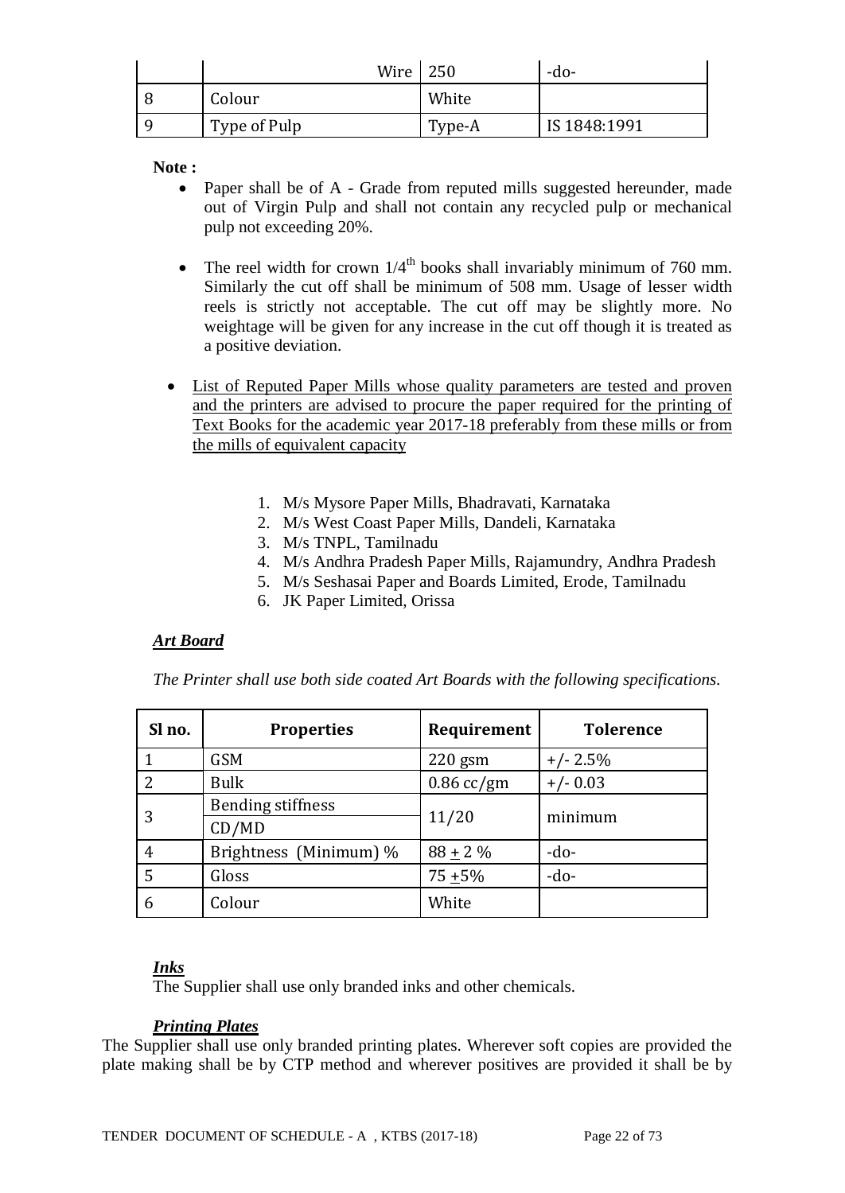|  | Wire | 250 | -do- |
|---|---|---|---|
| 8 | Colour | White |  |
| 9 | Type of Pulp | Type-A | IS 1848:1991 |

**Note :**

- Paper shall be of A - Grade from reputed mills suggested hereunder, made out of Virgin Pulp and shall not contain any recycled pulp or mechanical pulp not exceeding 20%.
- The reel width for crown 1/4th books shall invariably minimum of 760 mm. Similarly the cut off shall be minimum of 508 mm. Usage of lesser width reels is strictly not acceptable. The cut off may be slightly more. No weightage will be given for any increase in the cut off though it is treated as a positive deviation.
- List of Reputed Paper Mills whose quality parameters are tested and proven and the printers are advised to procure the paper required for the printing of Text Books for the academic year 2017-18 preferably from these mills or from the mills of equivalent capacity

1. M/s Mysore Paper Mills, Bhadravati, Karnataka
2. M/s West Coast Paper Mills, Dandeli, Karnataka
3. M/s TNPL, Tamilnadu
4. M/s Andhra Pradesh Paper Mills, Rajamundry, Andhra Pradesh
5. M/s Seshasai Paper and Boards Limited, Erode, Tamilnadu
6. JK Paper Limited, Orissa

***Art Board***

*The Printer shall use both side coated Art Boards with the following specifications.*

| Sl no. | Properties | Requirement | Tolerence |
|---|---|---|---|
| 1 | GSM | 220 gsm | +/- 2.5% |
| 2 | Bulk | 0.86 cc/gm | +/- 0.03 |
| 3 | Bending stiffness CD/MD | 11/20 | minimum |
| 4 | Brightness (Minimum) % | 88 ± 2 % | -do- |
| 5 | Gloss | 75 ±5% | -do- |
| 6 | Colour | White |  |

***Inks***

The Supplier shall use only branded inks and other chemicals.

***Printing Plates***

The Supplier shall use only branded printing plates. Wherever soft copies are provided the plate making shall be by CTP method and wherever positives are provided it shall be by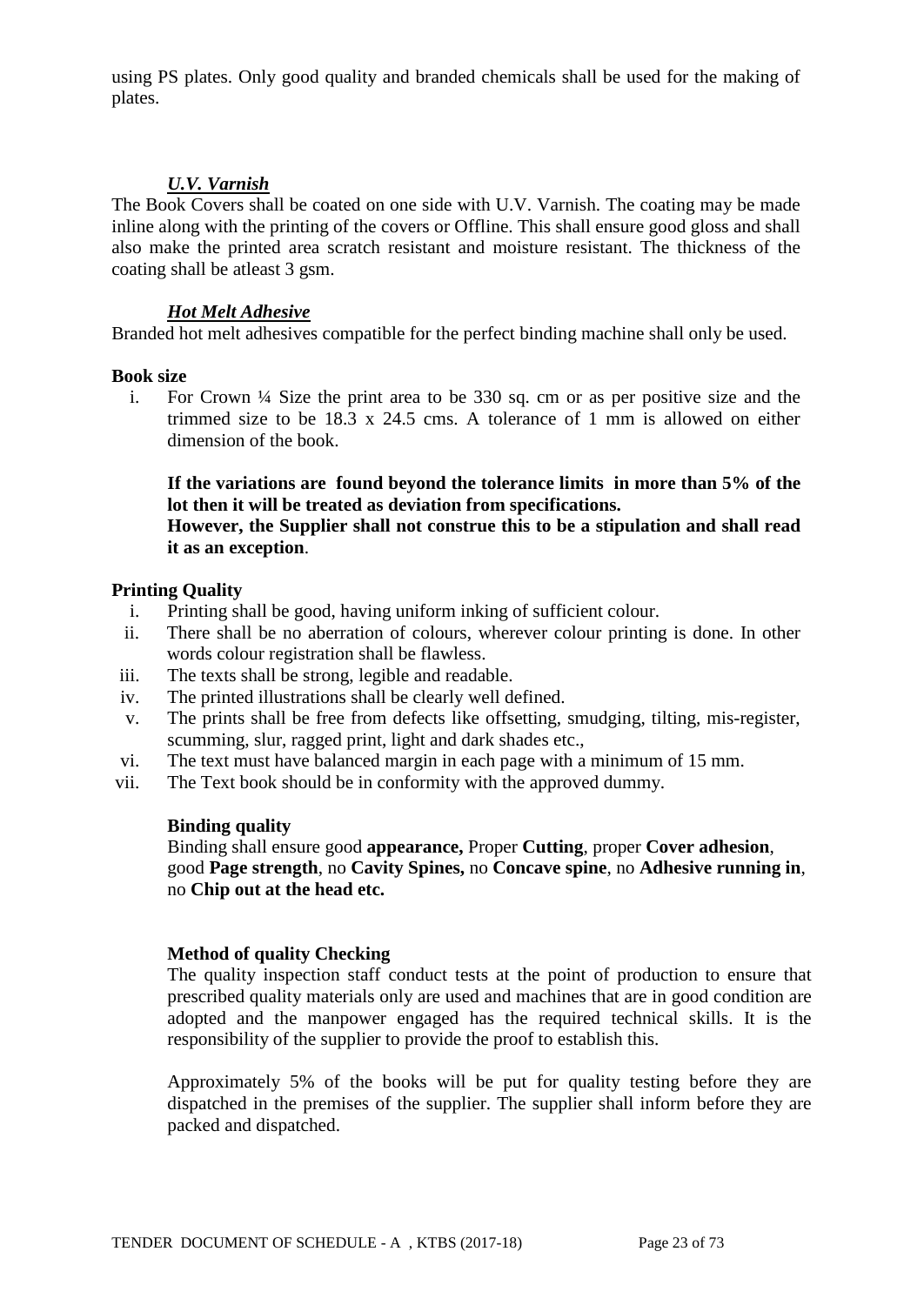using PS plates. Only good quality and branded chemicals shall be used for the making of plates.

***U.V. Varnish***

The Book Covers shall be coated on one side with U.V. Varnish. The coating may be made inline along with the printing of the covers or Offline. This shall ensure good gloss and shall also make the printed area scratch resistant and moisture resistant. The thickness of the coating shall be atleast 3 gsm.

***Hot Melt Adhesive***

Branded hot melt adhesives compatible for the perfect binding machine shall only be used.

**Book size**

i. For Crown ¼ Size the print area to be 330 sq. cm or as per positive size and the trimmed size to be 18.3 x 24.5 cms. A tolerance of 1 mm is allowed on either dimension of the book.

   **If the variations are found beyond the tolerance limits in more than 5% of the lot then it will be treated as deviation from specifications.**
   **However, the Supplier shall not construe this to be a stipulation and shall read it as an exception**.

**Printing Quality**

i. Printing shall be good, having uniform inking of sufficient colour.
ii. There shall be no aberration of colours, wherever colour printing is done. In other words colour registration shall be flawless.
iii. The texts shall be strong, legible and readable.
iv. The printed illustrations shall be clearly well defined.
v. The prints shall be free from defects like offsetting, smudging, tilting, mis-register, scumming, slur, ragged print, light and dark shades etc.,
vi. The text must have balanced margin in each page with a minimum of 15 mm.
vii. The Text book should be in conformity with the approved dummy.

**Binding quality**

Binding shall ensure good **appearance,** Proper **Cutting**, proper **Cover adhesion**, good **Page strength**, no **Cavity Spines,** no **Concave spine**, no **Adhesive running in**, no **Chip out at the head etc.**

**Method of quality Checking**

The quality inspection staff conduct tests at the point of production to ensure that prescribed quality materials only are used and machines that are in good condition are adopted and the manpower engaged has the required technical skills. It is the responsibility of the supplier to provide the proof to establish this.

Approximately 5% of the books will be put for quality testing before they are dispatched in the premises of the supplier. The supplier shall inform before they are packed and dispatched.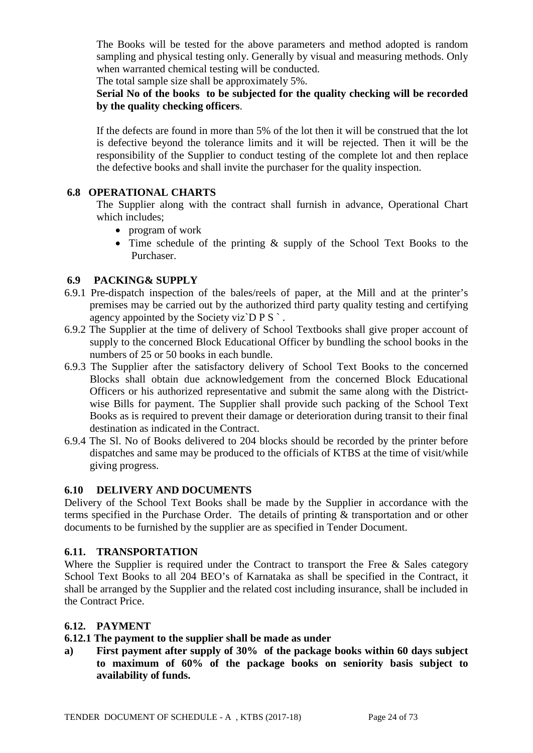The Books will be tested for the above parameters and method adopted is random sampling and physical testing only. Generally by visual and measuring methods. Only when warranted chemical testing will be conducted.

The total sample size shall be approximately 5%.

**Serial No of the books to be subjected for the quality checking will be recorded by the quality checking officers**.

If the defects are found in more than 5% of the lot then it will be construed that the lot is defective beyond the tolerance limits and it will be rejected. Then it will be the responsibility of the Supplier to conduct testing of the complete lot and then replace the defective books and shall invite the purchaser for the quality inspection.

### 6.8 OPERATIONAL CHARTS

The Supplier along with the contract shall furnish in advance, Operational Chart which includes;

- program of work
- Time schedule of the printing & supply of the School Text Books to the Purchaser.

### 6.9 PACKING& SUPPLY

6.9.1 Pre-dispatch inspection of the bales/reels of paper, at the Mill and at the printer's premises may be carried out by the authorized third party quality testing and certifying agency appointed by the Society viz`D P S ` .

6.9.2 The Supplier at the time of delivery of School Textbooks shall give proper account of supply to the concerned Block Educational Officer by bundling the school books in the numbers of 25 or 50 books in each bundle.

6.9.3 The Supplier after the satisfactory delivery of School Text Books to the concerned Blocks shall obtain due acknowledgement from the concerned Block Educational Officers or his authorized representative and submit the same along with the District-wise Bills for payment. The Supplier shall provide such packing of the School Text Books as is required to prevent their damage or deterioration during transit to their final destination as indicated in the Contract.

6.9.4 The Sl. No of Books delivered to 204 blocks should be recorded by the printer before dispatches and same may be produced to the officials of KTBS at the time of visit/while giving progress.

### 6.10 DELIVERY AND DOCUMENTS

Delivery of the School Text Books shall be made by the Supplier in accordance with the terms specified in the Purchase Order. The details of printing & transportation and or other documents to be furnished by the supplier are as specified in Tender Document.

### 6.11. TRANSPORTATION

Where the Supplier is required under the Contract to transport the Free & Sales category School Text Books to all 204 BEO's of Karnataka as shall be specified in the Contract, it shall be arranged by the Supplier and the related cost including insurance, shall be included in the Contract Price.

### 6.12. PAYMENT

**6.12.1 The payment to the supplier shall be made as under**

**a) First payment after supply of 30% of the package books within 60 days subject to maximum of 60% of the package books on seniority basis subject to availability of funds.**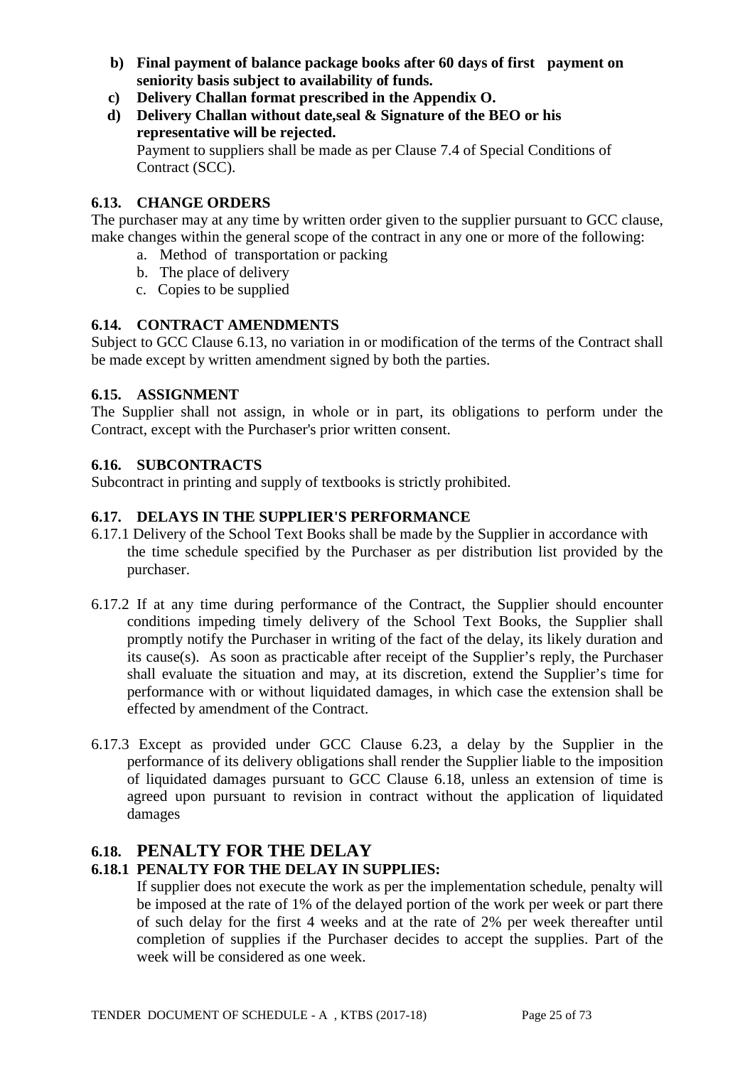b) **Final payment of balance package books after 60 days of first payment on seniority basis subject to availability of funds.**

c) **Delivery Challan format prescribed in the Appendix O.**

d) **Delivery Challan without date,seal & Signature of the BEO or his representative will be rejected.**

Payment to suppliers shall be made as per Clause 7.4 of Special Conditions of Contract (SCC).

### 6.13. CHANGE ORDERS

The purchaser may at any time by written order given to the supplier pursuant to GCC clause, make changes within the general scope of the contract in any one or more of the following:

a. Method of transportation or packing
b. The place of delivery
c. Copies to be supplied

### 6.14. CONTRACT AMENDMENTS

Subject to GCC Clause 6.13, no variation in or modification of the terms of the Contract shall be made except by written amendment signed by both the parties.

### 6.15. ASSIGNMENT

The Supplier shall not assign, in whole or in part, its obligations to perform under the Contract, except with the Purchaser's prior written consent.

### 6.16. SUBCONTRACTS

Subcontract in printing and supply of textbooks is strictly prohibited.

### 6.17. DELAYS IN THE SUPPLIER'S PERFORMANCE

6.17.1 Delivery of the School Text Books shall be made by the Supplier in accordance with the time schedule specified by the Purchaser as per distribution list provided by the purchaser.

6.17.2 If at any time during performance of the Contract, the Supplier should encounter conditions impeding timely delivery of the School Text Books, the Supplier shall promptly notify the Purchaser in writing of the fact of the delay, its likely duration and its cause(s). As soon as practicable after receipt of the Supplier's reply, the Purchaser shall evaluate the situation and may, at its discretion, extend the Supplier's time for performance with or without liquidated damages, in which case the extension shall be effected by amendment of the Contract.

6.17.3 Except as provided under GCC Clause 6.23, a delay by the Supplier in the performance of its delivery obligations shall render the Supplier liable to the imposition of liquidated damages pursuant to GCC Clause 6.18, unless an extension of time is agreed upon pursuant to revision in contract without the application of liquidated damages

## 6.18. PENALTY FOR THE DELAY

### 6.18.1 PENALTY FOR THE DELAY IN SUPPLIES:

If supplier does not execute the work as per the implementation schedule, penalty will be imposed at the rate of 1% of the delayed portion of the work per week or part there of such delay for the first 4 weeks and at the rate of 2% per week thereafter until completion of supplies if the Purchaser decides to accept the supplies. Part of the week will be considered as one week.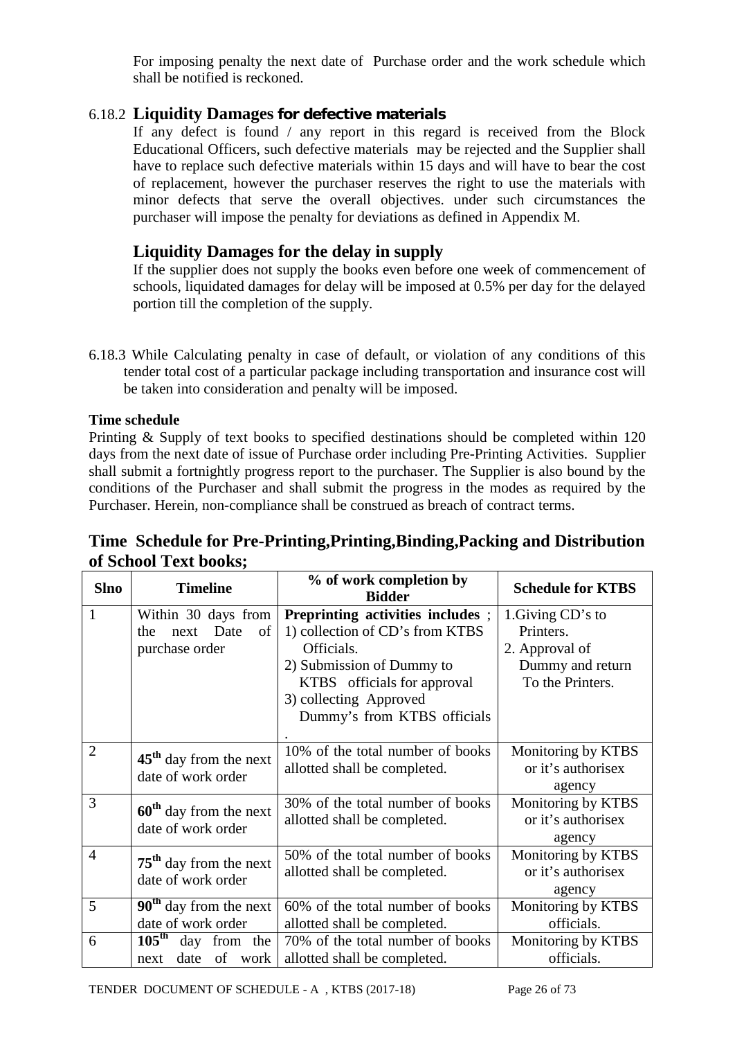For imposing penalty the next date of Purchase order and the work schedule which shall be notified is reckoned.

### 6.18.2 Liquidity Damages for defective materials

If any defect is found / any report in this regard is received from the Block Educational Officers, such defective materials may be rejected and the Supplier shall have to replace such defective materials within 15 days and will have to bear the cost of replacement, however the purchaser reserves the right to use the materials with minor defects that serve the overall objectives. under such circumstances the purchaser will impose the penalty for deviations as defined in Appendix M.

### Liquidity Damages for the delay in supply

If the supplier does not supply the books even before one week of commencement of schools, liquidated damages for delay will be imposed at 0.5% per day for the delayed portion till the completion of the supply.

6.18.3 While Calculating penalty in case of default, or violation of any conditions of this tender total cost of a particular package including transportation and insurance cost will be taken into consideration and penalty will be imposed.

**Time schedule**

Printing & Supply of text books to specified destinations should be completed within 120 days from the next date of issue of Purchase order including Pre-Printing Activities. Supplier shall submit a fortnightly progress report to the purchaser. The Supplier is also bound by the conditions of the Purchaser and shall submit the progress in the modes as required by the Purchaser. Herein, non-compliance shall be construed as breach of contract terms.

## Time Schedule for Pre-Printing,Printing,Binding,Packing and Distribution of School Text books;

| Slno | Timeline | % of work completion by Bidder | Schedule for KTBS |
|---|---|---|---|
| 1 | Within 30 days from the next Date of purchase order | **Preprinting activities includes** ; 1) collection of CD's from KTBS Officials. 2) Submission of Dummy to KTBS officials for approval 3) collecting Approved Dummy's from KTBS officials . | 1.Giving CD's to Printers. 2. Approval of Dummy and return To the Printers. |
| 2 | **45th** day from the next date of work order | 10% of the total number of books allotted shall be completed. | Monitoring by KTBS or it's authorisex agency |
| 3 | **60th** day from the next date of work order | 30% of the total number of books allotted shall be completed. | Monitoring by KTBS or it's authorisex agency |
| 4 | **75th** day from the next date of work order | 50% of the total number of books allotted shall be completed. | Monitoring by KTBS or it's authorisex agency |
| 5 | **90th** day from the next date of work order | 60% of the total number of books allotted shall be completed. | Monitoring by KTBS officials. |
| 6 | **105th** day from the next date of work | 70% of the total number of books allotted shall be completed. | Monitoring by KTBS officials. |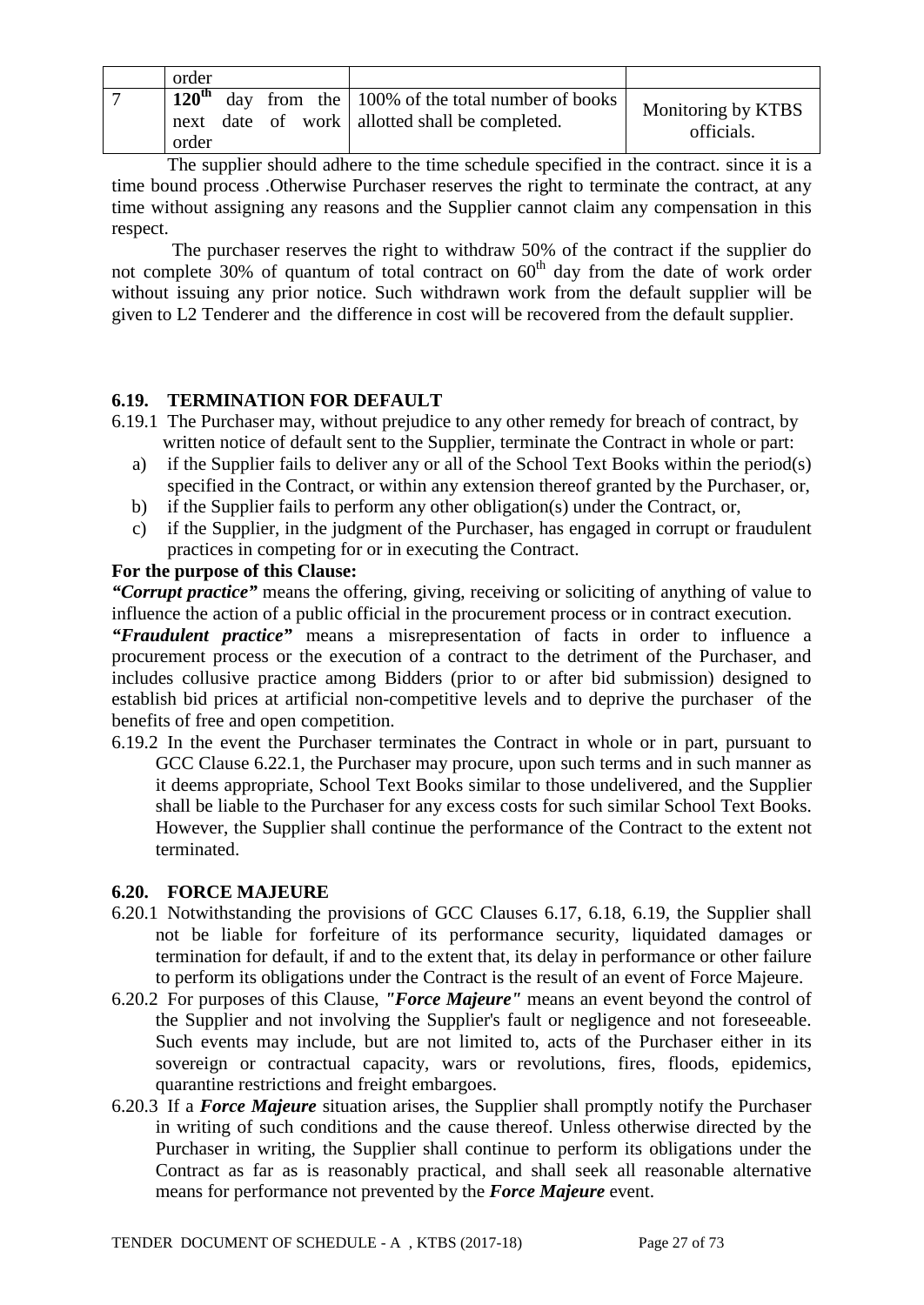| | order | | |
|---|---|---|---|
| 7 | **120$^{th}$** day from the next date of work order | 100% of the total number of books allotted shall be completed. | Monitoring by KTBS officials. |

The supplier should adhere to the time schedule specified in the contract. since it is a time bound process .Otherwise Purchaser reserves the right to terminate the contract, at any time without assigning any reasons and the Supplier cannot claim any compensation in this respect.

The purchaser reserves the right to withdraw 50% of the contract if the supplier do not complete 30% of quantum of total contract on 60$^{th}$ day from the date of work order without issuing any prior notice. Such withdrawn work from the default supplier will be given to L2 Tenderer and the difference in cost will be recovered from the default supplier.

### 6.19. TERMINATION FOR DEFAULT

6.19.1 The Purchaser may, without prejudice to any other remedy for breach of contract, by written notice of default sent to the Supplier, terminate the Contract in whole or part:

a) if the Supplier fails to deliver any or all of the School Text Books within the period(s) specified in the Contract, or within any extension thereof granted by the Purchaser, or,
b) if the Supplier fails to perform any other obligation(s) under the Contract, or,
c) if the Supplier, in the judgment of the Purchaser, has engaged in corrupt or fraudulent practices in competing for or in executing the Contract.

**For the purpose of this Clause:**

***"Corrupt practice"*** means the offering, giving, receiving or soliciting of anything of value to influence the action of a public official in the procurement process or in contract execution.

***"Fraudulent practice"*** means a misrepresentation of facts in order to influence a procurement process or the execution of a contract to the detriment of the Purchaser, and includes collusive practice among Bidders (prior to or after bid submission) designed to establish bid prices at artificial non-competitive levels and to deprive the purchaser of the benefits of free and open competition.

6.19.2 In the event the Purchaser terminates the Contract in whole or in part, pursuant to GCC Clause 6.22.1, the Purchaser may procure, upon such terms and in such manner as it deems appropriate, School Text Books similar to those undelivered, and the Supplier shall be liable to the Purchaser for any excess costs for such similar School Text Books. However, the Supplier shall continue the performance of the Contract to the extent not terminated.

### 6.20. FORCE MAJEURE

6.20.1 Notwithstanding the provisions of GCC Clauses 6.17, 6.18, 6.19, the Supplier shall not be liable for forfeiture of its performance security, liquidated damages or termination for default, if and to the extent that, its delay in performance or other failure to perform its obligations under the Contract is the result of an event of Force Majeure.

6.20.2 For purposes of this Clause, ***"Force Majeure"*** means an event beyond the control of the Supplier and not involving the Supplier's fault or negligence and not foreseeable. Such events may include, but are not limited to, acts of the Purchaser either in its sovereign or contractual capacity, wars or revolutions, fires, floods, epidemics, quarantine restrictions and freight embargoes.

6.20.3 If a ***Force Majeure*** situation arises, the Supplier shall promptly notify the Purchaser in writing of such conditions and the cause thereof. Unless otherwise directed by the Purchaser in writing, the Supplier shall continue to perform its obligations under the Contract as far as is reasonably practical, and shall seek all reasonable alternative means for performance not prevented by the ***Force Majeure*** event.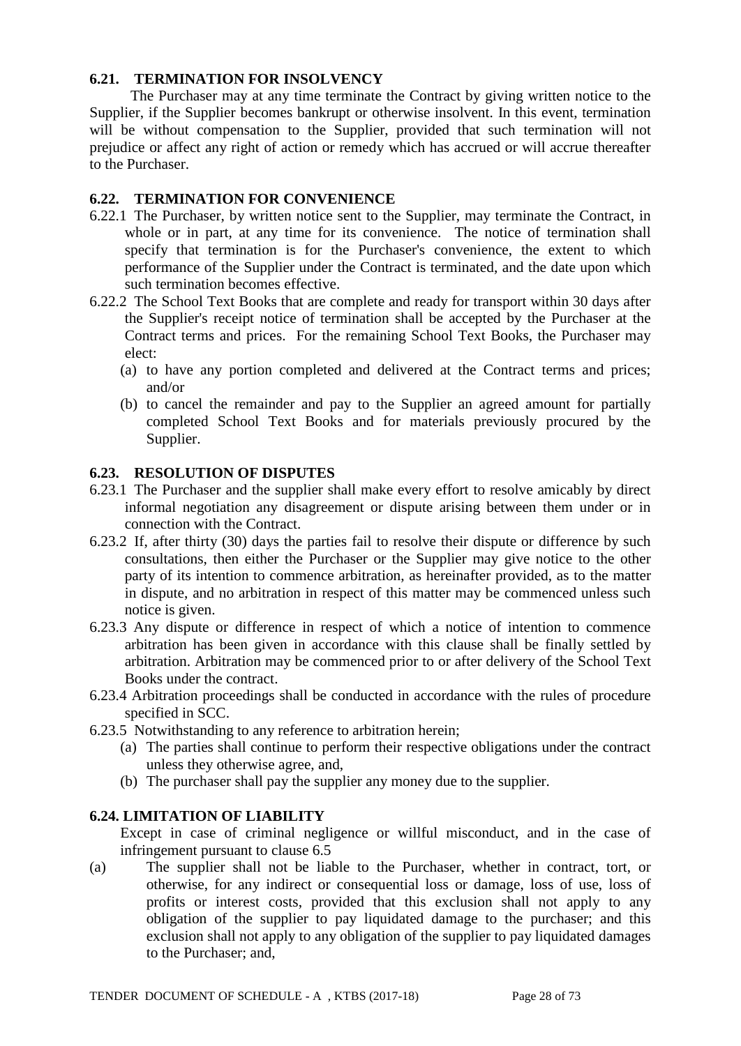### 6.21. TERMINATION FOR INSOLVENCY

The Purchaser may at any time terminate the Contract by giving written notice to the Supplier, if the Supplier becomes bankrupt or otherwise insolvent. In this event, termination will be without compensation to the Supplier, provided that such termination will not prejudice or affect any right of action or remedy which has accrued or will accrue thereafter to the Purchaser.

### 6.22. TERMINATION FOR CONVENIENCE

6.22.1 The Purchaser, by written notice sent to the Supplier, may terminate the Contract, in whole or in part, at any time for its convenience. The notice of termination shall specify that termination is for the Purchaser's convenience, the extent to which performance of the Supplier under the Contract is terminated, and the date upon which such termination becomes effective.

6.22.2 The School Text Books that are complete and ready for transport within 30 days after the Supplier's receipt notice of termination shall be accepted by the Purchaser at the Contract terms and prices. For the remaining School Text Books, the Purchaser may elect:

- (a) to have any portion completed and delivered at the Contract terms and prices; and/or
- (b) to cancel the remainder and pay to the Supplier an agreed amount for partially completed School Text Books and for materials previously procured by the Supplier.

### 6.23. RESOLUTION OF DISPUTES

6.23.1 The Purchaser and the supplier shall make every effort to resolve amicably by direct informal negotiation any disagreement or dispute arising between them under or in connection with the Contract.

6.23.2 If, after thirty (30) days the parties fail to resolve their dispute or difference by such consultations, then either the Purchaser or the Supplier may give notice to the other party of its intention to commence arbitration, as hereinafter provided, as to the matter in dispute, and no arbitration in respect of this matter may be commenced unless such notice is given.

6.23.3 Any dispute or difference in respect of which a notice of intention to commence arbitration has been given in accordance with this clause shall be finally settled by arbitration. Arbitration may be commenced prior to or after delivery of the School Text Books under the contract.

6.23.4 Arbitration proceedings shall be conducted in accordance with the rules of procedure specified in SCC.

6.23.5 Notwithstanding to any reference to arbitration herein;

- (a) The parties shall continue to perform their respective obligations under the contract unless they otherwise agree, and,
- (b) The purchaser shall pay the supplier any money due to the supplier.

### 6.24. LIMITATION OF LIABILITY

Except in case of criminal negligence or willful misconduct, and in the case of infringement pursuant to clause 6.5

(a) The supplier shall not be liable to the Purchaser, whether in contract, tort, or otherwise, for any indirect or consequential loss or damage, loss of use, loss of profits or interest costs, provided that this exclusion shall not apply to any obligation of the supplier to pay liquidated damage to the purchaser; and this exclusion shall not apply to any obligation of the supplier to pay liquidated damages to the Purchaser; and,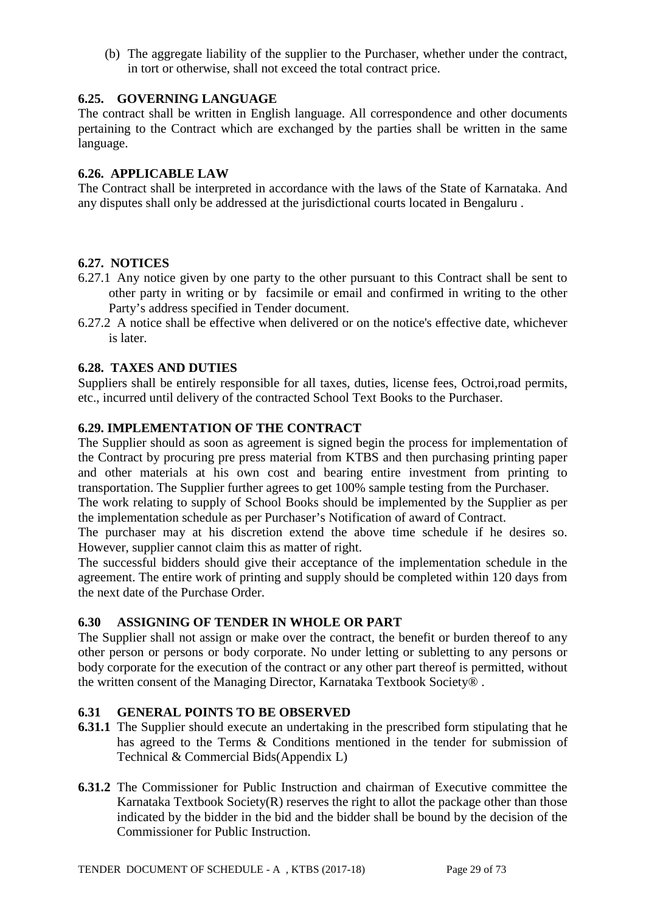(b) The aggregate liability of the supplier to the Purchaser, whether under the contract, in tort or otherwise, shall not exceed the total contract price.

### 6.25. GOVERNING LANGUAGE

The contract shall be written in English language. All correspondence and other documents pertaining to the Contract which are exchanged by the parties shall be written in the same language.

### 6.26. APPLICABLE LAW

The Contract shall be interpreted in accordance with the laws of the State of Karnataka. And any disputes shall only be addressed at the jurisdictional courts located in Bengaluru .

### 6.27. NOTICES

6.27.1 Any notice given by one party to the other pursuant to this Contract shall be sent to other party in writing or by facsimile or email and confirmed in writing to the other Party's address specified in Tender document.

6.27.2 A notice shall be effective when delivered or on the notice's effective date, whichever is later.

### 6.28. TAXES AND DUTIES

Suppliers shall be entirely responsible for all taxes, duties, license fees, Octroi,road permits, etc., incurred until delivery of the contracted School Text Books to the Purchaser.

### 6.29. IMPLEMENTATION OF THE CONTRACT

The Supplier should as soon as agreement is signed begin the process for implementation of the Contract by procuring pre press material from KTBS and then purchasing printing paper and other materials at his own cost and bearing entire investment from printing to transportation. The Supplier further agrees to get 100% sample testing from the Purchaser.

The work relating to supply of School Books should be implemented by the Supplier as per the implementation schedule as per Purchaser's Notification of award of Contract.

The purchaser may at his discretion extend the above time schedule if he desires so. However, supplier cannot claim this as matter of right.

The successful bidders should give their acceptance of the implementation schedule in the agreement. The entire work of printing and supply should be completed within 120 days from the next date of the Purchase Order.

### 6.30 ASSIGNING OF TENDER IN WHOLE OR PART

The Supplier shall not assign or make over the contract, the benefit or burden thereof to any other person or persons or body corporate. No under letting or subletting to any persons or body corporate for the execution of the contract or any other part thereof is permitted, without the written consent of the Managing Director, Karnataka Textbook Society® .

### 6.31 GENERAL POINTS TO BE OBSERVED

**6.31.1** The Supplier should execute an undertaking in the prescribed form stipulating that he has agreed to the Terms & Conditions mentioned in the tender for submission of Technical & Commercial Bids(Appendix L)

**6.31.2** The Commissioner for Public Instruction and chairman of Executive committee the Karnataka Textbook Society(R) reserves the right to allot the package other than those indicated by the bidder in the bid and the bidder shall be bound by the decision of the Commissioner for Public Instruction.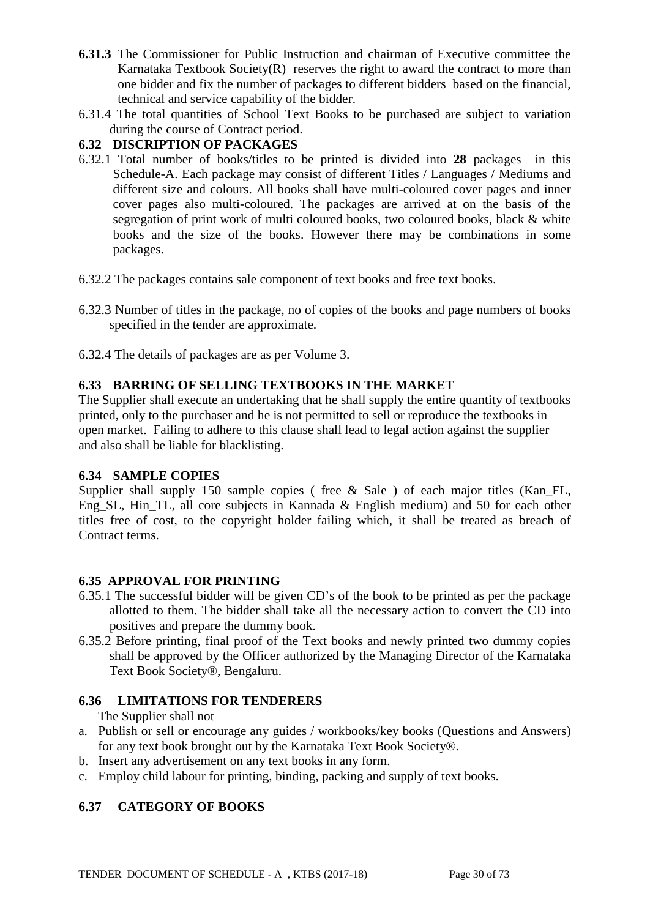**6.31.3** The Commissioner for Public Instruction and chairman of Executive committee the Karnataka Textbook Society(R) reserves the right to award the contract to more than one bidder and fix the number of packages to different bidders based on the financial, technical and service capability of the bidder.

6.31.4 The total quantities of School Text Books to be purchased are subject to variation during the course of Contract period.

### 6.32 DISCRIPTION OF PACKAGES

6.32.1 Total number of books/titles to be printed is divided into **28** packages in this Schedule-A. Each package may consist of different Titles / Languages / Mediums and different size and colours. All books shall have multi-coloured cover pages and inner cover pages also multi-coloured. The packages are arrived at on the basis of the segregation of print work of multi coloured books, two coloured books, black & white books and the size of the books. However there may be combinations in some packages.

6.32.2 The packages contains sale component of text books and free text books.

6.32.3 Number of titles in the package, no of copies of the books and page numbers of books specified in the tender are approximate.

6.32.4 The details of packages are as per Volume 3.

### 6.33 BARRING OF SELLING TEXTBOOKS IN THE MARKET

The Supplier shall execute an undertaking that he shall supply the entire quantity of textbooks printed, only to the purchaser and he is not permitted to sell or reproduce the textbooks in open market. Failing to adhere to this clause shall lead to legal action against the supplier and also shall be liable for blacklisting.

### 6.34 SAMPLE COPIES

Supplier shall supply 150 sample copies ( free & Sale ) of each major titles (Kan_FL, Eng_SL, Hin_TL, all core subjects in Kannada & English medium) and 50 for each other titles free of cost, to the copyright holder failing which, it shall be treated as breach of Contract terms.

### 6.35 APPROVAL FOR PRINTING

6.35.1 The successful bidder will be given CD's of the book to be printed as per the package allotted to them. The bidder shall take all the necessary action to convert the CD into positives and prepare the dummy book.

6.35.2 Before printing, final proof of the Text books and newly printed two dummy copies shall be approved by the Officer authorized by the Managing Director of the Karnataka Text Book Society®, Bengaluru.

### 6.36 LIMITATIONS FOR TENDERERS

The Supplier shall not

a. Publish or sell or encourage any guides / workbooks/key books (Questions and Answers) for any text book brought out by the Karnataka Text Book Society®.
b. Insert any advertisement on any text books in any form.
c. Employ child labour for printing, binding, packing and supply of text books.

### 6.37 CATEGORY OF BOOKS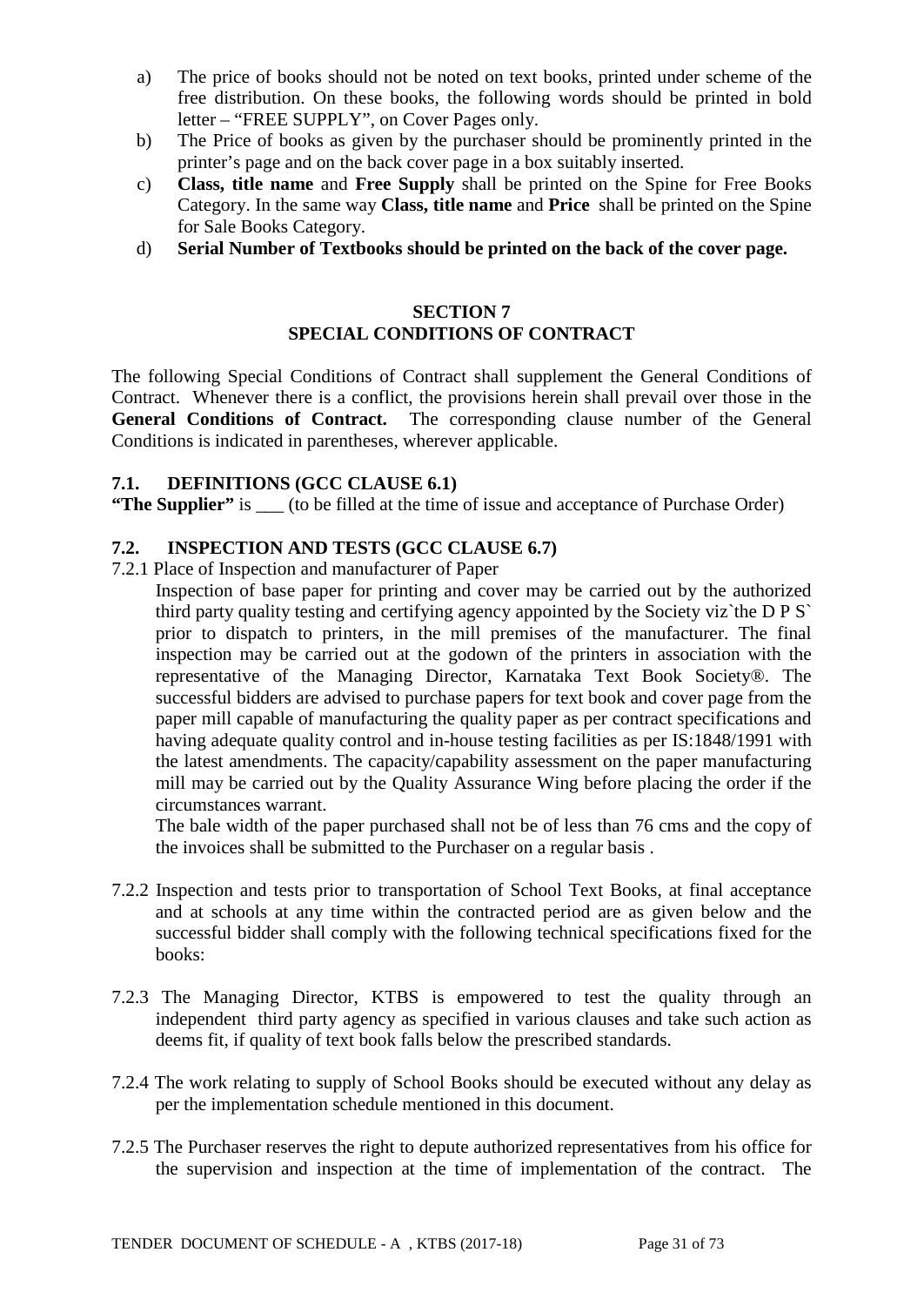a) The price of books should not be noted on text books, printed under scheme of the free distribution. On these books, the following words should be printed in bold letter – "FREE SUPPLY", on Cover Pages only.
b) The Price of books as given by the purchaser should be prominently printed in the printer's page and on the back cover page in a box suitably inserted.
c) **Class, title name** and **Free Supply** shall be printed on the Spine for Free Books Category. In the same way **Class, title name** and **Price** shall be printed on the Spine for Sale Books Category.
d) **Serial Number of Textbooks should be printed on the back of the cover page.**

## SECTION 7
## SPECIAL CONDITIONS OF CONTRACT

The following Special Conditions of Contract shall supplement the General Conditions of Contract. Whenever there is a conflict, the provisions herein shall prevail over those in the **General Conditions of Contract.** The corresponding clause number of the General Conditions is indicated in parentheses, wherever applicable.

### 7.1. DEFINITIONS (GCC CLAUSE 6.1)

**"The Supplier"** is ___ (to be filled at the time of issue and acceptance of Purchase Order)

### 7.2. INSPECTION AND TESTS (GCC CLAUSE 6.7)

7.2.1 Place of Inspection and manufacturer of Paper

Inspection of base paper for printing and cover may be carried out by the authorized third party quality testing and certifying agency appointed by the Society viz`the D P S` prior to dispatch to printers, in the mill premises of the manufacturer. The final inspection may be carried out at the godown of the printers in association with the representative of the Managing Director, Karnataka Text Book Society®. The successful bidders are advised to purchase papers for text book and cover page from the paper mill capable of manufacturing the quality paper as per contract specifications and having adequate quality control and in-house testing facilities as per IS:1848/1991 with the latest amendments. The capacity/capability assessment on the paper manufacturing mill may be carried out by the Quality Assurance Wing before placing the order if the circumstances warrant.

The bale width of the paper purchased shall not be of less than 76 cms and the copy of the invoices shall be submitted to the Purchaser on a regular basis .

7.2.2 Inspection and tests prior to transportation of School Text Books, at final acceptance and at schools at any time within the contracted period are as given below and the successful bidder shall comply with the following technical specifications fixed for the books:

7.2.3 The Managing Director, KTBS is empowered to test the quality through an independent third party agency as specified in various clauses and take such action as deems fit, if quality of text book falls below the prescribed standards.

7.2.4 The work relating to supply of School Books should be executed without any delay as per the implementation schedule mentioned in this document.

7.2.5 The Purchaser reserves the right to depute authorized representatives from his office for the supervision and inspection at the time of implementation of the contract. The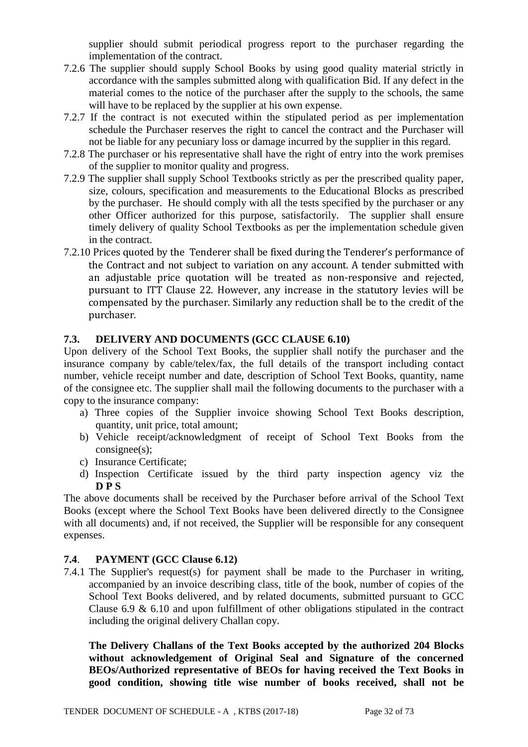supplier should submit periodical progress report to the purchaser regarding the implementation of the contract.

7.2.6 The supplier should supply School Books by using good quality material strictly in accordance with the samples submitted along with qualification Bid. If any defect in the material comes to the notice of the purchaser after the supply to the schools, the same will have to be replaced by the supplier at his own expense.

7.2.7 If the contract is not executed within the stipulated period as per implementation schedule the Purchaser reserves the right to cancel the contract and the Purchaser will not be liable for any pecuniary loss or damage incurred by the supplier in this regard.

7.2.8 The purchaser or his representative shall have the right of entry into the work premises of the supplier to monitor quality and progress.

7.2.9 The supplier shall supply School Textbooks strictly as per the prescribed quality paper, size, colours, specification and measurements to the Educational Blocks as prescribed by the purchaser. He should comply with all the tests specified by the purchaser or any other Officer authorized for this purpose, satisfactorily. The supplier shall ensure timely delivery of quality School Textbooks as per the implementation schedule given in the contract.

7.2.10 Prices quoted by the Tenderer shall be fixed during the Tenderer's performance of the Contract and not subject to variation on any account. A tender submitted with an adjustable price quotation will be treated as non-responsive and rejected, pursuant to ITT Clause 22. However, any increase in the statutory levies will be compensated by the purchaser. Similarly any reduction shall be to the credit of the purchaser.

### 7.3. DELIVERY AND DOCUMENTS (GCC CLAUSE 6.10)

Upon delivery of the School Text Books, the supplier shall notify the purchaser and the insurance company by cable/telex/fax, the full details of the transport including contact number, vehicle receipt number and date, description of School Text Books, quantity, name of the consignee etc. The supplier shall mail the following documents to the purchaser with a copy to the insurance company:

a) Three copies of the Supplier invoice showing School Text Books description, quantity, unit price, total amount;
b) Vehicle receipt/acknowledgment of receipt of School Text Books from the consignee(s);
c) Insurance Certificate;
d) Inspection Certificate issued by the third party inspection agency viz the **D P S**

The above documents shall be received by the Purchaser before arrival of the School Text Books (except where the School Text Books have been delivered directly to the Consignee with all documents) and, if not received, the Supplier will be responsible for any consequent expenses.

### 7.4. PAYMENT (GCC Clause 6.12)

7.4.1 The Supplier's request(s) for payment shall be made to the Purchaser in writing, accompanied by an invoice describing class, title of the book, number of copies of the School Text Books delivered, and by related documents, submitted pursuant to GCC Clause 6.9 & 6.10 and upon fulfillment of other obligations stipulated in the contract including the original delivery Challan copy.

**The Delivery Challans of the Text Books accepted by the authorized 204 Blocks without acknowledgement of Original Seal and Signature of the concerned BEOs/Authorized representative of BEOs for having received the Text Books in good condition, showing title wise number of books received, shall not be**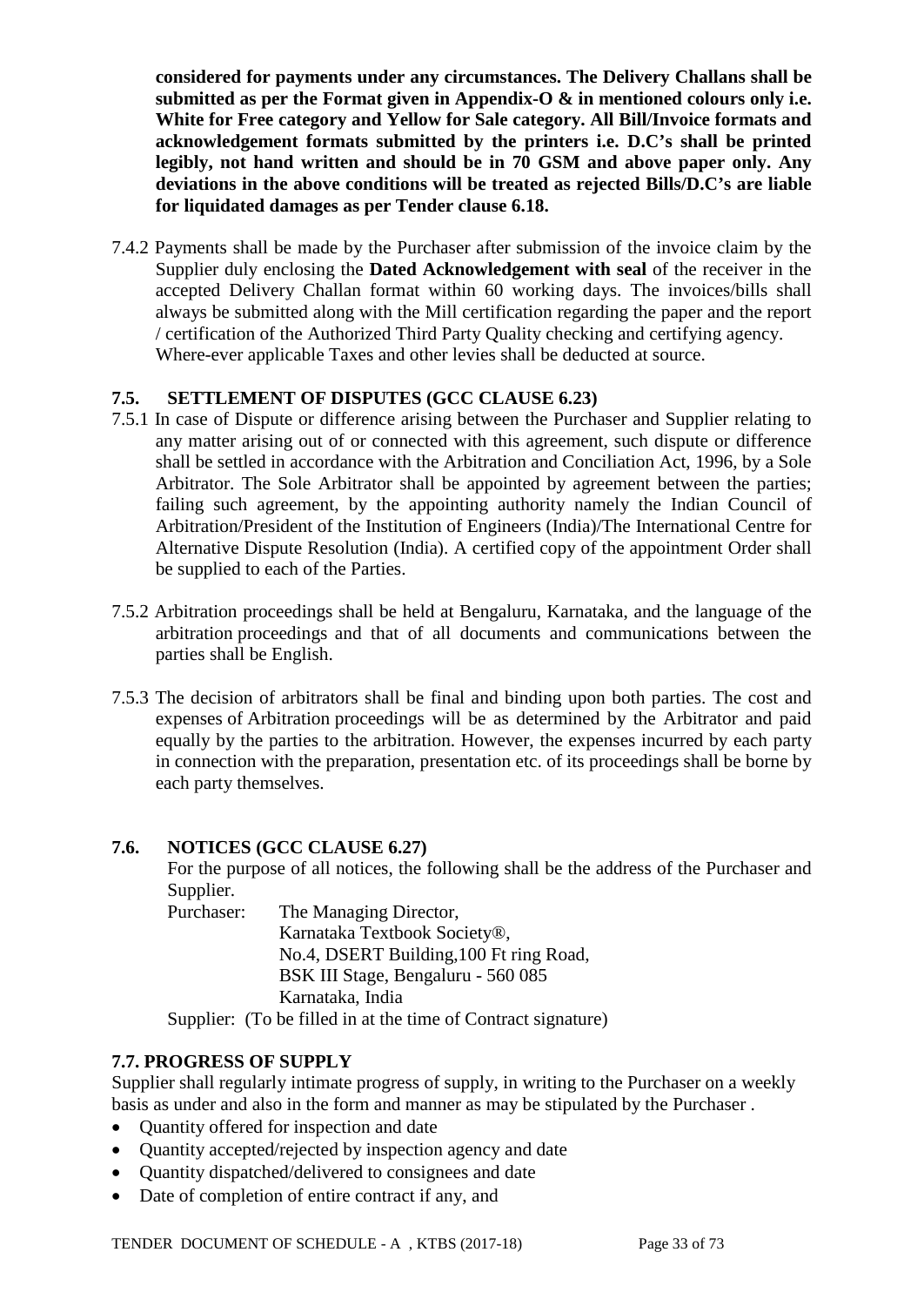**considered for payments under any circumstances. The Delivery Challans shall be submitted as per the Format given in Appendix-O & in mentioned colours only i.e. White for Free category and Yellow for Sale category. All Bill/Invoice formats and acknowledgement formats submitted by the printers i.e. D.C's shall be printed legibly, not hand written and should be in 70 GSM and above paper only. Any deviations in the above conditions will be treated as rejected Bills/D.C's are liable for liquidated damages as per Tender clause 6.18.**

7.4.2 Payments shall be made by the Purchaser after submission of the invoice claim by the Supplier duly enclosing the **Dated Acknowledgement with seal** of the receiver in the accepted Delivery Challan format within 60 working days. The invoices/bills shall always be submitted along with the Mill certification regarding the paper and the report / certification of the Authorized Third Party Quality checking and certifying agency. Where-ever applicable Taxes and other levies shall be deducted at source.

### 7.5. SETTLEMENT OF DISPUTES (GCC CLAUSE 6.23)

7.5.1 In case of Dispute or difference arising between the Purchaser and Supplier relating to any matter arising out of or connected with this agreement, such dispute or difference shall be settled in accordance with the Arbitration and Conciliation Act, 1996, by a Sole Arbitrator. The Sole Arbitrator shall be appointed by agreement between the parties; failing such agreement, by the appointing authority namely the Indian Council of Arbitration/President of the Institution of Engineers (India)/The International Centre for Alternative Dispute Resolution (India). A certified copy of the appointment Order shall be supplied to each of the Parties.

7.5.2 Arbitration proceedings shall be held at Bengaluru, Karnataka, and the language of the arbitration proceedings and that of all documents and communications between the parties shall be English.

7.5.3 The decision of arbitrators shall be final and binding upon both parties. The cost and expenses of Arbitration proceedings will be as determined by the Arbitrator and paid equally by the parties to the arbitration. However, the expenses incurred by each party in connection with the preparation, presentation etc. of its proceedings shall be borne by each party themselves.

### 7.6. NOTICES (GCC CLAUSE 6.27)

For the purpose of all notices, the following shall be the address of the Purchaser and Supplier.

Purchaser: The Managing Director,
Karnataka Textbook Society®,
No.4, DSERT Building,100 Ft ring Road,
BSK III Stage, Bengaluru - 560 085
Karnataka, India

Supplier: (To be filled in at the time of Contract signature)

### 7.7. PROGRESS OF SUPPLY

Supplier shall regularly intimate progress of supply, in writing to the Purchaser on a weekly basis as under and also in the form and manner as may be stipulated by the Purchaser .

- Quantity offered for inspection and date
- Quantity accepted/rejected by inspection agency and date
- Quantity dispatched/delivered to consignees and date
- Date of completion of entire contract if any, and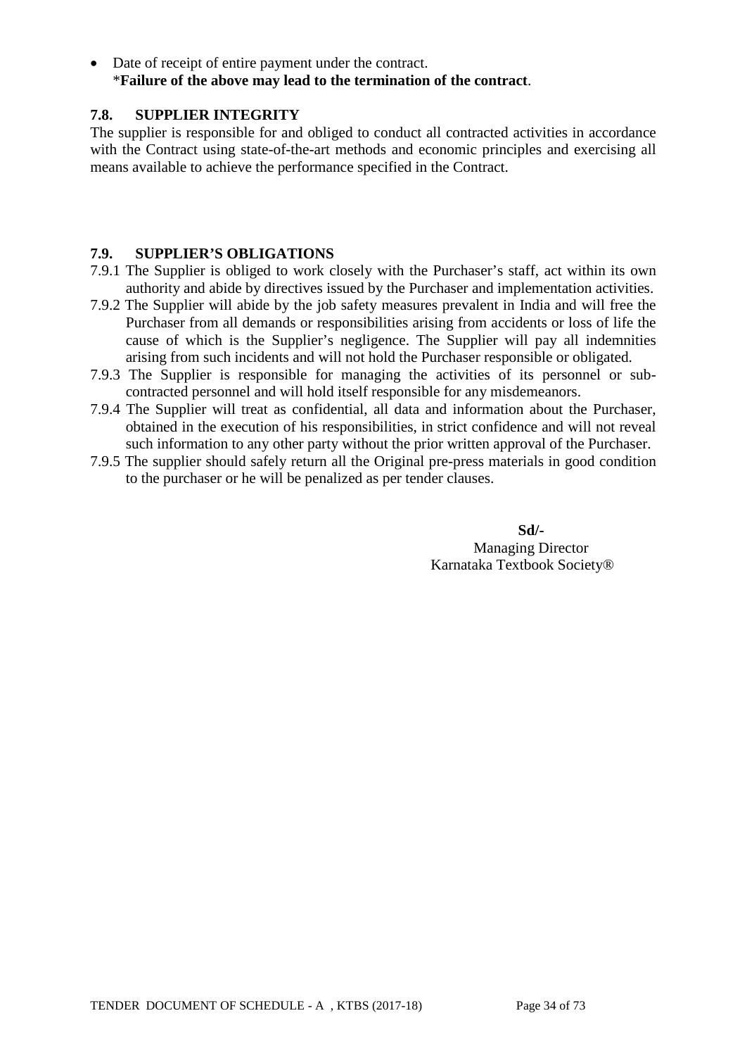- Date of receipt of entire payment under the contract.
  *​**Failure of the above may lead to the termination of the contract**.

### 7.8. SUPPLIER INTEGRITY

The supplier is responsible for and obliged to conduct all contracted activities in accordance with the Contract using state-of-the-art methods and economic principles and exercising all means available to achieve the performance specified in the Contract.

### 7.9. SUPPLIER'S OBLIGATIONS

7.9.1 The Supplier is obliged to work closely with the Purchaser's staff, act within its own authority and abide by directives issued by the Purchaser and implementation activities.

7.9.2 The Supplier will abide by the job safety measures prevalent in India and will free the Purchaser from all demands or responsibilities arising from accidents or loss of life the cause of which is the Supplier's negligence. The Supplier will pay all indemnities arising from such incidents and will not hold the Purchaser responsible or obligated.

7.9.3 The Supplier is responsible for managing the activities of its personnel or sub-contracted personnel and will hold itself responsible for any misdemeanors.

7.9.4 The Supplier will treat as confidential, all data and information about the Purchaser, obtained in the execution of his responsibilities, in strict confidence and will not reveal such information to any other party without the prior written approval of the Purchaser.

7.9.5 The supplier should safely return all the Original pre-press materials in good condition to the purchaser or he will be penalized as per tender clauses.

**Sd/-**
Managing Director
Karnataka Textbook Society®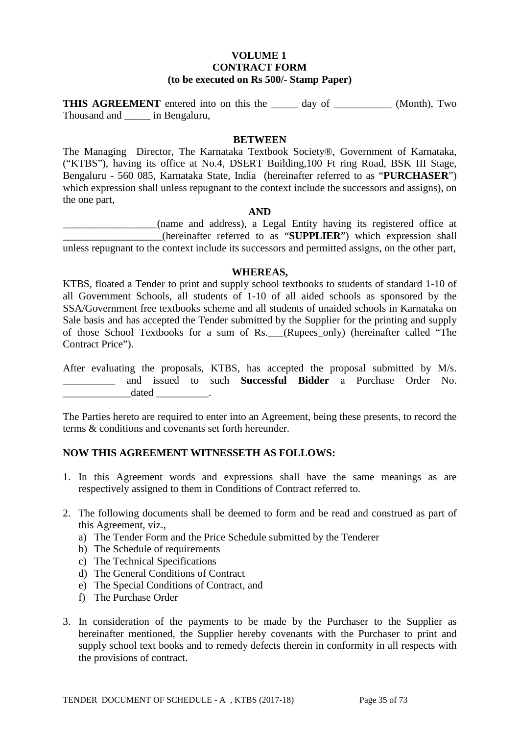**VOLUME 1**
**CONTRACT FORM**
**(to be executed on Rs 500/- Stamp Paper)**

**THIS AGREEMENT** entered into on this the _____ day of ___________ (Month), Two Thousand and _____ in Bengaluru,

**BETWEEN**

The Managing Director, The Karnataka Textbook Society®, Government of Karnataka, ("KTBS"), having its office at No.4, DSERT Building,100 Ft ring Road, BSK III Stage, Bengaluru - 560 085, Karnataka State, India (hereinafter referred to as "**PURCHASER**") which expression shall unless repugnant to the context include the successors and assigns), on the one part,

**AND**

__________________(name and address), a Legal Entity having its registered office at ___________________(hereinafter referred to as "**SUPPLIER**") which expression shall unless repugnant to the context include its successors and permitted assigns, on the other part,

**WHEREAS,**

KTBS, floated a Tender to print and supply school textbooks to students of standard 1-10 of all Government Schools, all students of 1-10 of all aided schools as sponsored by the SSA/Government free textbooks scheme and all students of unaided schools in Karnataka on Sale basis and has accepted the Tender submitted by the Supplier for the printing and supply of those School Textbooks for a sum of Rs.___(Rupees_only) (hereinafter called "The Contract Price").

After evaluating the proposals, KTBS, has accepted the proposal submitted by M/s. __________ and issued to such **Successful Bidder** a Purchase Order No. _____________dated __________.

The Parties hereto are required to enter into an Agreement, being these presents, to record the terms & conditions and covenants set forth hereunder.

**NOW THIS AGREEMENT WITNESSETH AS FOLLOWS:**

1. In this Agreement words and expressions shall have the same meanings as are respectively assigned to them in Conditions of Contract referred to.

2. The following documents shall be deemed to form and be read and construed as part of this Agreement, viz.,
   a) The Tender Form and the Price Schedule submitted by the Tenderer
   b) The Schedule of requirements
   c) The Technical Specifications
   d) The General Conditions of Contract
   e) The Special Conditions of Contract, and
   f) The Purchase Order

3. In consideration of the payments to be made by the Purchaser to the Supplier as hereinafter mentioned, the Supplier hereby covenants with the Purchaser to print and supply school text books and to remedy defects therein in conformity in all respects with the provisions of contract.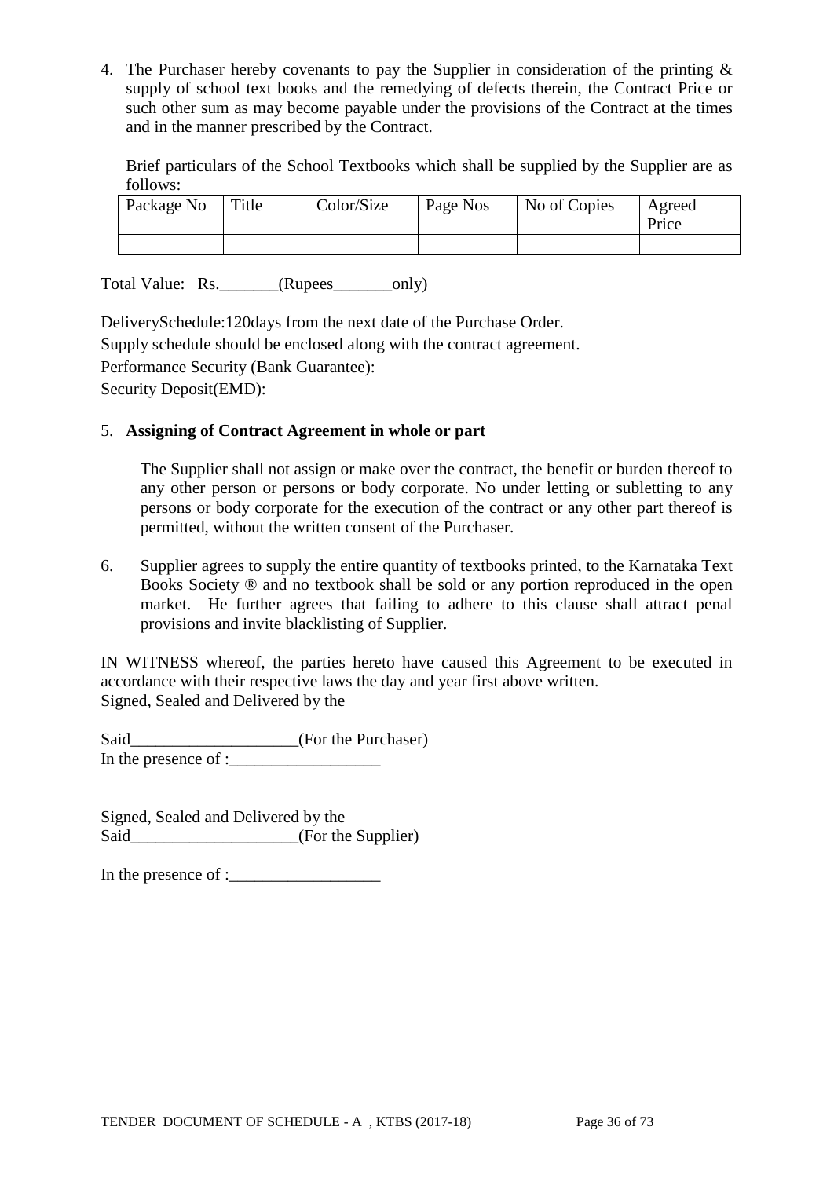4. The Purchaser hereby covenants to pay the Supplier in consideration of the printing & supply of school text books and the remedying of defects therein, the Contract Price or such other sum as may become payable under the provisions of the Contract at the times and in the manner prescribed by the Contract.

   Brief particulars of the School Textbooks which shall be supplied by the Supplier are as follows:

| Package No | Title | Color/Size | Page Nos | No of Copies | Agreed Price |
|---|---|---|---|---|---|
| | | | | | |

Total Value: Rs._______(Rupees_______only)

DeliverySchedule:120days from the next date of the Purchase Order.

Supply schedule should be enclosed along with the contract agreement.

Performance Security (Bank Guarantee):

Security Deposit(EMD):

5. **Assigning of Contract Agreement in whole or part**

   The Supplier shall not assign or make over the contract, the benefit or burden thereof to any other person or persons or body corporate. No under letting or subletting to any persons or body corporate for the execution of the contract or any other part thereof is permitted, without the written consent of the Purchaser.

6. Supplier agrees to supply the entire quantity of textbooks printed, to the Karnataka Text Books Society ® and no textbook shall be sold or any portion reproduced in the open market. He further agrees that failing to adhere to this clause shall attract penal provisions and invite blacklisting of Supplier.

IN WITNESS whereof, the parties hereto have caused this Agreement to be executed in accordance with their respective laws the day and year first above written.
Signed, Sealed and Delivered by the

Said____________________(For the Purchaser)
In the presence of :__________________

Signed, Sealed and Delivered by the
Said____________________(For the Supplier)

In the presence of :__________________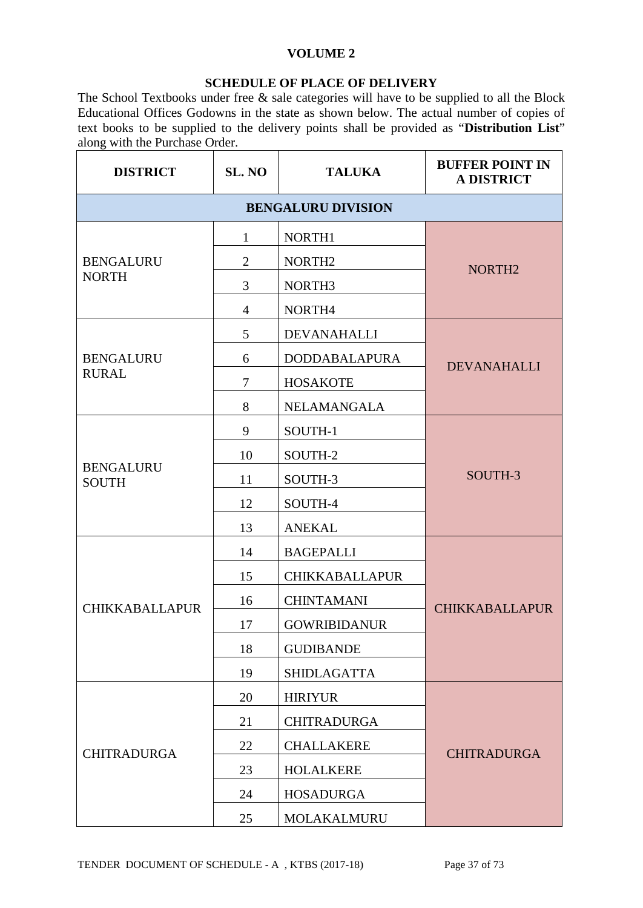**VOLUME 2**

**SCHEDULE OF PLACE OF DELIVERY**

The School Textbooks under free & sale categories will have to be supplied to all the Block Educational Offices Godowns in the state as shown below. The actual number of copies of text books to be supplied to the delivery points shall be provided as "**Distribution List**" along with the Purchase Order.

| DISTRICT | SL. NO | TALUKA | BUFFER POINT IN A DISTRICT |
|---|---|---|---|
| **BENGALURU DIVISION** | | | |
| BENGALURU NORTH | 1 | NORTH1 | NORTH2 |
| | 2 | NORTH2 | |
| | 3 | NORTH3 | |
| | 4 | NORTH4 | |
| BENGALURU RURAL | 5 | DEVANAHALLI | DEVANAHALLI |
| | 6 | DODDABALAPURA | |
| | 7 | HOSAKOTE | |
| | 8 | NELAMANGALA | |
| BENGALURU SOUTH | 9 | SOUTH-1 | SOUTH-3 |
| | 10 | SOUTH-2 | |
| | 11 | SOUTH-3 | |
| | 12 | SOUTH-4 | |
| | 13 | ANEKAL | |
| CHIKKABALLAPUR | 14 | BAGEPALLI | CHIKKABALLAPUR |
| | 15 | CHIKKABALLAPUR | |
| | 16 | CHINTAMANI | |
| | 17 | GOWRIBIDANUR | |
| | 18 | GUDIBANDE | |
| | 19 | SHIDLAGATTA | |
| CHITRADURGA | 20 | HIRIYUR | CHITRADURGA |
| | 21 | CHITRADURGA | |
| | 22 | CHALLAKERE | |
| | 23 | HOLALKERE | |
| | 24 | HOSADURGA | |
| | 25 | MOLAKALMURU | |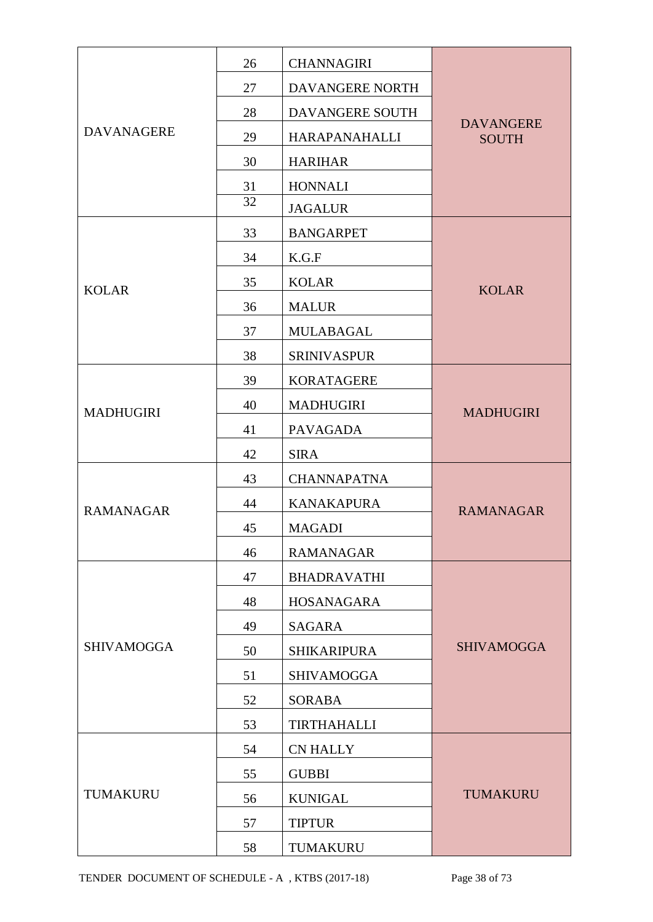| | | | |
|---|---|---|---|
| DAVANAGERE | 26 | CHANNAGIRI | DAVANGERE SOUTH |
| | 27 | DAVANGERE NORTH | |
| | 28 | DAVANGERE SOUTH | |
| | 29 | HARAPANAHALLI | |
| | 30 | HARIHAR | |
| | 31 | HONNALI | |
| | 32 | JAGALUR | |
| KOLAR | 33 | BANGARPET | KOLAR |
| | 34 | K.G.F | |
| | 35 | KOLAR | |
| | 36 | MALUR | |
| | 37 | MULABAGAL | |
| | 38 | SRINIVASPUR | |
| MADHUGIRI | 39 | KORATAGERE | MADHUGIRI |
| | 40 | MADHUGIRI | |
| | 41 | PAVAGADA | |
| | 42 | SIRA | |
| RAMANAGAR | 43 | CHANNAPATNA | RAMANAGAR |
| | 44 | KANAKAPURA | |
| | 45 | MAGADI | |
| | 46 | RAMANAGAR | |
| SHIVAMOGGA | 47 | BHADRAVATHI | SHIVAMOGGA |
| | 48 | HOSANAGARA | |
| | 49 | SAGARA | |
| | 50 | SHIKARIPURA | |
| | 51 | SHIVAMOGGA | |
| | 52 | SORABA | |
| | 53 | TIRTHAHALLI | |
| TUMAKURU | 54 | CN HALLY | TUMAKURU |
| | 55 | GUBBI | |
| | 56 | KUNIGAL | |
| | 57 | TIPTUR | |
| | 58 | TUMAKURU | |

TENDER DOCUMENT OF SCHEDULE - A , KTBS (2017-18)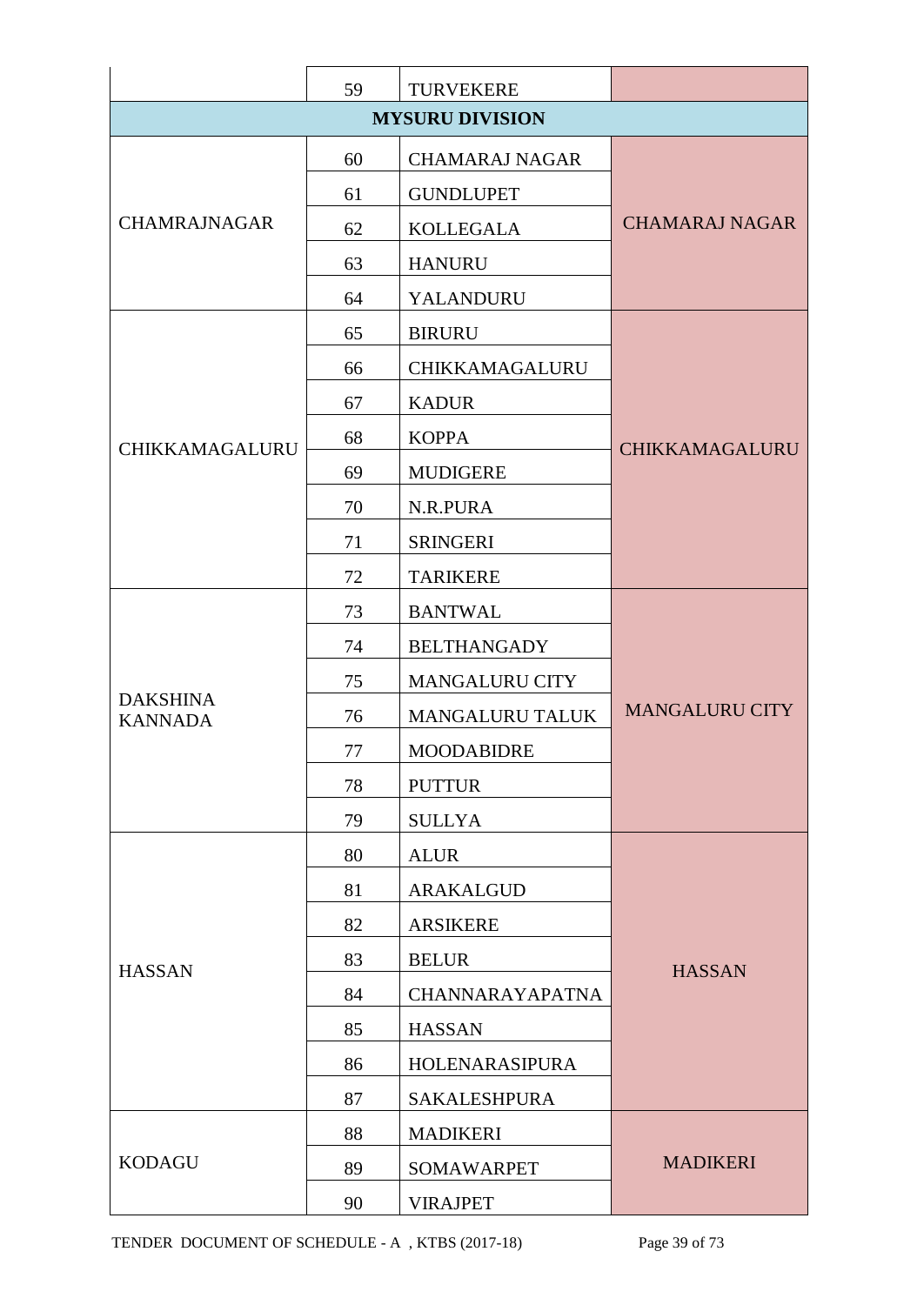| | 59 | TURVEKERE | |
|---|---|---|---|
| **MYSURU DIVISION** | | | |
| CHAMRAJNAGAR | 60 | CHAMARAJ NAGAR | CHAMARAJ NAGAR |
| | 61 | GUNDLUPET | |
| | 62 | KOLLEGALA | |
| | 63 | HANURU | |
| | 64 | YALANDURU | |
| CHIKKAMAGALURU | 65 | BIRURU | CHIKKAMAGALURU |
| | 66 | CHIKKAMAGALURU | |
| | 67 | KADUR | |
| | 68 | KOPPA | |
| | 69 | MUDIGERE | |
| | 70 | N.R.PURA | |
| | 71 | SRINGERI | |
| | 72 | TARIKERE | |
| DAKSHINA KANNADA | 73 | BANTWAL | MANGALURU CITY |
| | 74 | BELTHANGADY | |
| | 75 | MANGALURU CITY | |
| | 76 | MANGALURU TALUK | |
| | 77 | MOODABIDRE | |
| | 78 | PUTTUR | |
| | 79 | SULLYA | |
| HASSAN | 80 | ALUR | HASSAN |
| | 81 | ARAKALGUD | |
| | 82 | ARSIKERE | |
| | 83 | BELUR | |
| | 84 | CHANNARAYAPATNA | |
| | 85 | HASSAN | |
| | 86 | HOLENARASIPURA | |
| | 87 | SAKALESHPURA | |
| KODAGU | 88 | MADIKERI | MADIKERI |
| | 89 | SOMAWARPET | |
| | 90 | VIRAJPET | |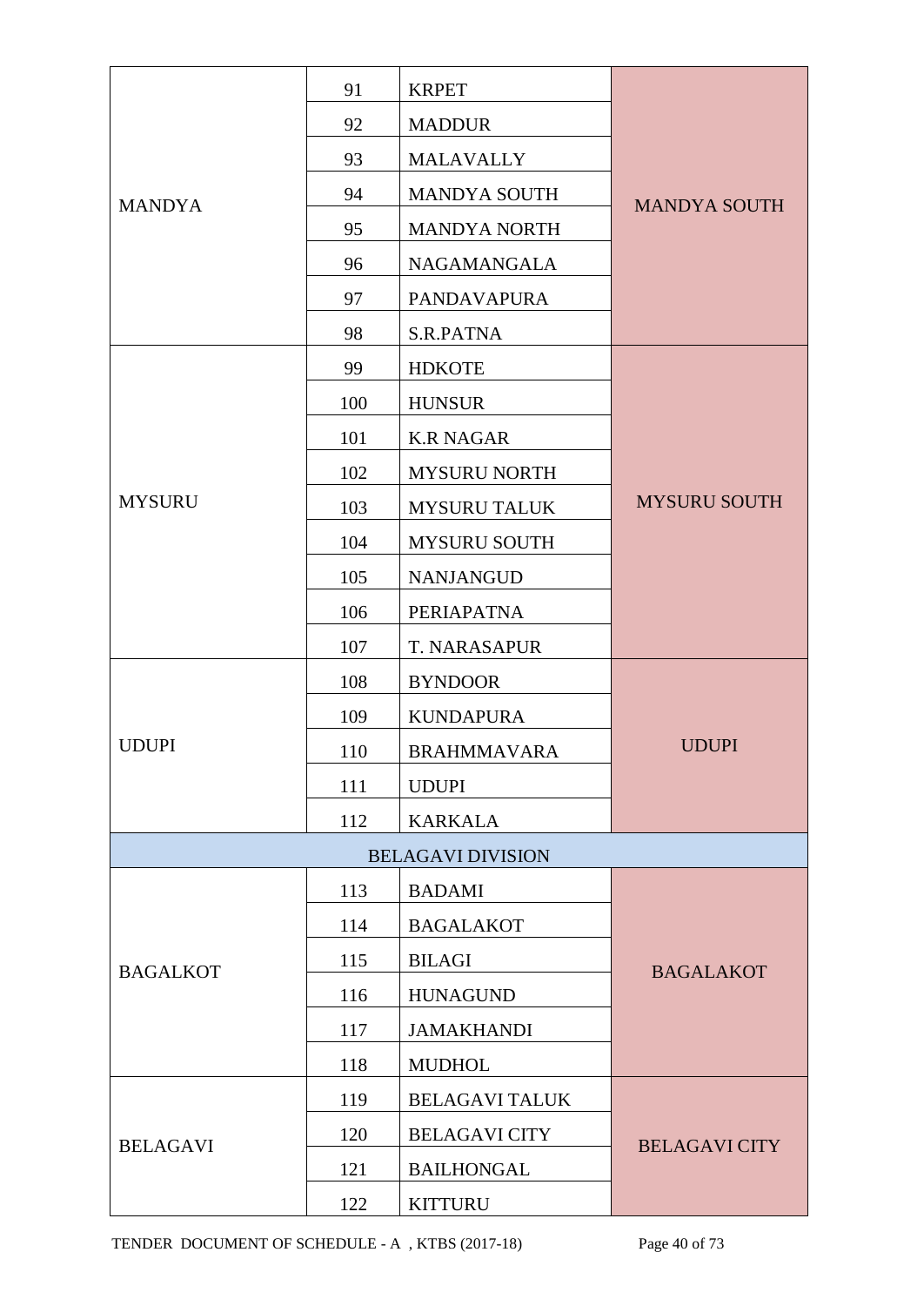| | | | |
|---|---|---|---|
| MANDYA | 91 | KRPET | MANDYA SOUTH |
| | 92 | MADDUR | |
| | 93 | MALAVALLY | |
| | 94 | MANDYA SOUTH | |
| | 95 | MANDYA NORTH | |
| | 96 | NAGAMANGALA | |
| | 97 | PANDAVAPURA | |
| | 98 | S.R.PATNA | |
| MYSURU | 99 | HDKOTE | MYSURU SOUTH |
| | 100 | HUNSUR | |
| | 101 | K.R NAGAR | |
| | 102 | MYSURU NORTH | |
| | 103 | MYSURU TALUK | |
| | 104 | MYSURU SOUTH | |
| | 105 | NANJANGUD | |
| | 106 | PERIAPATNA | |
| | 107 | T. NARASAPUR | |
| UDUPI | 108 | BYNDOOR | UDUPI |
| | 109 | KUNDAPURA | |
| | 110 | BRAHMMAVARA | |
| | 111 | UDUPI | |
| | 112 | KARKALA | |
| BELAGAVI DIVISION | | | |
| BAGALKOT | 113 | BADAMI | BAGALAKOT |
| | 114 | BAGALAKOT | |
| | 115 | BILAGI | |
| | 116 | HUNAGUND | |
| | 117 | JAMAKHANDI | |
| | 118 | MUDHOL | |
| BELAGAVI | 119 | BELAGAVI TALUK | BELAGAVI CITY |
| | 120 | BELAGAVI CITY | |
| | 121 | BAILHONGAL | |
| | 122 | KITTURU | |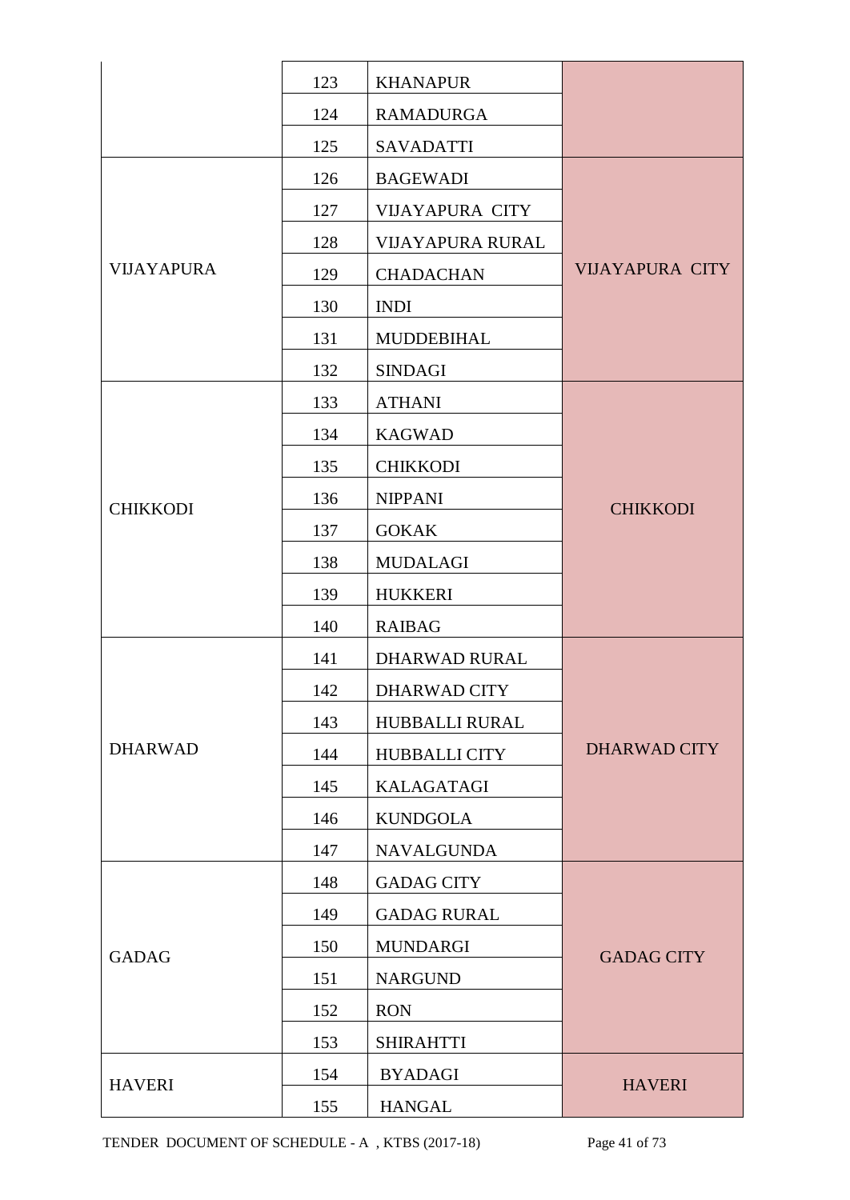| | | | |
|---|---|---|---|
| | 123 | KHANAPUR | |
| | 124 | RAMADURGA | |
| | 125 | SAVADATTI | |
| VIJAYAPURA | 126 | BAGEWADI | VIJAYAPURA CITY |
| | 127 | VIJAYAPURA CITY | |
| | 128 | VIJAYAPURA RURAL | |
| | 129 | CHADACHAN | |
| | 130 | INDI | |
| | 131 | MUDDEBIHAL | |
| | 132 | SINDAGI | |
| CHIKKODI | 133 | ATHANI | CHIKKODI |
| | 134 | KAGWAD | |
| | 135 | CHIKKODI | |
| | 136 | NIPPANI | |
| | 137 | GOKAK | |
| | 138 | MUDALAGI | |
| | 139 | HUKKERI | |
| | 140 | RAIBAG | |
| DHARWAD | 141 | DHARWAD RURAL | DHARWAD CITY |
| | 142 | DHARWAD CITY | |
| | 143 | HUBBALLI RURAL | |
| | 144 | HUBBALLI CITY | |
| | 145 | KALAGATAGI | |
| | 146 | KUNDGOLA | |
| | 147 | NAVALGUNDA | |
| GADAG | 148 | GADAG CITY | GADAG CITY |
| | 149 | GADAG RURAL | |
| | 150 | MUNDARGI | |
| | 151 | NARGUND | |
| | 152 | RON | |
| | 153 | SHIRAHTTI | |
| HAVERI | 154 | BYADAGI | HAVERI |
| | 155 | HANGAL | |

TENDER DOCUMENT OF SCHEDULE - A , KTBS (2017-18)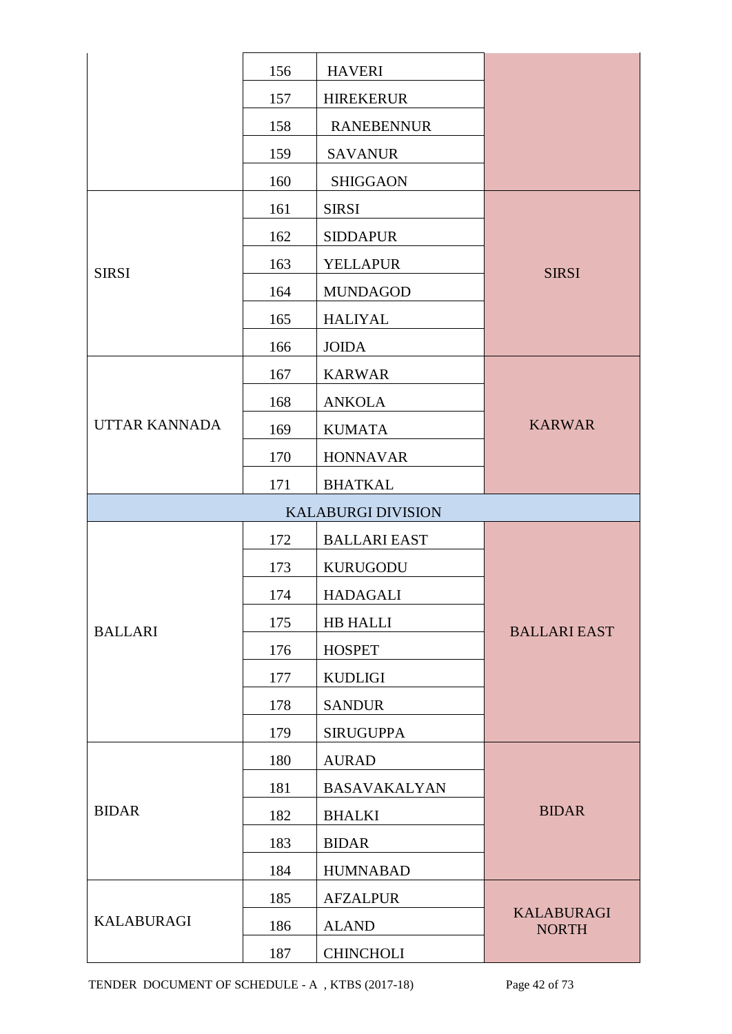| | | | |
|---|---|---|---|
| | 156 | HAVERI | |
| | 157 | HIREKERUR | |
| | 158 | RANEBENNUR | |
| | 159 | SAVANUR | |
| | 160 | SHIGGAON | |
| SIRSI | 161 | SIRSI | SIRSI |
| | 162 | SIDDAPUR | |
| | 163 | YELLAPUR | |
| | 164 | MUNDAGOD | |
| | 165 | HALIYAL | |
| | 166 | JOIDA | |
| UTTAR KANNADA | 167 | KARWAR | KARWAR |
| | 168 | ANKOLA | |
| | 169 | KUMATA | |
| | 170 | HONNAVAR | |
| | 171 | BHATKAL | |
| KALABURGI DIVISION | | | |
| BALLARI | 172 | BALLARI EAST | BALLARI EAST |
| | 173 | KURUGODU | |
| | 174 | HADAGALI | |
| | 175 | HB HALLI | |
| | 176 | HOSPET | |
| | 177 | KUDLIGI | |
| | 178 | SANDUR | |
| | 179 | SIRUGUPPA | |
| BIDAR | 180 | AURAD | BIDAR |
| | 181 | BASAVAKALYAN | |
| | 182 | BHALKI | |
| | 183 | BIDAR | |
| | 184 | HUMNABAD | |
| KALABURAGI | 185 | AFZALPUR | KALABURAGI NORTH |
| | 186 | ALAND | |
| | 187 | CHINCHOLI | |

TENDER DOCUMENT OF SCHEDULE - A , KTBS (2017-18)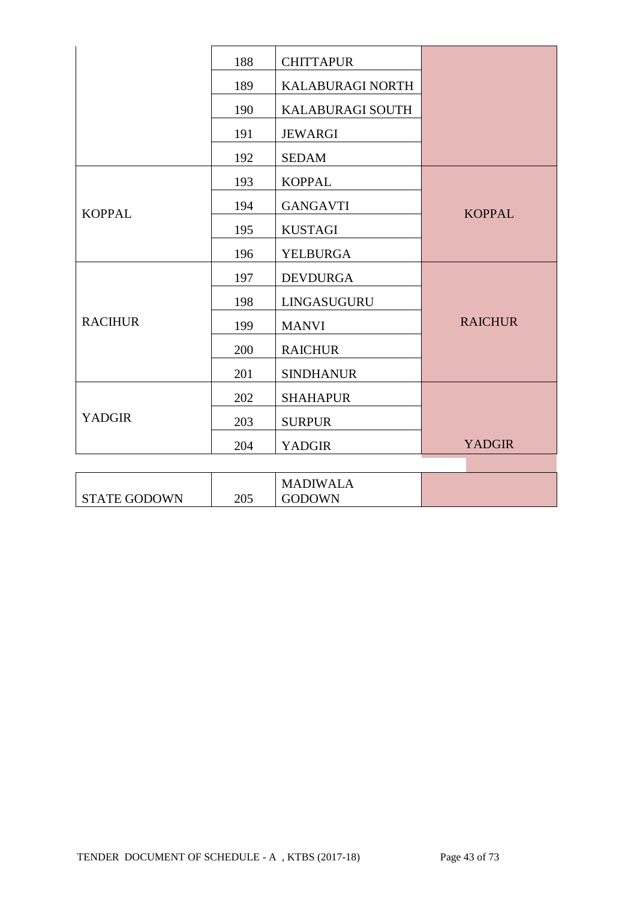| | | | |
|---|---|---|---|
| | 188 | CHITTAPUR | |
| | 189 | KALABURAGI NORTH | |
| | 190 | KALABURAGI SOUTH | |
| | 191 | JEWARGI | |
| | 192 | SEDAM | |
| KOPPAL | 193 | KOPPAL | KOPPAL |
| | 194 | GANGAVTI | |
| | 195 | KUSTAGI | |
| | 196 | YELBURGA | |
| RACIHUR | 197 | DEVDURGA | RAICHUR |
| | 198 | LINGASUGURU | |
| | 199 | MANVI | |
| | 200 | RAICHUR | |
| | 201 | SINDHANUR | |
| YADGIR | 202 | SHAHAPUR | YADGIR |
| | 203 | SURPUR | |
| | 204 | YADGIR | |

| | | | |
|---|---|---|---|
| STATE GODOWN | 205 | MADIWALA GODOWN | |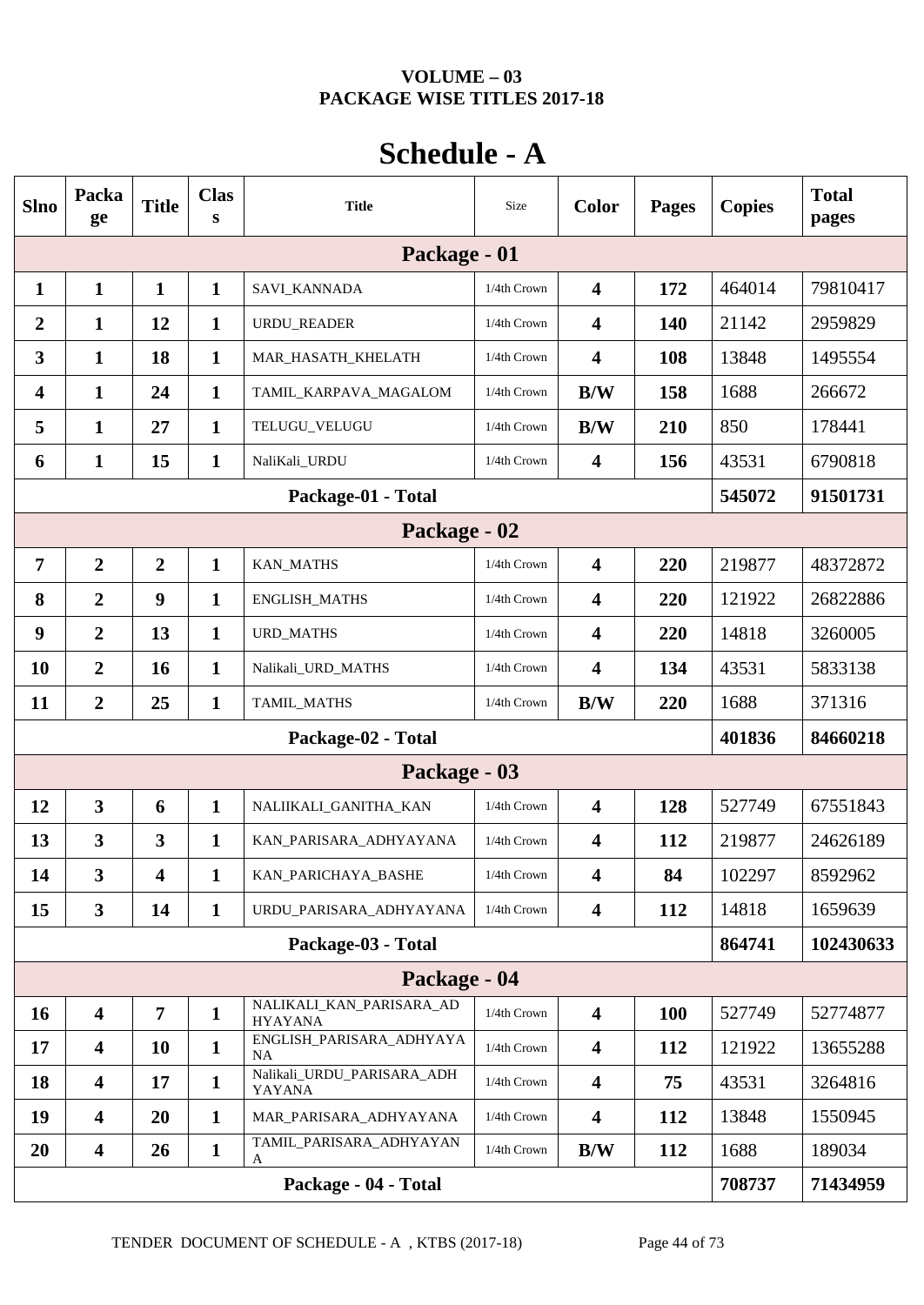**VOLUME – 03**
**PACKAGE WISE TITLES 2017-18**

# Schedule - A

| Slno | Package | Title | Class | Title | Size | Color | Pages | Copies | Total pages |
|---|---|---|---|---|---|---|---|---|---|
| **Package - 01** | | | | | | | | | |
| 1 | 1 | 1 | 1 | SAVI_KANNADA | 1/4th Crown | 4 | 172 | 464014 | 79810417 |
| 2 | 1 | 12 | 1 | URDU_READER | 1/4th Crown | 4 | 140 | 21142 | 2959829 |
| 3 | 1 | 18 | 1 | MAR_HASATH_KHELATH | 1/4th Crown | 4 | 108 | 13848 | 1495554 |
| 4 | 1 | 24 | 1 | TAMIL_KARPAVA_MAGALOM | 1/4th Crown | B/W | 158 | 1688 | 266672 |
| 5 | 1 | 27 | 1 | TELUGU_VELUGU | 1/4th Crown | B/W | 210 | 850 | 178441 |
| 6 | 1 | 15 | 1 | NaliKali_URDU | 1/4th Crown | 4 | 156 | 43531 | 6790818 |
| **Package-01 - Total** | | | | | | | | **545072** | **91501731** |
| **Package - 02** | | | | | | | | | |
| 7 | 2 | 2 | 1 | KAN_MATHS | 1/4th Crown | 4 | 220 | 219877 | 48372872 |
| 8 | 2 | 9 | 1 | ENGLISH_MATHS | 1/4th Crown | 4 | 220 | 121922 | 26822886 |
| 9 | 2 | 13 | 1 | URD_MATHS | 1/4th Crown | 4 | 220 | 14818 | 3260005 |
| 10 | 2 | 16 | 1 | Nalikali_URD_MATHS | 1/4th Crown | 4 | 134 | 43531 | 5833138 |
| 11 | 2 | 25 | 1 | TAMIL_MATHS | 1/4th Crown | B/W | 220 | 1688 | 371316 |
| **Package-02 - Total** | | | | | | | | **401836** | **84660218** |
| **Package - 03** | | | | | | | | | |
| 12 | 3 | 6 | 1 | NALIIKALI_GANITHA_KAN | 1/4th Crown | 4 | 128 | 527749 | 67551843 |
| 13 | 3 | 3 | 1 | KAN_PARISARA_ADHYAYANA | 1/4th Crown | 4 | 112 | 219877 | 24626189 |
| 14 | 3 | 4 | 1 | KAN_PARICHAYA_BASHE | 1/4th Crown | 4 | 84 | 102297 | 8592962 |
| 15 | 3 | 14 | 1 | URDU_PARISARA_ADHYAYANA | 1/4th Crown | 4 | 112 | 14818 | 1659639 |
| **Package-03 - Total** | | | | | | | | **864741** | **102430633** |
| **Package - 04** | | | | | | | | | |
| 16 | 4 | 7 | 1 | NALIKALI_KAN_PARISARA_ADHYAYANA | 1/4th Crown | 4 | 100 | 527749 | 52774877 |
| 17 | 4 | 10 | 1 | ENGLISH_PARISARA_ADHYAYANA | 1/4th Crown | 4 | 112 | 121922 | 13655288 |
| 18 | 4 | 17 | 1 | Nalikali_URDU_PARISARA_ADHYAYANA | 1/4th Crown | 4 | 75 | 43531 | 3264816 |
| 19 | 4 | 20 | 1 | MAR_PARISARA_ADHYAYANA | 1/4th Crown | 4 | 112 | 13848 | 1550945 |
| 20 | 4 | 26 | 1 | TAMIL_PARISARA_ADHYAYANA | 1/4th Crown | B/W | 112 | 1688 | 189034 |
| **Package - 04 - Total** | | | | | | | | **708737** | **71434959** |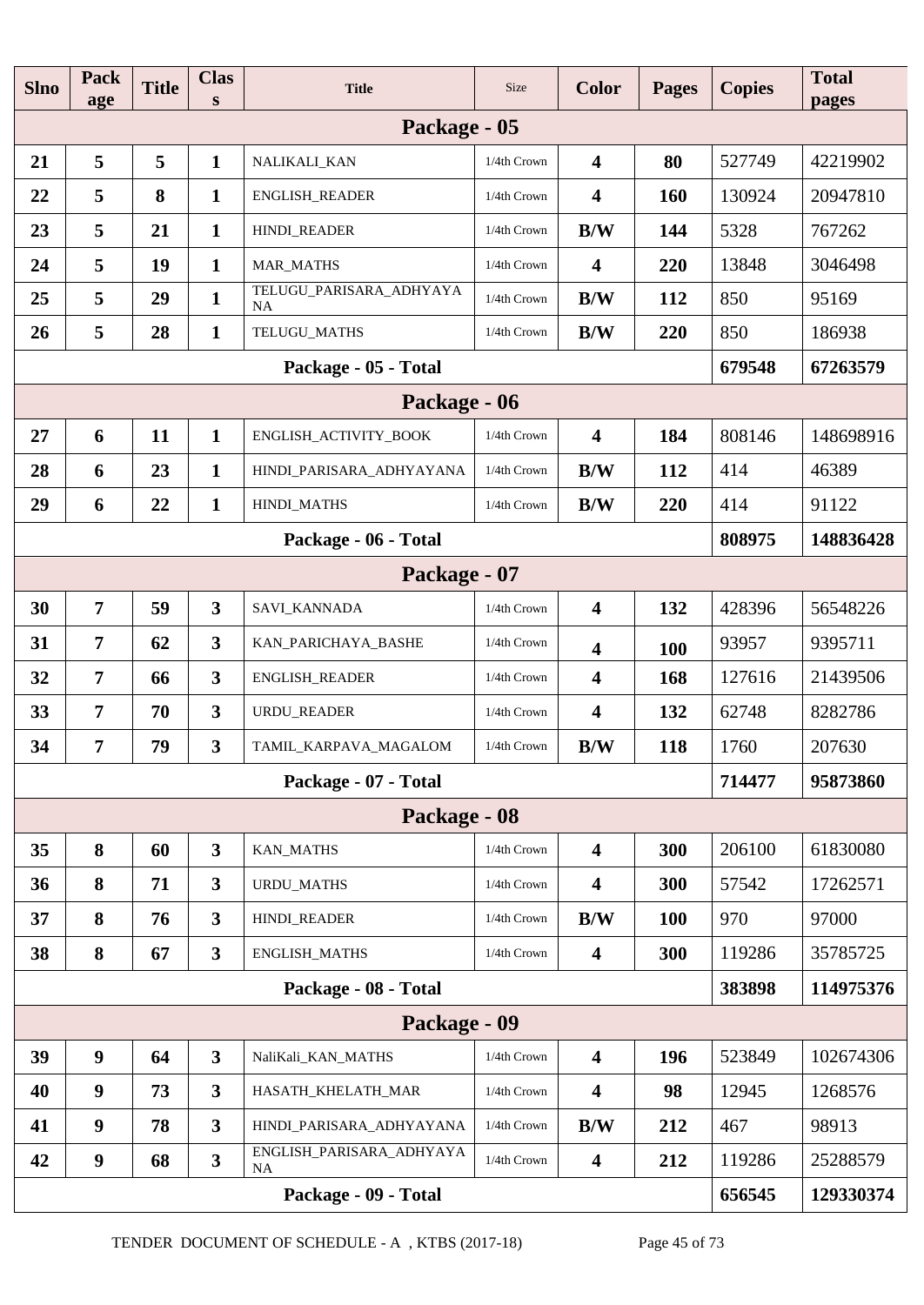| Slno | Package | Title | Class | Title | Size | Color | Pages | Copies | Total pages |
|---|---|---|---|---|---|---|---|---|---|
| **Package - 05** | | | | | | | | | |
| 21 | 5 | 5 | 1 | NALIKALI_KAN | 1/4th Crown | 4 | 80 | 527749 | 42219902 |
| 22 | 5 | 8 | 1 | ENGLISH_READER | 1/4th Crown | 4 | 160 | 130924 | 20947810 |
| 23 | 5 | 21 | 1 | HINDI_READER | 1/4th Crown | B/W | 144 | 5328 | 767262 |
| 24 | 5 | 19 | 1 | MAR_MATHS | 1/4th Crown | 4 | 220 | 13848 | 3046498 |
| 25 | 5 | 29 | 1 | TELUGU_PARISARA_ADHYAYANA | 1/4th Crown | B/W | 112 | 850 | 95169 |
| 26 | 5 | 28 | 1 | TELUGU_MATHS | 1/4th Crown | B/W | 220 | 850 | 186938 |
| **Package - 05 - Total** | | | | | | | | **679548** | **67263579** |
| **Package - 06** | | | | | | | | | |
| 27 | 6 | 11 | 1 | ENGLISH_ACTIVITY_BOOK | 1/4th Crown | 4 | 184 | 808146 | 148698916 |
| 28 | 6 | 23 | 1 | HINDI_PARISARA_ADHYAYANA | 1/4th Crown | B/W | 112 | 414 | 46389 |
| 29 | 6 | 22 | 1 | HINDI_MATHS | 1/4th Crown | B/W | 220 | 414 | 91122 |
| **Package - 06 - Total** | | | | | | | | **808975** | **148836428** |
| **Package - 07** | | | | | | | | | |
| 30 | 7 | 59 | 3 | SAVI_KANNADA | 1/4th Crown | 4 | 132 | 428396 | 56548226 |
| 31 | 7 | 62 | 3 | KAN_PARICHAYA_BASHE | 1/4th Crown | 4 | 100 | 93957 | 9395711 |
| 32 | 7 | 66 | 3 | ENGLISH_READER | 1/4th Crown | 4 | 168 | 127616 | 21439506 |
| 33 | 7 | 70 | 3 | URDU_READER | 1/4th Crown | 4 | 132 | 62748 | 8282786 |
| 34 | 7 | 79 | 3 | TAMIL_KARPAVA_MAGALOM | 1/4th Crown | B/W | 118 | 1760 | 207630 |
| **Package - 07 - Total** | | | | | | | | **714477** | **95873860** |
| **Package - 08** | | | | | | | | | |
| 35 | 8 | 60 | 3 | KAN_MATHS | 1/4th Crown | 4 | 300 | 206100 | 61830080 |
| 36 | 8 | 71 | 3 | URDU_MATHS | 1/4th Crown | 4 | 300 | 57542 | 17262571 |
| 37 | 8 | 76 | 3 | HINDI_READER | 1/4th Crown | B/W | 100 | 970 | 97000 |
| 38 | 8 | 67 | 3 | ENGLISH_MATHS | 1/4th Crown | 4 | 300 | 119286 | 35785725 |
| **Package - 08 - Total** | | | | | | | | **383898** | **114975376** |
| **Package - 09** | | | | | | | | | |
| 39 | 9 | 64 | 3 | NaliKali_KAN_MATHS | 1/4th Crown | 4 | 196 | 523849 | 102674306 |
| 40 | 9 | 73 | 3 | HASATH_KHELATH_MAR | 1/4th Crown | 4 | 98 | 12945 | 1268576 |
| 41 | 9 | 78 | 3 | HINDI_PARISARA_ADHYAYANA | 1/4th Crown | B/W | 212 | 467 | 98913 |
| 42 | 9 | 68 | 3 | ENGLISH_PARISARA_ADHYAYANA | 1/4th Crown | 4 | 212 | 119286 | 25288579 |
| **Package - 09 - Total** | | | | | | | | **656545** | **129330374** |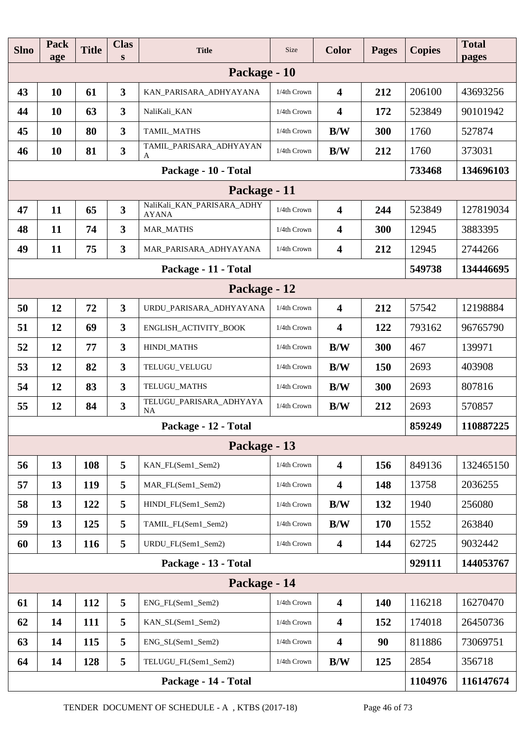| Slno | Package | Title | Class | Title | Size | Color | Pages | Copies | Total pages |
|---|---|---|---|---|---|---|---|---|---|
| **Package - 10** | | | | | | | | | |
| 43 | 10 | 61 | 3 | KAN_PARISARA_ADHYAYANA | 1/4th Crown | 4 | 212 | 206100 | 43693256 |
| 44 | 10 | 63 | 3 | NaliKali_KAN | 1/4th Crown | 4 | 172 | 523849 | 90101942 |
| 45 | 10 | 80 | 3 | TAMIL_MATHS | 1/4th Crown | B/W | 300 | 1760 | 527874 |
| 46 | 10 | 81 | 3 | TAMIL_PARISARA_ADHYAYANA | 1/4th Crown | B/W | 212 | 1760 | 373031 |
| **Package - 10 - Total** | | | | | | | | **733468** | **134696103** |
| **Package - 11** | | | | | | | | | |
| 47 | 11 | 65 | 3 | NaliKali_KAN_PARISARA_ADHYAYANA | 1/4th Crown | 4 | 244 | 523849 | 127819034 |
| 48 | 11 | 74 | 3 | MAR_MATHS | 1/4th Crown | 4 | 300 | 12945 | 3883395 |
| 49 | 11 | 75 | 3 | MAR_PARISARA_ADHYAYANA | 1/4th Crown | 4 | 212 | 12945 | 2744266 |
| **Package - 11 - Total** | | | | | | | | **549738** | **134446695** |
| **Package - 12** | | | | | | | | | |
| 50 | 12 | 72 | 3 | URDU_PARISARA_ADHYAYANA | 1/4th Crown | 4 | 212 | 57542 | 12198884 |
| 51 | 12 | 69 | 3 | ENGLISH_ACTIVITY_BOOK | 1/4th Crown | 4 | 122 | 793162 | 96765790 |
| 52 | 12 | 77 | 3 | HINDI_MATHS | 1/4th Crown | B/W | 300 | 467 | 139971 |
| 53 | 12 | 82 | 3 | TELUGU_VELUGU | 1/4th Crown | B/W | 150 | 2693 | 403908 |
| 54 | 12 | 83 | 3 | TELUGU_MATHS | 1/4th Crown | B/W | 300 | 2693 | 807816 |
| 55 | 12 | 84 | 3 | TELUGU_PARISARA_ADHYAYANA | 1/4th Crown | B/W | 212 | 2693 | 570857 |
| **Package - 12 - Total** | | | | | | | | **859249** | **110887225** |
| **Package - 13** | | | | | | | | | |
| 56 | 13 | 108 | 5 | KAN_FL(Sem1_Sem2) | 1/4th Crown | 4 | 156 | 849136 | 132465150 |
| 57 | 13 | 119 | 5 | MAR_FL(Sem1_Sem2) | 1/4th Crown | 4 | 148 | 13758 | 2036255 |
| 58 | 13 | 122 | 5 | HINDI_FL(Sem1_Sem2) | 1/4th Crown | B/W | 132 | 1940 | 256080 |
| 59 | 13 | 125 | 5 | TAMIL_FL(Sem1_Sem2) | 1/4th Crown | B/W | 170 | 1552 | 263840 |
| 60 | 13 | 116 | 5 | URDU_FL(Sem1_Sem2) | 1/4th Crown | 4 | 144 | 62725 | 9032442 |
| **Package - 13 - Total** | | | | | | | | **929111** | **144053767** |
| **Package - 14** | | | | | | | | | |
| 61 | 14 | 112 | 5 | ENG_FL(Sem1_Sem2) | 1/4th Crown | 4 | 140 | 116218 | 16270470 |
| 62 | 14 | 111 | 5 | KAN_SL(Sem1_Sem2) | 1/4th Crown | 4 | 152 | 174018 | 26450736 |
| 63 | 14 | 115 | 5 | ENG_SL(Sem1_Sem2) | 1/4th Crown | 4 | 90 | 811886 | 73069751 |
| 64 | 14 | 128 | 5 | TELUGU_FL(Sem1_Sem2) | 1/4th Crown | B/W | 125 | 2854 | 356718 |
| **Package - 14 - Total** | | | | | | | | **1104976** | **116147674** |

TENDER DOCUMENT OF SCHEDULE - A , KTBS (2017-18)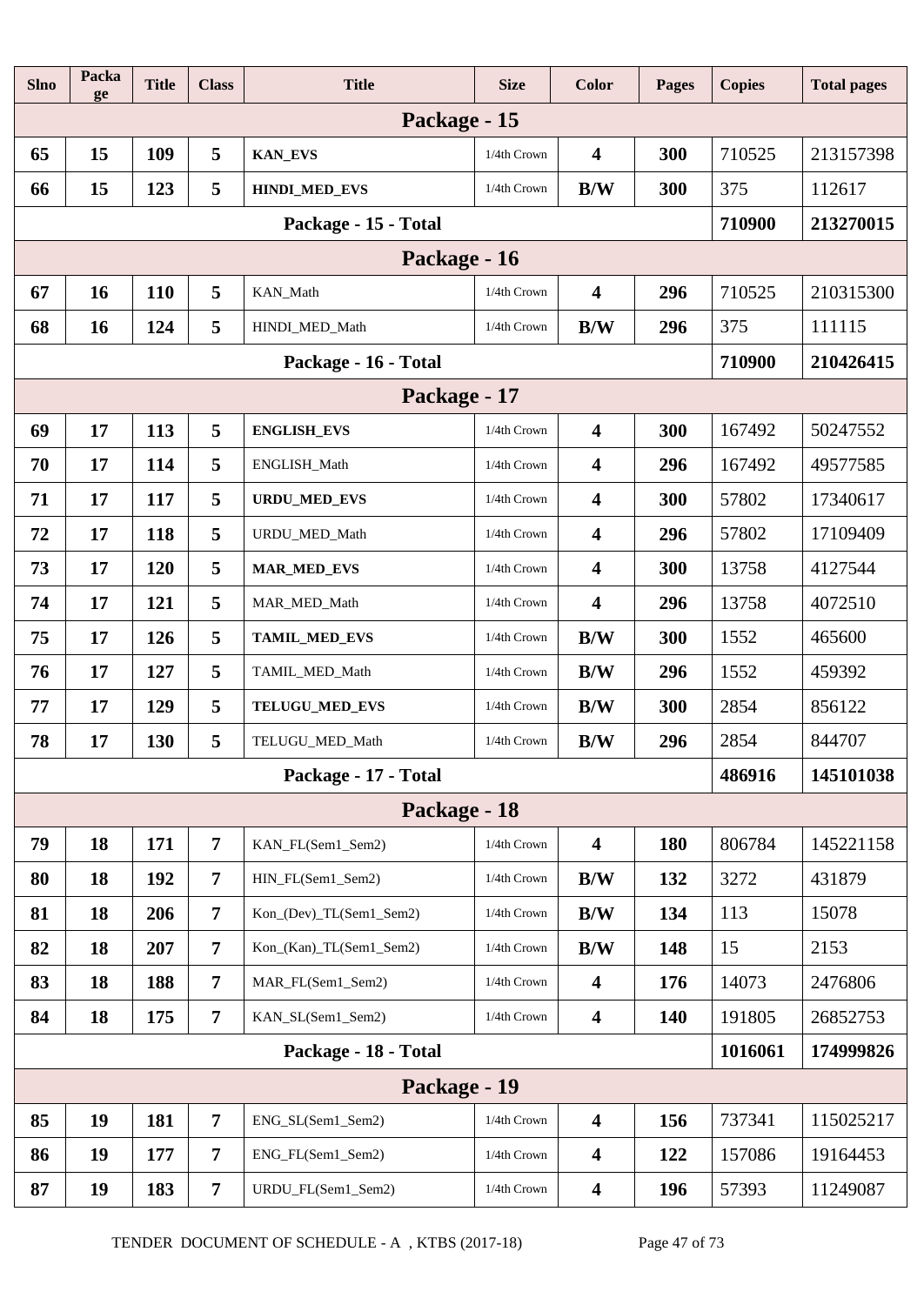| Slno | Package | Title | Class | Title | Size | Color | Pages | Copies | Total pages |
|---|---|---|---|---|---|---|---|---|---|
| **Package - 15** | | | | | | | | | |
| 65 | 15 | 109 | 5 | **KAN_EVS** | 1/4th Crown | 4 | 300 | 710525 | 213157398 |
| 66 | 15 | 123 | 5 | **HINDI_MED_EVS** | 1/4th Crown | B/W | 300 | 375 | 112617 |
| **Package - 15 - Total** | | | | | | | | **710900** | **213270015** |
| **Package - 16** | | | | | | | | | |
| 67 | 16 | 110 | 5 | KAN_Math | 1/4th Crown | 4 | 296 | 710525 | 210315300 |
| 68 | 16 | 124 | 5 | HINDI_MED_Math | 1/4th Crown | B/W | 296 | 375 | 111115 |
| **Package - 16 - Total** | | | | | | | | **710900** | **210426415** |
| **Package - 17** | | | | | | | | | |
| 69 | 17 | 113 | 5 | **ENGLISH_EVS** | 1/4th Crown | 4 | 300 | 167492 | 50247552 |
| 70 | 17 | 114 | 5 | ENGLISH_Math | 1/4th Crown | 4 | 296 | 167492 | 49577585 |
| 71 | 17 | 117 | 5 | **URDU_MED_EVS** | 1/4th Crown | 4 | 300 | 57802 | 17340617 |
| 72 | 17 | 118 | 5 | URDU_MED_Math | 1/4th Crown | 4 | 296 | 57802 | 17109409 |
| 73 | 17 | 120 | 5 | **MAR_MED_EVS** | 1/4th Crown | 4 | 300 | 13758 | 4127544 |
| 74 | 17 | 121 | 5 | MAR_MED_Math | 1/4th Crown | 4 | 296 | 13758 | 4072510 |
| 75 | 17 | 126 | 5 | **TAMIL_MED_EVS** | 1/4th Crown | B/W | 300 | 1552 | 465600 |
| 76 | 17 | 127 | 5 | TAMIL_MED_Math | 1/4th Crown | B/W | 296 | 1552 | 459392 |
| 77 | 17 | 129 | 5 | **TELUGU_MED_EVS** | 1/4th Crown | B/W | 300 | 2854 | 856122 |
| 78 | 17 | 130 | 5 | TELUGU_MED_Math | 1/4th Crown | B/W | 296 | 2854 | 844707 |
| **Package - 17 - Total** | | | | | | | | **486916** | **145101038** |
| **Package - 18** | | | | | | | | | |
| 79 | 18 | 171 | 7 | KAN_FL(Sem1_Sem2) | 1/4th Crown | 4 | 180 | 806784 | 145221158 |
| 80 | 18 | 192 | 7 | HIN_FL(Sem1_Sem2) | 1/4th Crown | B/W | 132 | 3272 | 431879 |
| 81 | 18 | 206 | 7 | Kon_(Dev)_TL(Sem1_Sem2) | 1/4th Crown | B/W | 134 | 113 | 15078 |
| 82 | 18 | 207 | 7 | Kon_(Kan)_TL(Sem1_Sem2) | 1/4th Crown | B/W | 148 | 15 | 2153 |
| 83 | 18 | 188 | 7 | MAR_FL(Sem1_Sem2) | 1/4th Crown | 4 | 176 | 14073 | 2476806 |
| 84 | 18 | 175 | 7 | KAN_SL(Sem1_Sem2) | 1/4th Crown | 4 | 140 | 191805 | 26852753 |
| **Package - 18 - Total** | | | | | | | | **1016061** | **174999826** |
| **Package - 19** | | | | | | | | | |
| 85 | 19 | 181 | 7 | ENG_SL(Sem1_Sem2) | 1/4th Crown | 4 | 156 | 737341 | 115025217 |
| 86 | 19 | 177 | 7 | ENG_FL(Sem1_Sem2) | 1/4th Crown | 4 | 122 | 157086 | 19164453 |
| 87 | 19 | 183 | 7 | URDU_FL(Sem1_Sem2) | 1/4th Crown | 4 | 196 | 57393 | 11249087 |

TENDER DOCUMENT OF SCHEDULE - A , KTBS (2017-18)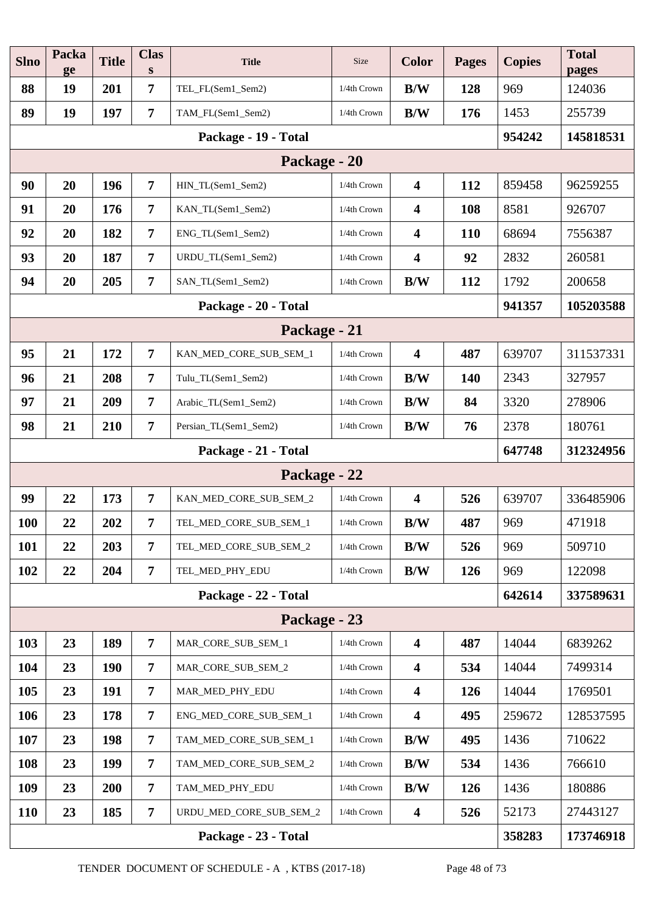| Slno | Package | Title | Class | Title | Size | Color | Pages | Copies | Total pages |
|---|---|---|---|---|---|---|---|---|---|
| 88 | 19 | 201 | 7 | TEL_FL(Sem1_Sem2) | 1/4th Crown | B/W | 128 | 969 | 124036 |
| 89 | 19 | 197 | 7 | TAM_FL(Sem1_Sem2) | 1/4th Crown | B/W | 176 | 1453 | 255739 |
| **Package - 19 - Total** | | | | | | | | **954242** | **145818531** |
| **Package - 20** | | | | | | | | | |
| 90 | 20 | 196 | 7 | HIN_TL(Sem1_Sem2) | 1/4th Crown | 4 | 112 | 859458 | 96259255 |
| 91 | 20 | 176 | 7 | KAN_TL(Sem1_Sem2) | 1/4th Crown | 4 | 108 | 8581 | 926707 |
| 92 | 20 | 182 | 7 | ENG_TL(Sem1_Sem2) | 1/4th Crown | 4 | 110 | 68694 | 7556387 |
| 93 | 20 | 187 | 7 | URDU_TL(Sem1_Sem2) | 1/4th Crown | 4 | 92 | 2832 | 260581 |
| 94 | 20 | 205 | 7 | SAN_TL(Sem1_Sem2) | 1/4th Crown | B/W | 112 | 1792 | 200658 |
| **Package - 20 - Total** | | | | | | | | **941357** | **105203588** |
| **Package - 21** | | | | | | | | | |
| 95 | 21 | 172 | 7 | KAN_MED_CORE_SUB_SEM_1 | 1/4th Crown | 4 | 487 | 639707 | 311537331 |
| 96 | 21 | 208 | 7 | Tulu_TL(Sem1_Sem2) | 1/4th Crown | B/W | 140 | 2343 | 327957 |
| 97 | 21 | 209 | 7 | Arabic_TL(Sem1_Sem2) | 1/4th Crown | B/W | 84 | 3320 | 278906 |
| 98 | 21 | 210 | 7 | Persian_TL(Sem1_Sem2) | 1/4th Crown | B/W | 76 | 2378 | 180761 |
| **Package - 21 - Total** | | | | | | | | **647748** | **312324956** |
| **Package - 22** | | | | | | | | | |
| 99 | 22 | 173 | 7 | KAN_MED_CORE_SUB_SEM_2 | 1/4th Crown | 4 | 526 | 639707 | 336485906 |
| 100 | 22 | 202 | 7 | TEL_MED_CORE_SUB_SEM_1 | 1/4th Crown | B/W | 487 | 969 | 471918 |
| 101 | 22 | 203 | 7 | TEL_MED_CORE_SUB_SEM_2 | 1/4th Crown | B/W | 526 | 969 | 509710 |
| 102 | 22 | 204 | 7 | TEL_MED_PHY_EDU | 1/4th Crown | B/W | 126 | 969 | 122098 |
| **Package - 22 - Total** | | | | | | | | **642614** | **337589631** |
| **Package - 23** | | | | | | | | | |
| 103 | 23 | 189 | 7 | MAR_CORE_SUB_SEM_1 | 1/4th Crown | 4 | 487 | 14044 | 6839262 |
| 104 | 23 | 190 | 7 | MAR_CORE_SUB_SEM_2 | 1/4th Crown | 4 | 534 | 14044 | 7499314 |
| 105 | 23 | 191 | 7 | MAR_MED_PHY_EDU | 1/4th Crown | 4 | 126 | 14044 | 1769501 |
| 106 | 23 | 178 | 7 | ENG_MED_CORE_SUB_SEM_1 | 1/4th Crown | 4 | 495 | 259672 | 128537595 |
| 107 | 23 | 198 | 7 | TAM_MED_CORE_SUB_SEM_1 | 1/4th Crown | B/W | 495 | 1436 | 710622 |
| 108 | 23 | 199 | 7 | TAM_MED_CORE_SUB_SEM_2 | 1/4th Crown | B/W | 534 | 1436 | 766610 |
| 109 | 23 | 200 | 7 | TAM_MED_PHY_EDU | 1/4th Crown | B/W | 126 | 1436 | 180886 |
| 110 | 23 | 185 | 7 | URDU_MED_CORE_SUB_SEM_2 | 1/4th Crown | 4 | 526 | 52173 | 27443127 |
| **Package - 23 - Total** | | | | | | | | **358283** | **173746918** |

TENDER DOCUMENT OF SCHEDULE - A , KTBS (2017-18)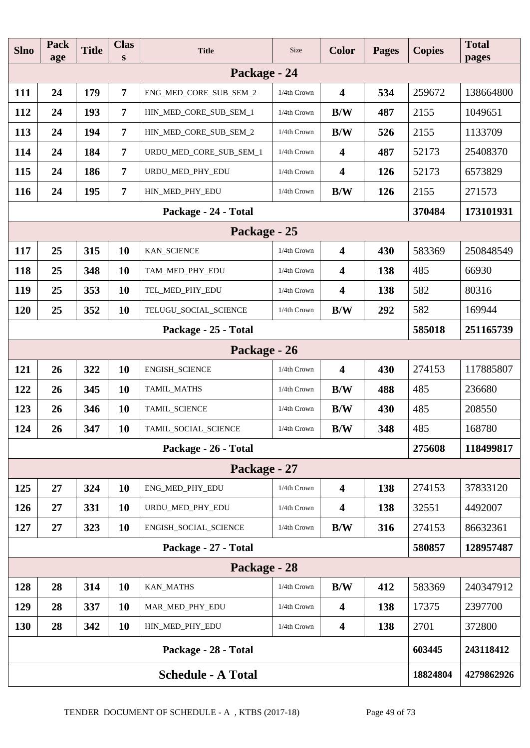| Slno | Package | Title | Class | Title | Size | Color | Pages | Copies | Total pages |
|---|---|---|---|---|---|---|---|---|---|
| **Package - 24** | | | | | | | | | |
| 111 | 24 | 179 | 7 | ENG_MED_CORE_SUB_SEM_2 | 1/4th Crown | 4 | 534 | 259672 | 138664800 |
| 112 | 24 | 193 | 7 | HIN_MED_CORE_SUB_SEM_1 | 1/4th Crown | B/W | 487 | 2155 | 1049651 |
| 113 | 24 | 194 | 7 | HIN_MED_CORE_SUB_SEM_2 | 1/4th Crown | B/W | 526 | 2155 | 1133709 |
| 114 | 24 | 184 | 7 | URDU_MED_CORE_SUB_SEM_1 | 1/4th Crown | 4 | 487 | 52173 | 25408370 |
| 115 | 24 | 186 | 7 | URDU_MED_PHY_EDU | 1/4th Crown | 4 | 126 | 52173 | 6573829 |
| 116 | 24 | 195 | 7 | HIN_MED_PHY_EDU | 1/4th Crown | B/W | 126 | 2155 | 271573 |
| **Package - 24 - Total** | | | | | | | | **370484** | **173101931** |
| **Package - 25** | | | | | | | | | |
| 117 | 25 | 315 | 10 | KAN_SCIENCE | 1/4th Crown | 4 | 430 | 583369 | 250848549 |
| 118 | 25 | 348 | 10 | TAM_MED_PHY_EDU | 1/4th Crown | 4 | 138 | 485 | 66930 |
| 119 | 25 | 353 | 10 | TEL_MED_PHY_EDU | 1/4th Crown | 4 | 138 | 582 | 80316 |
| 120 | 25 | 352 | 10 | TELUGU_SOCIAL_SCIENCE | 1/4th Crown | B/W | 292 | 582 | 169944 |
| **Package - 25 - Total** | | | | | | | | **585018** | **251165739** |
| **Package - 26** | | | | | | | | | |
| 121 | 26 | 322 | 10 | ENGISH_SCIENCE | 1/4th Crown | 4 | 430 | 274153 | 117885807 |
| 122 | 26 | 345 | 10 | TAMIL_MATHS | 1/4th Crown | B/W | 488 | 485 | 236680 |
| 123 | 26 | 346 | 10 | TAMIL_SCIENCE | 1/4th Crown | B/W | 430 | 485 | 208550 |
| 124 | 26 | 347 | 10 | TAMIL_SOCIAL_SCIENCE | 1/4th Crown | B/W | 348 | 485 | 168780 |
| **Package - 26 - Total** | | | | | | | | **275608** | **118499817** |
| **Package - 27** | | | | | | | | | |
| 125 | 27 | 324 | 10 | ENG_MED_PHY_EDU | 1/4th Crown | 4 | 138 | 274153 | 37833120 |
| 126 | 27 | 331 | 10 | URDU_MED_PHY_EDU | 1/4th Crown | 4 | 138 | 32551 | 4492007 |
| 127 | 27 | 323 | 10 | ENGISH_SOCIAL_SCIENCE | 1/4th Crown | B/W | 316 | 274153 | 86632361 |
| **Package - 27 - Total** | | | | | | | | **580857** | **128957487** |
| **Package - 28** | | | | | | | | | |
| 128 | 28 | 314 | 10 | KAN_MATHS | 1/4th Crown | B/W | 412 | 583369 | 240347912 |
| 129 | 28 | 337 | 10 | MAR_MED_PHY_EDU | 1/4th Crown | 4 | 138 | 17375 | 2397700 |
| 130 | 28 | 342 | 10 | HIN_MED_PHY_EDU | 1/4th Crown | 4 | 138 | 2701 | 372800 |
| **Package - 28 - Total** | | | | | | | | **603445** | **243118412** |
| **Schedule - A Total** | | | | | | | | **18824804** | **4279862926** |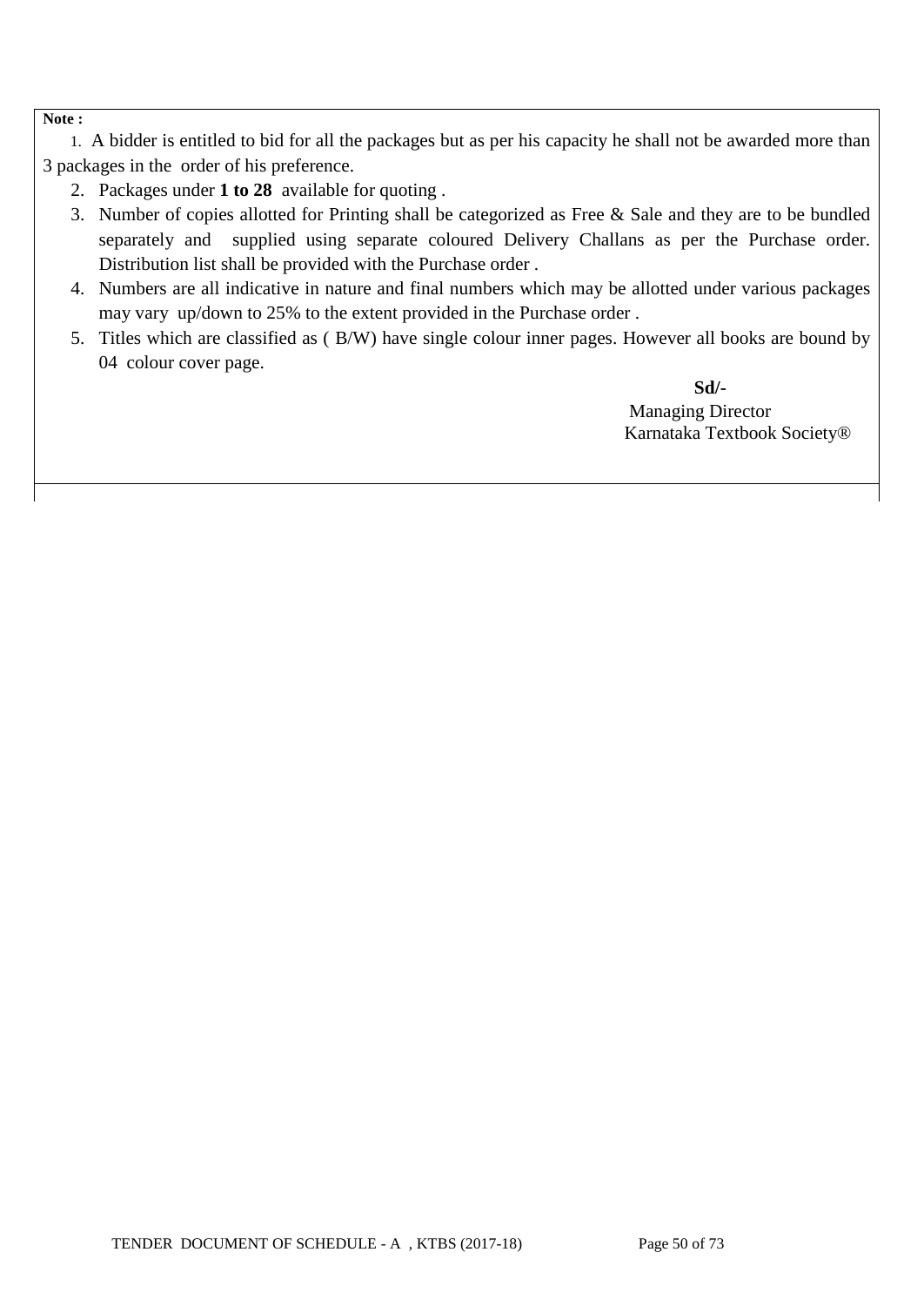**Note :**

1. A bidder is entitled to bid for all the packages but as per his capacity he shall not be awarded more than 3 packages in the order of his preference.
2. Packages under **1 to 28** available for quoting .
3. Number of copies allotted for Printing shall be categorized as Free & Sale and they are to be bundled separately and supplied using separate coloured Delivery Challans as per the Purchase order. Distribution list shall be provided with the Purchase order .
4. Numbers are all indicative in nature and final numbers which may be allotted under various packages may vary up/down to 25% to the extent provided in the Purchase order .
5. Titles which are classified as ( B/W) have single colour inner pages. However all books are bound by 04 colour cover page.

**Sd/-**
Managing Director
Karnataka Textbook Society®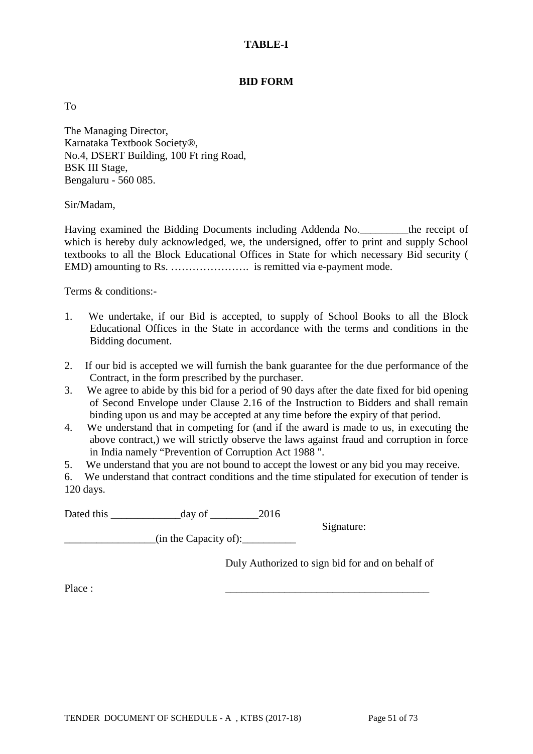**TABLE-I**

**BID FORM**

To

The Managing Director,
Karnataka Textbook Society®,
No.4, DSERT Building, 100 Ft ring Road,
BSK III Stage,
Bengaluru - 560 085.

Sir/Madam,

Having examined the Bidding Documents including Addenda No.\_\_\_\_\_\_\_\_\_the receipt of which is hereby duly acknowledged, we, the undersigned, offer to print and supply School textbooks to all the Block Educational Offices in State for which necessary Bid security ( EMD) amounting to Rs. …………………. is remitted via e-payment mode.

Terms & conditions:-

1. We undertake, if our Bid is accepted, to supply of School Books to all the Block Educational Offices in the State in accordance with the terms and conditions in the Bidding document.
2. If our bid is accepted we will furnish the bank guarantee for the due performance of the Contract, in the form prescribed by the purchaser.
3. We agree to abide by this bid for a period of 90 days after the date fixed for bid opening of Second Envelope under Clause 2.16 of the Instruction to Bidders and shall remain binding upon us and may be accepted at any time before the expiry of that period.
4. We understand that in competing for (and if the award is made to us, in executing the above contract,) we will strictly observe the laws against fraud and corruption in force in India namely "Prevention of Corruption Act 1988 ".
5. We understand that you are not bound to accept the lowest or any bid you may receive.
6. We understand that contract conditions and the time stipulated for execution of tender is 120 days.

Dated this \_\_\_\_\_\_\_\_\_\_\_\_\_day of \_\_\_\_\_\_\_\_\_2016

Signature:

\_\_\_\_\_\_\_\_\_\_\_\_\_\_\_\_\_(in the Capacity of):\_\_\_\_\_\_\_\_\_\_

Duly Authorized to sign bid for and on behalf of

Place : \_\_\_\_\_\_\_\_\_\_\_\_\_\_\_\_\_\_\_\_\_\_\_\_\_\_\_\_\_\_\_\_\_\_\_\_\_\_\_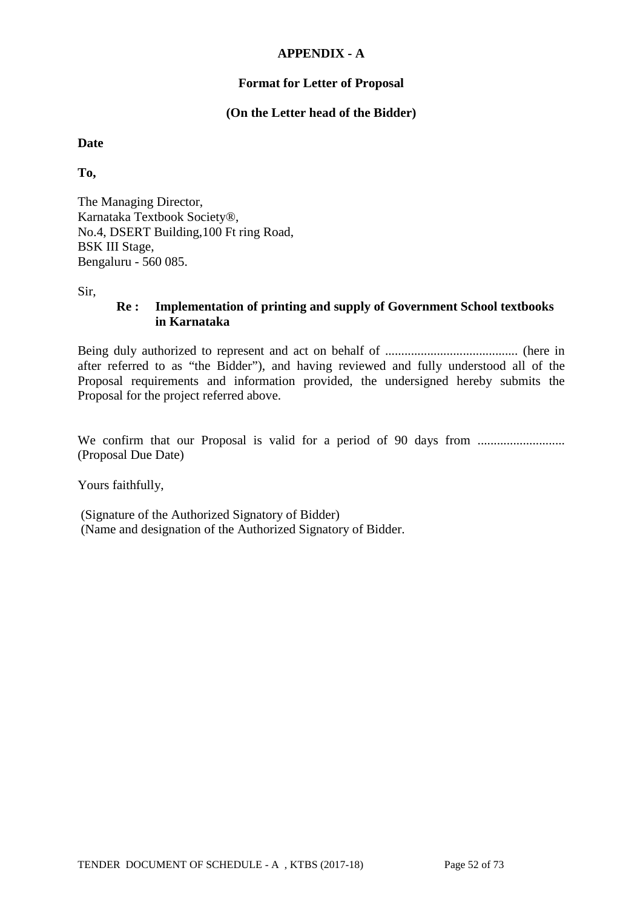# APPENDIX - A

## Format for Letter of Proposal

**(On the Letter head of the Bidder)**

**Date**

**To,**

The Managing Director,
Karnataka Textbook Society®,
No.4, DSERT Building,100 Ft ring Road,
BSK III Stage,
Bengaluru - 560 085.

Sir,

**Re : Implementation of printing and supply of Government School textbooks in Karnataka**

Being duly authorized to represent and act on behalf of ......................................... (here in after referred to as "the Bidder"), and having reviewed and fully understood all of the Proposal requirements and information provided, the undersigned hereby submits the Proposal for the project referred above.

We confirm that our Proposal is valid for a period of 90 days from .......................... (Proposal Due Date)

Yours faithfully,

(Signature of the Authorized Signatory of Bidder)
(Name and designation of the Authorized Signatory of Bidder.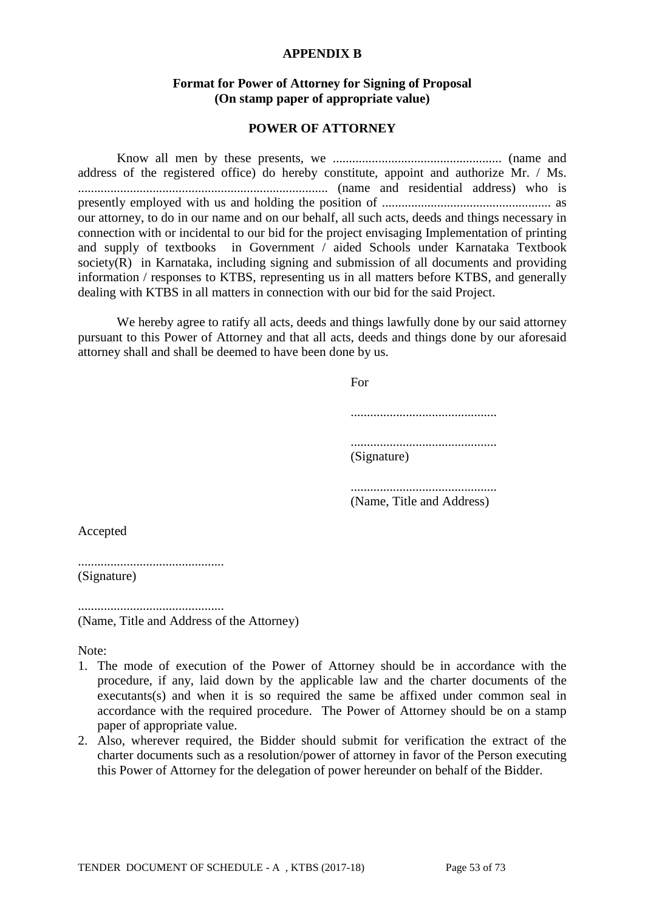**APPENDIX B**

**Format for Power of Attorney for Signing of Proposal**
**(On stamp paper of appropriate value)**

**POWER OF ATTORNEY**

Know all men by these presents, we .................................................... (name and address of the registered office) do hereby constitute, appoint and authorize Mr. / Ms. ............................................................................ (name and residential address) who is presently employed with us and holding the position of .................................................... as our attorney, to do in our name and on our behalf, all such acts, deeds and things necessary in connection with or incidental to our bid for the project envisaging Implementation of printing and supply of textbooks in Government / aided Schools under Karnataka Textbook society(R) in Karnataka, including signing and submission of all documents and providing information / responses to KTBS, representing us in all matters before KTBS, and generally dealing with KTBS in all matters in connection with our bid for the said Project.

We hereby agree to ratify all acts, deeds and things lawfully done by our said attorney pursuant to this Power of Attorney and that all acts, deeds and things done by our aforesaid attorney shall and shall be deemed to have been done by us.

For

.............................................

.............................................
(Signature)

.............................................
(Name, Title and Address)

Accepted

.............................................
(Signature)

.............................................
(Name, Title and Address of the Attorney)

Note:

1. The mode of execution of the Power of Attorney should be in accordance with the procedure, if any, laid down by the applicable law and the charter documents of the executants(s) and when it is so required the same be affixed under common seal in accordance with the required procedure. The Power of Attorney should be on a stamp paper of appropriate value.
2. Also, wherever required, the Bidder should submit for verification the extract of the charter documents such as a resolution/power of attorney in favor of the Person executing this Power of Attorney for the delegation of power hereunder on behalf of the Bidder.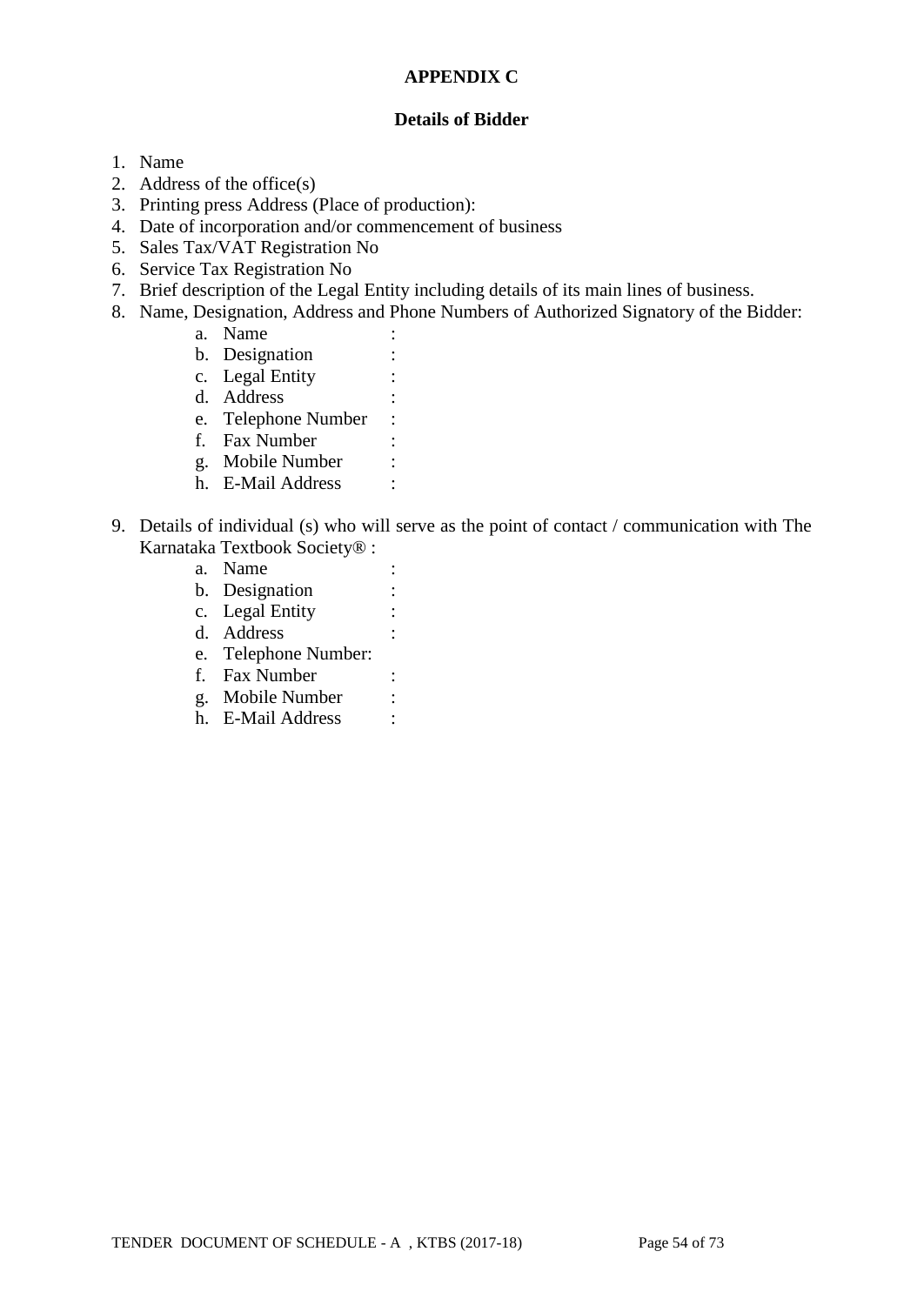**APPENDIX C**

**Details of Bidder**

1. Name
2. Address of the office(s)
3. Printing press Address (Place of production):
4. Date of incorporation and/or commencement of business
5. Sales Tax/VAT Registration No
6. Service Tax Registration No
7. Brief description of the Legal Entity including details of its main lines of business.
8. Name, Designation, Address and Phone Numbers of Authorized Signatory of the Bidder:
    a. Name :
    b. Designation :
    c. Legal Entity :
    d. Address :
    e. Telephone Number :
    f. Fax Number :
    g. Mobile Number :
    h. E-Mail Address :

9. Details of individual (s) who will serve as the point of contact / communication with The Karnataka Textbook Society® :
    a. Name :
    b. Designation :
    c. Legal Entity :
    d. Address :
    e. Telephone Number:
    f. Fax Number :
    g. Mobile Number :
    h. E-Mail Address :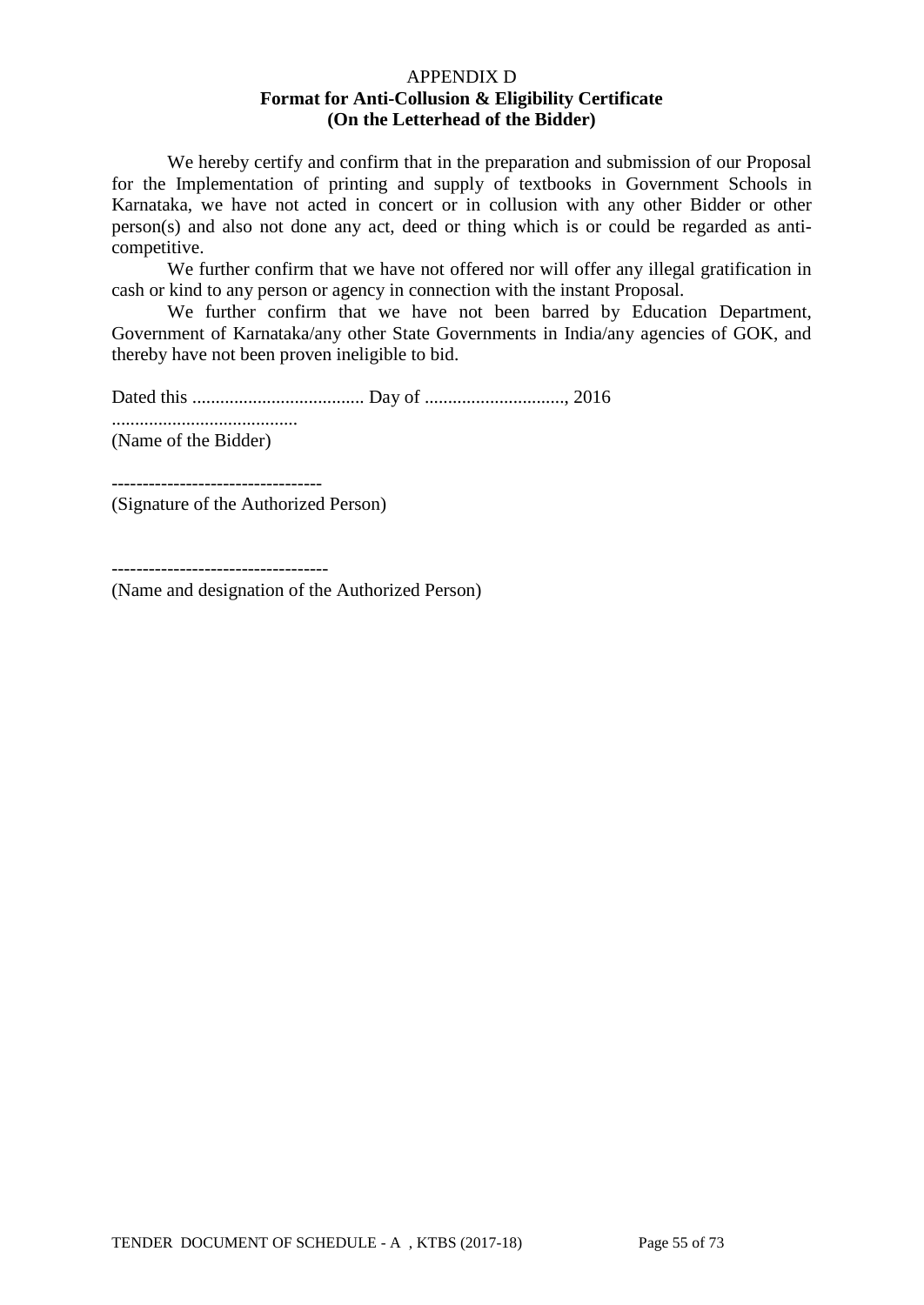APPENDIX D

**Format for Anti-Collusion & Eligibility Certificate**
**(On the Letterhead of the Bidder)**

We hereby certify and confirm that in the preparation and submission of our Proposal for the Implementation of printing and supply of textbooks in Government Schools in Karnataka, we have not acted in concert or in collusion with any other Bidder or other person(s) and also not done any act, deed or thing which is or could be regarded as anti-competitive.

We further confirm that we have not offered nor will offer any illegal gratification in cash or kind to any person or agency in connection with the instant Proposal.

We further confirm that we have not been barred by Education Department, Government of Karnataka/any other State Governments in India/any agencies of GOK, and thereby have not been proven ineligible to bid.

Dated this ..................................... Day of .............................., 2016

........................................
(Name of the Bidder)

----------------------------------
(Signature of the Authorized Person)

-----------------------------------
(Name and designation of the Authorized Person)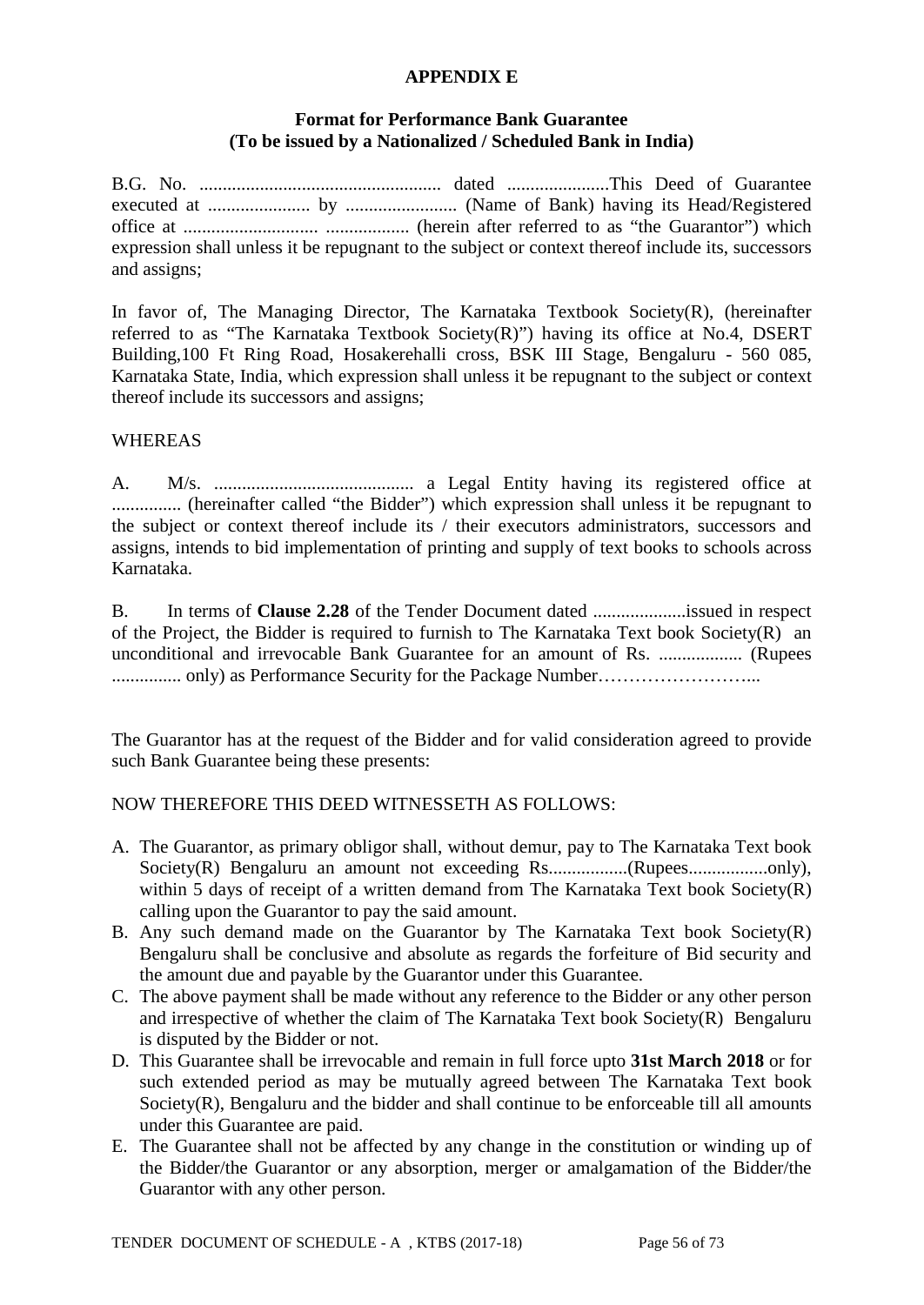**APPENDIX E**

**Format for Performance Bank Guarantee**
**(To be issued by a Nationalized / Scheduled Bank in India)**

B.G. No. .................................................... dated ......................This Deed of Guarantee executed at ...................... by ........................ (Name of Bank) having its Head/Registered office at ............................. .................. (herein after referred to as "the Guarantor") which expression shall unless it be repugnant to the subject or context thereof include its, successors and assigns;

In favor of, The Managing Director, The Karnataka Textbook Society(R), (hereinafter referred to as "The Karnataka Textbook Society(R)") having its office at No.4, DSERT Building,100 Ft Ring Road, Hosakerehalli cross, BSK III Stage, Bengaluru - 560 085, Karnataka State, India, which expression shall unless it be repugnant to the subject or context thereof include its successors and assigns;

WHEREAS

A. M/s. ........................................... a Legal Entity having its registered office at ............... (hereinafter called "the Bidder") which expression shall unless it be repugnant to the subject or context thereof include its / their executors administrators, successors and assigns, intends to bid implementation of printing and supply of text books to schools across Karnataka.

B. In terms of **Clause 2.28** of the Tender Document dated ....................issued in respect of the Project, the Bidder is required to furnish to The Karnataka Text book Society(R) an unconditional and irrevocable Bank Guarantee for an amount of Rs. .................. (Rupees ............... only) as Performance Security for the Package Number……………………...

The Guarantor has at the request of the Bidder and for valid consideration agreed to provide such Bank Guarantee being these presents:

NOW THEREFORE THIS DEED WITNESSETH AS FOLLOWS:

A. The Guarantor, as primary obligor shall, without demur, pay to The Karnataka Text book Society(R) Bengaluru an amount not exceeding Rs.................(Rupees.................only), within 5 days of receipt of a written demand from The Karnataka Text book Society(R) calling upon the Guarantor to pay the said amount.
B. Any such demand made on the Guarantor by The Karnataka Text book Society(R) Bengaluru shall be conclusive and absolute as regards the forfeiture of Bid security and the amount due and payable by the Guarantor under this Guarantee.
C. The above payment shall be made without any reference to the Bidder or any other person and irrespective of whether the claim of The Karnataka Text book Society(R) Bengaluru is disputed by the Bidder or not.
D. This Guarantee shall be irrevocable and remain in full force upto **31st March 2018** or for such extended period as may be mutually agreed between The Karnataka Text book Society(R), Bengaluru and the bidder and shall continue to be enforceable till all amounts under this Guarantee are paid.
E. The Guarantee shall not be affected by any change in the constitution or winding up of the Bidder/the Guarantor or any absorption, merger or amalgamation of the Bidder/the Guarantor with any other person.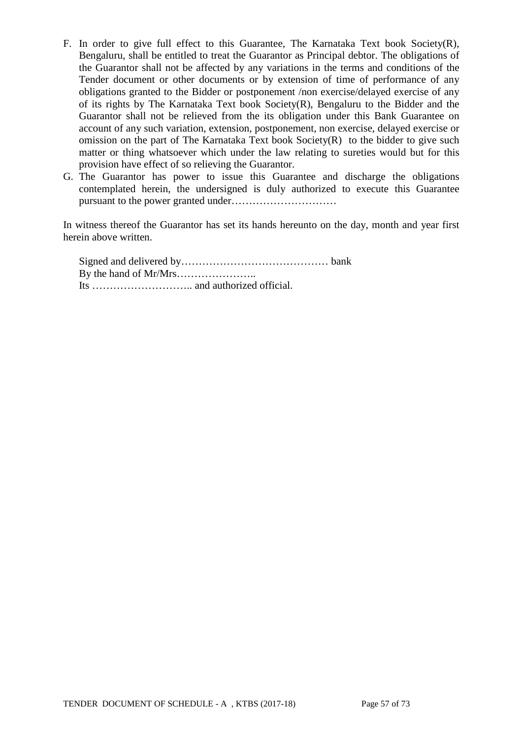F. In order to give full effect to this Guarantee, The Karnataka Text book Society(R), Bengaluru, shall be entitled to treat the Guarantor as Principal debtor. The obligations of the Guarantor shall not be affected by any variations in the terms and conditions of the Tender document or other documents or by extension of time of performance of any obligations granted to the Bidder or postponement /non exercise/delayed exercise of any of its rights by The Karnataka Text book Society(R), Bengaluru to the Bidder and the Guarantor shall not be relieved from the its obligation under this Bank Guarantee on account of any such variation, extension, postponement, non exercise, delayed exercise or omission on the part of The Karnataka Text book Society(R) to the bidder to give such matter or thing whatsoever which under the law relating to sureties would but for this provision have effect of so relieving the Guarantor.

G. The Guarantor has power to issue this Guarantee and discharge the obligations contemplated herein, the undersigned is duly authorized to execute this Guarantee pursuant to the power granted under…………………………

In witness thereof the Guarantor has set its hands hereunto on the day, month and year first herein above written.

Signed and delivered by…………………………………… bank
By the hand of Mr/Mrs…………………..
Its ……………………….. and authorized official.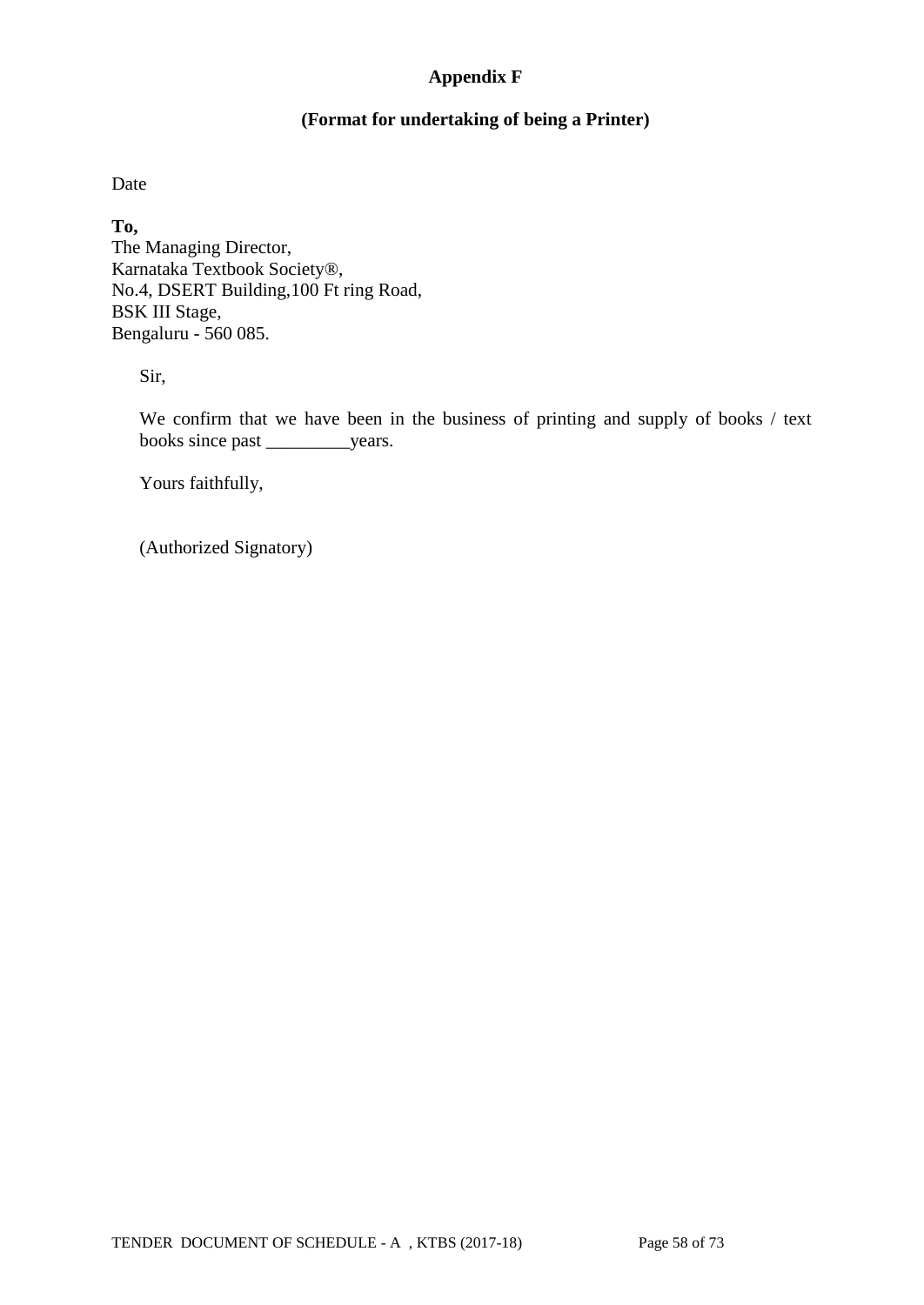## Appendix F

### (Format for undertaking of being a Printer)

Date

**To,**
The Managing Director,
Karnataka Textbook Society®,
No.4, DSERT Building,100 Ft ring Road,
BSK III Stage,
Bengaluru - 560 085.

Sir,

We confirm that we have been in the business of printing and supply of books / text books since past _________years.

Yours faithfully,

(Authorized Signatory)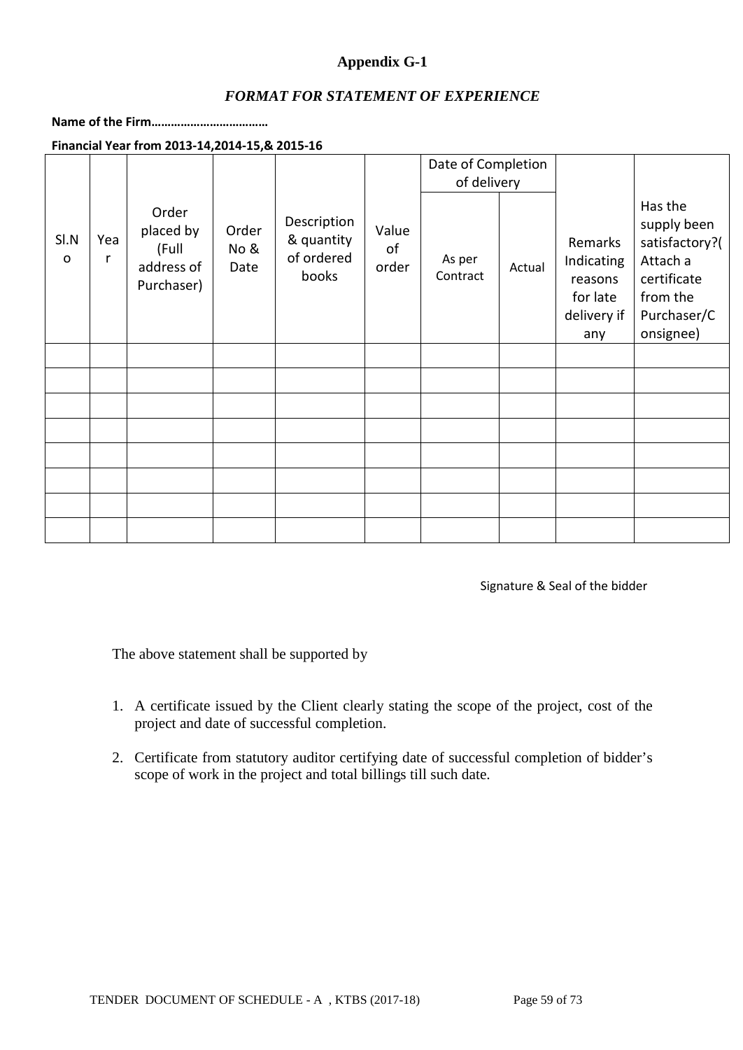## Appendix G-1

### *FORMAT FOR STATEMENT OF EXPERIENCE*

**Name of the Firm………………………………**

**Financial Year from 2013-14,2014-15,& 2015-16**

| Sl.No | Year | Order placed by (Full address of Purchaser) | Order No & Date | Description & quantity of ordered books | Value of order | Date of Completion of delivery | | Remarks Indicating reasons for late delivery if any | Has the supply been satisfactory?( Attach a certificate from the Purchaser/Consignee) |
|---|---|---|---|---|---|---|---|---|---|
| | | | | | | As per Contract | Actual | | |
| | | | | | | | | | |
| | | | | | | | | | |
| | | | | | | | | | |
| | | | | | | | | | |
| | | | | | | | | | |
| | | | | | | | | | |
| | | | | | | | | | |
| | | | | | | | | | |

Signature & Seal of the bidder

The above statement shall be supported by

1. A certificate issued by the Client clearly stating the scope of the project, cost of the project and date of successful completion.

2. Certificate from statutory auditor certifying date of successful completion of bidder's scope of work in the project and total billings till such date.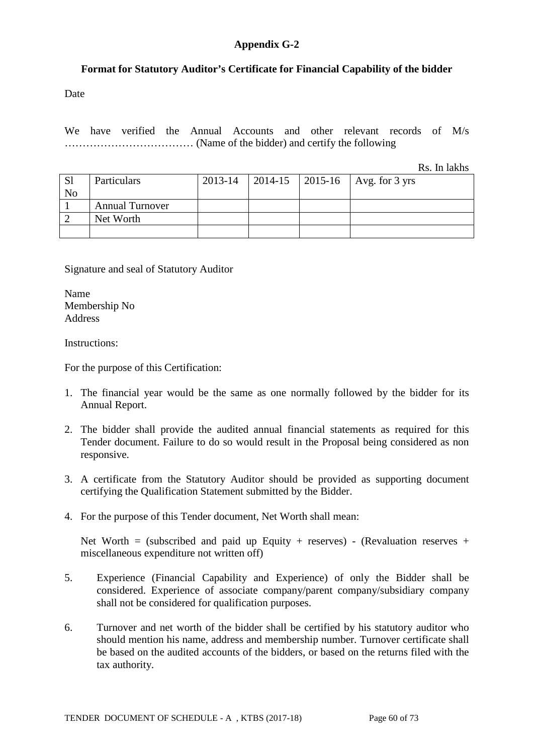## Appendix G-2

### Format for Statutory Auditor's Certificate for Financial Capability of the bidder

Date

We have verified the Annual Accounts and other relevant records of M/s ……………………………… (Name of the bidder) and certify the following

Rs. In lakhs

| Sl No | Particulars | 2013-14 | 2014-15 | 2015-16 | Avg. for 3 yrs |
|---|---|---|---|---|---|
| 1 | Annual Turnover | | | | |
| 2 | Net Worth | | | | |
| | | | | | |

Signature and seal of Statutory Auditor

Name
Membership No
Address

Instructions:

For the purpose of this Certification:

1. The financial year would be the same as one normally followed by the bidder for its Annual Report.
2. The bidder shall provide the audited annual financial statements as required for this Tender document. Failure to do so would result in the Proposal being considered as non responsive.
3. A certificate from the Statutory Auditor should be provided as supporting document certifying the Qualification Statement submitted by the Bidder.
4. For the purpose of this Tender document, Net Worth shall mean:

   Net Worth = (subscribed and paid up Equity + reserves) - (Revaluation reserves + miscellaneous expenditure not written off)

5. Experience (Financial Capability and Experience) of only the Bidder shall be considered. Experience of associate company/parent company/subsidiary company shall not be considered for qualification purposes.
6. Turnover and net worth of the bidder shall be certified by his statutory auditor who should mention his name, address and membership number. Turnover certificate shall be based on the audited accounts of the bidders, or based on the returns filed with the tax authority.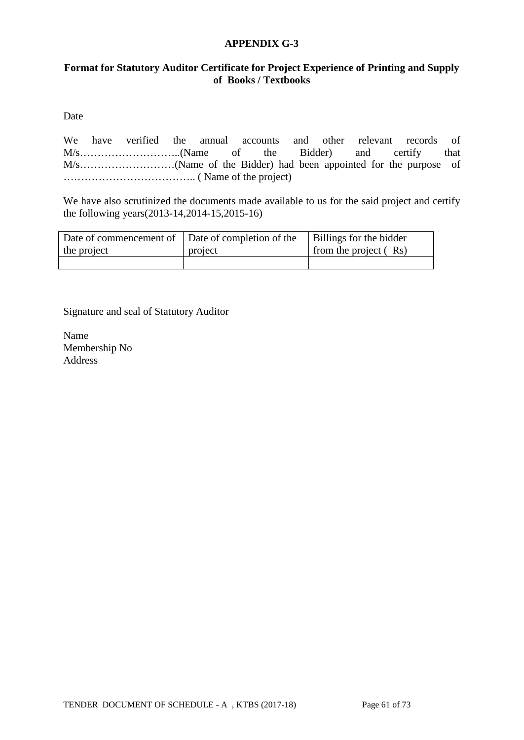**APPENDIX G-3**

**Format for Statutory Auditor Certificate for Project Experience of Printing and Supply of Books / Textbooks**

Date

We have verified the annual accounts and other relevant records of M/s………………………..(Name of the Bidder) and certify that M/s………………………(Name of the Bidder) had been appointed for the purpose of ……………………………….. ( Name of the project)

We have also scrutinized the documents made available to us for the said project and certify the following years(2013-14,2014-15,2015-16)

| Date of commencement of the project | Date of completion of the project | Billings for the bidder from the project ( Rs) |
|---|---|---|
| | | |

Signature and seal of Statutory Auditor

Name
Membership No
Address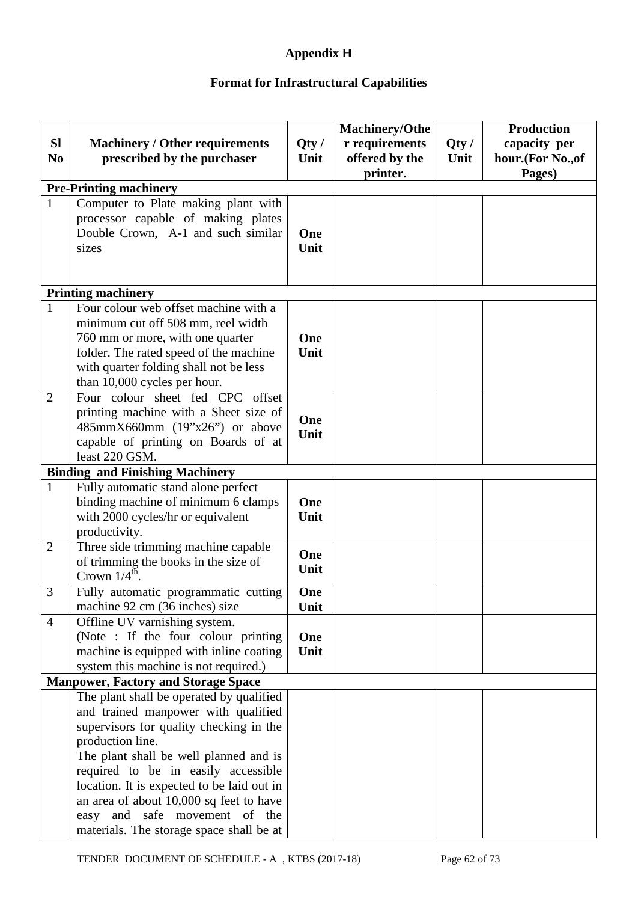**Appendix H**

**Format for Infrastructural Capabilities**

| Sl No | Machinery / Other requirements prescribed by the purchaser | Qty / Unit | Machinery/Other requirements offered by the printer. | Qty / Unit | Production capacity per hour.(For No.,of Pages) |
|---|---|---|---|---|---|
| **Pre-Printing machinery** | | | | | |
| 1 | Computer to Plate making plant with processor capable of making plates Double Crown, A-1 and such similar sizes | **One Unit** | | | |
| **Printing machinery** | | | | | |
| 1 | Four colour web offset machine with a minimum cut off 508 mm, reel width 760 mm or more, with one quarter folder. The rated speed of the machine with quarter folding shall not be less than 10,000 cycles per hour. | **One Unit** | | | |
| 2 | Four colour sheet fed CPC offset printing machine with a Sheet size of 485mmX660mm (19"x26") or above capable of printing on Boards of at least 220 GSM. | **One Unit** | | | |
| **Binding and Finishing Machinery** | | | | | |
| 1 | Fully automatic stand alone perfect binding machine of minimum 6 clamps with 2000 cycles/hr or equivalent productivity. | **One Unit** | | | |
| 2 | Three side trimming machine capable of trimming the books in the size of Crown 1/4th. | **One Unit** | | | |
| 3 | Fully automatic programmatic cutting machine 92 cm (36 inches) size | **One Unit** | | | |
| 4 | Offline UV varnishing system. (Note : If the four colour printing machine is equipped with inline coating system this machine is not required.) | **One Unit** | | | |
| **Manpower, Factory and Storage Space** | | | | | |
| | The plant shall be operated by qualified and trained manpower with qualified supervisors for quality checking in the production line. The plant shall be well planned and is required to be in easily accessible location. It is expected to be laid out in an area of about 10,000 sq feet to have easy and safe movement of the materials. The storage space shall be at | | | | |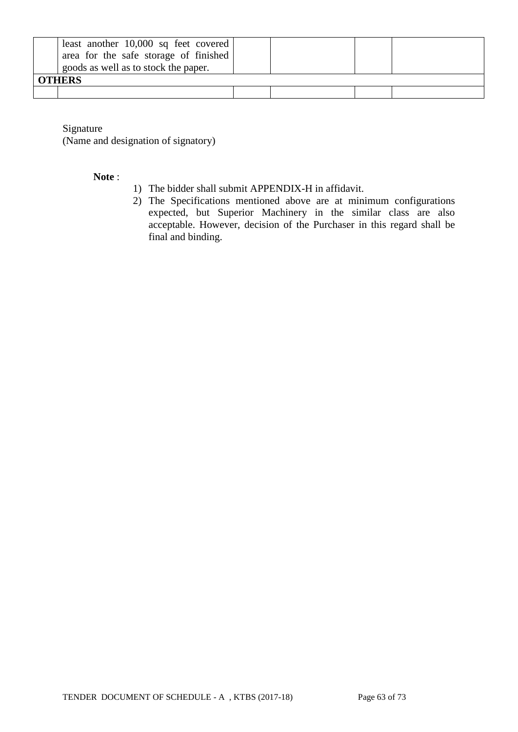| | | | | | |
|---|---|---|---|---|---|
| | least another 10,000 sq feet covered area for the safe storage of finished goods as well as to stock the paper. | | | | |
| **OTHERS** | | | | | |
| | | | | | |

Signature
(Name and designation of signatory)

**Note** :

1) The bidder shall submit APPENDIX-H in affidavit.
2) The Specifications mentioned above are at minimum configurations expected, but Superior Machinery in the similar class are also acceptable. However, decision of the Purchaser in this regard shall be final and binding.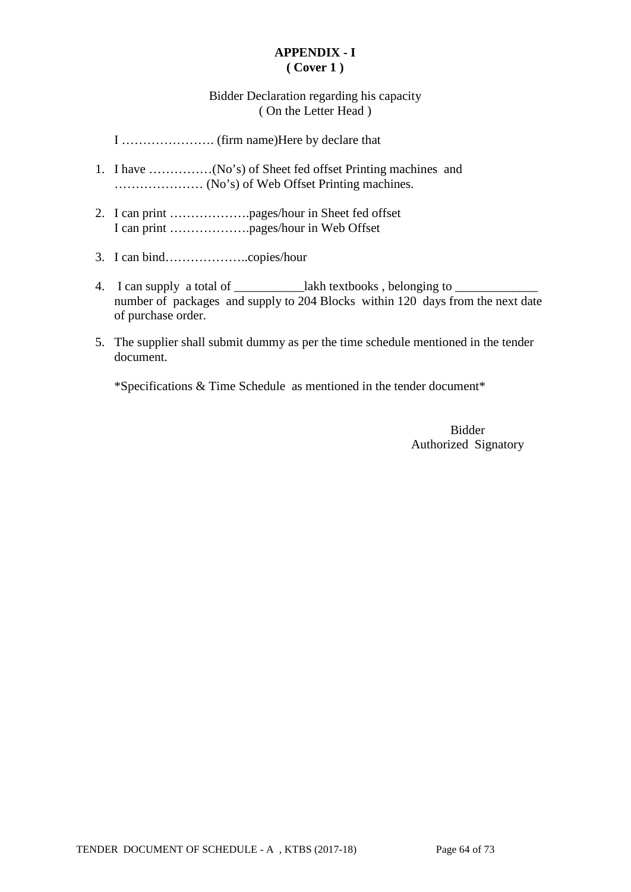**APPENDIX - I**
**( Cover 1 )**

Bidder Declaration regarding his capacity
( On the Letter Head )

I …………………. (firm name)Here by declare that

1. I have ……………(No's) of Sheet fed offset Printing machines and ………………… (No's) of Web Offset Printing machines.
2. I can print ……………….pages/hour in Sheet fed offset
   I can print ……………….pages/hour in Web Offset
3. I can bind………………..copies/hour
4. I can supply a total of ___________lakh textbooks , belonging to _____________ number of packages and supply to 204 Blocks within 120 days from the next date of purchase order.
5. The supplier shall submit dummy as per the time schedule mentioned in the tender document.

*Specifications & Time Schedule as mentioned in the tender document*

Bidder
Authorized Signatory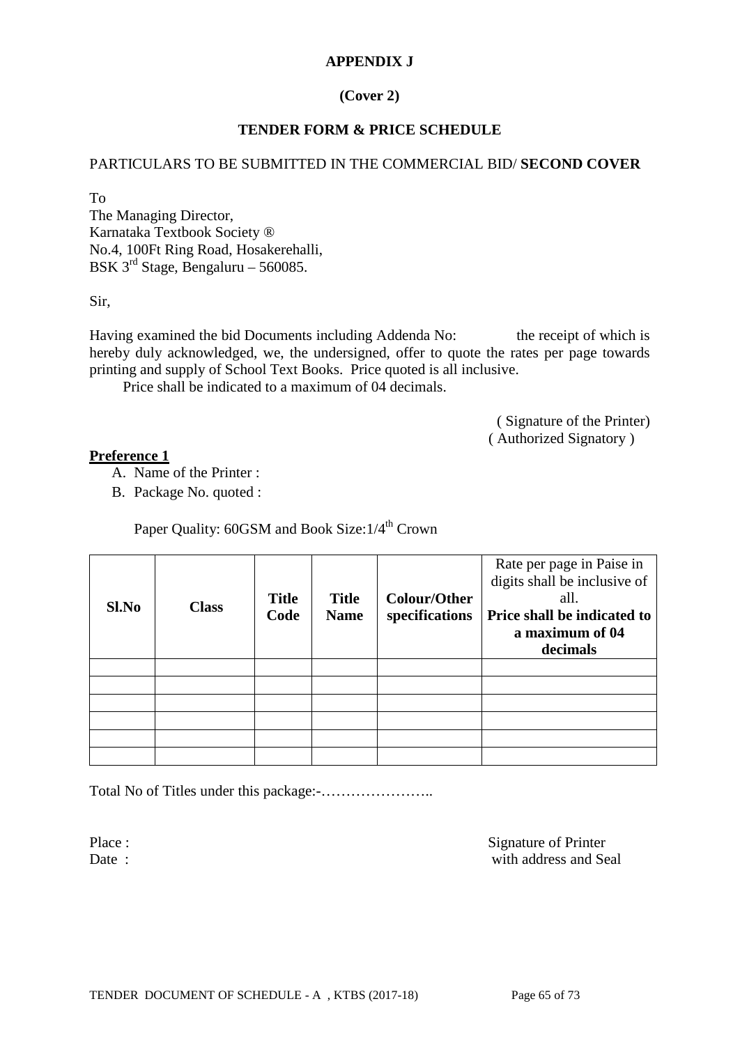**APPENDIX J**

**(Cover 2)**

**TENDER FORM & PRICE SCHEDULE**

PARTICULARS TO BE SUBMITTED IN THE COMMERCIAL BID/ **SECOND COVER**

To
The Managing Director,
Karnataka Textbook Society ®
No.4, 100Ft Ring Road, Hosakerehalli,
BSK 3rd Stage, Bengaluru – 560085.

Sir,

Having examined the bid Documents including Addenda No: the receipt of which is hereby duly acknowledged, we, the undersigned, offer to quote the rates per page towards printing and supply of School Text Books. Price quoted is all inclusive.

Price shall be indicated to a maximum of 04 decimals.

( Signature of the Printer)
( Authorized Signatory )

**Preference 1**

A. Name of the Printer :
B. Package No. quoted :

Paper Quality: 60GSM and Book Size:1/4th Crown

| Sl.No | Class | Title Code | Title Name | Colour/Other specifications | Rate per page in Paise in digits shall be inclusive of all. **Price shall be indicated to a maximum of 04 decimals** |
|---|---|---|---|---|---|
| | | | | | |
| | | | | | |
| | | | | | |
| | | | | | |
| | | | | | |
| | | | | | |

Total No of Titles under this package:-…………………..

Place :
Date :

Signature of Printer
with address and Seal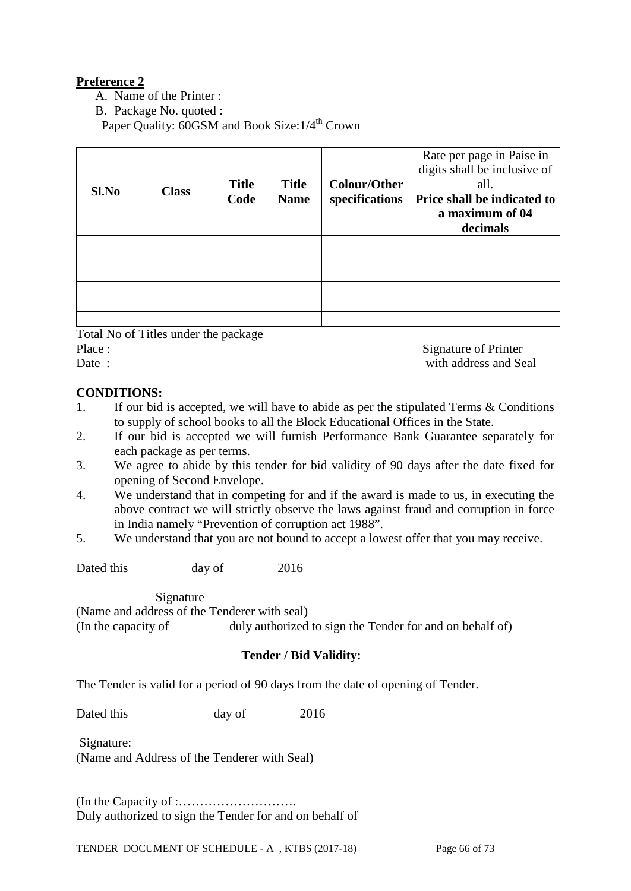**Preference 2**

A. Name of the Printer :

B. Package No. quoted :

Paper Quality: 60GSM and Book Size:1/4th Crown

| **Sl.No** | **Class** | **Title Code** | **Title Name** | **Colour/Other specifications** | Rate per page in Paise in digits shall be inclusive of all. **Price shall be indicated to a maximum of 04 decimals** |
|---|---|---|---|---|---|
| | | | | | |
| | | | | | |
| | | | | | |
| | | | | | |
| | | | | | |
| | | | | | |

Total No of Titles under the package

Place :

Date :

Signature of Printer
with address and Seal

**CONDITIONS:**

1. If our bid is accepted, we will have to abide as per the stipulated Terms & Conditions to supply of school books to all the Block Educational Offices in the State.
2. If our bid is accepted we will furnish Performance Bank Guarantee separately for each package as per terms.
3. We agree to abide by this tender for bid validity of 90 days after the date fixed for opening of Second Envelope.
4. We understand that in competing for and if the award is made to us, in executing the above contract we will strictly observe the laws against fraud and corruption in force in India namely "Prevention of corruption act 1988".
5. We understand that you are not bound to accept a lowest offer that you may receive.

Dated this day of 2016

Signature

(Name and address of the Tenderer with seal)

(In the capacity of duly authorized to sign the Tender for and on behalf of)

**Tender / Bid Validity:**

The Tender is valid for a period of 90 days from the date of opening of Tender.

Dated this day of 2016

Signature:

(Name and Address of the Tenderer with Seal)

(In the Capacity of :……………………….

Duly authorized to sign the Tender for and on behalf of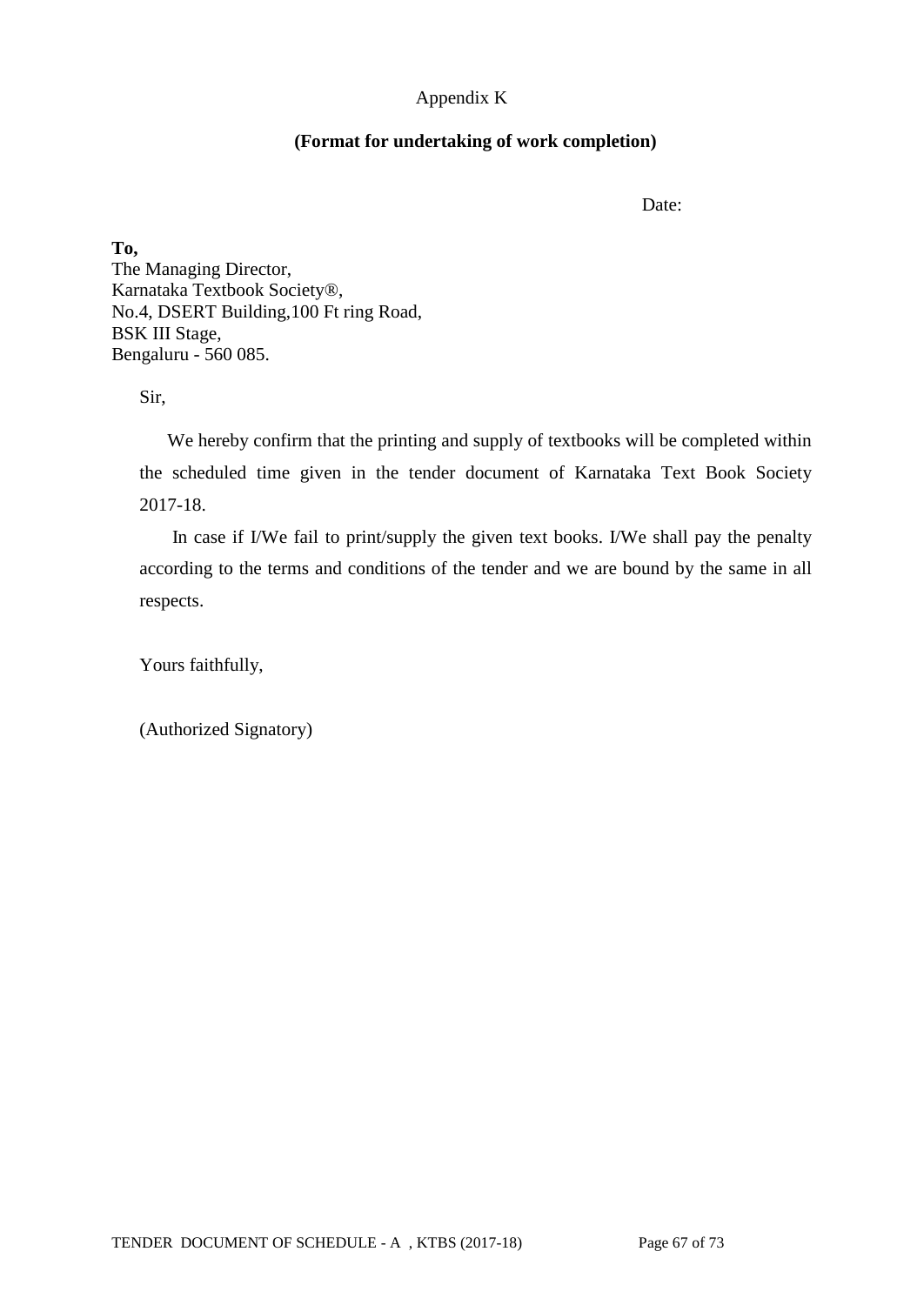Appendix K

**(Format for undertaking of work completion)**

Date:

**To,**
The Managing Director,
Karnataka Textbook Society®,
No.4, DSERT Building,100 Ft ring Road,
BSK III Stage,
Bengaluru - 560 085.

Sir,

We hereby confirm that the printing and supply of textbooks will be completed within the scheduled time given in the tender document of Karnataka Text Book Society 2017-18.

In case if I/We fail to print/supply the given text books. I/We shall pay the penalty according to the terms and conditions of the tender and we are bound by the same in all respects.

Yours faithfully,

(Authorized Signatory)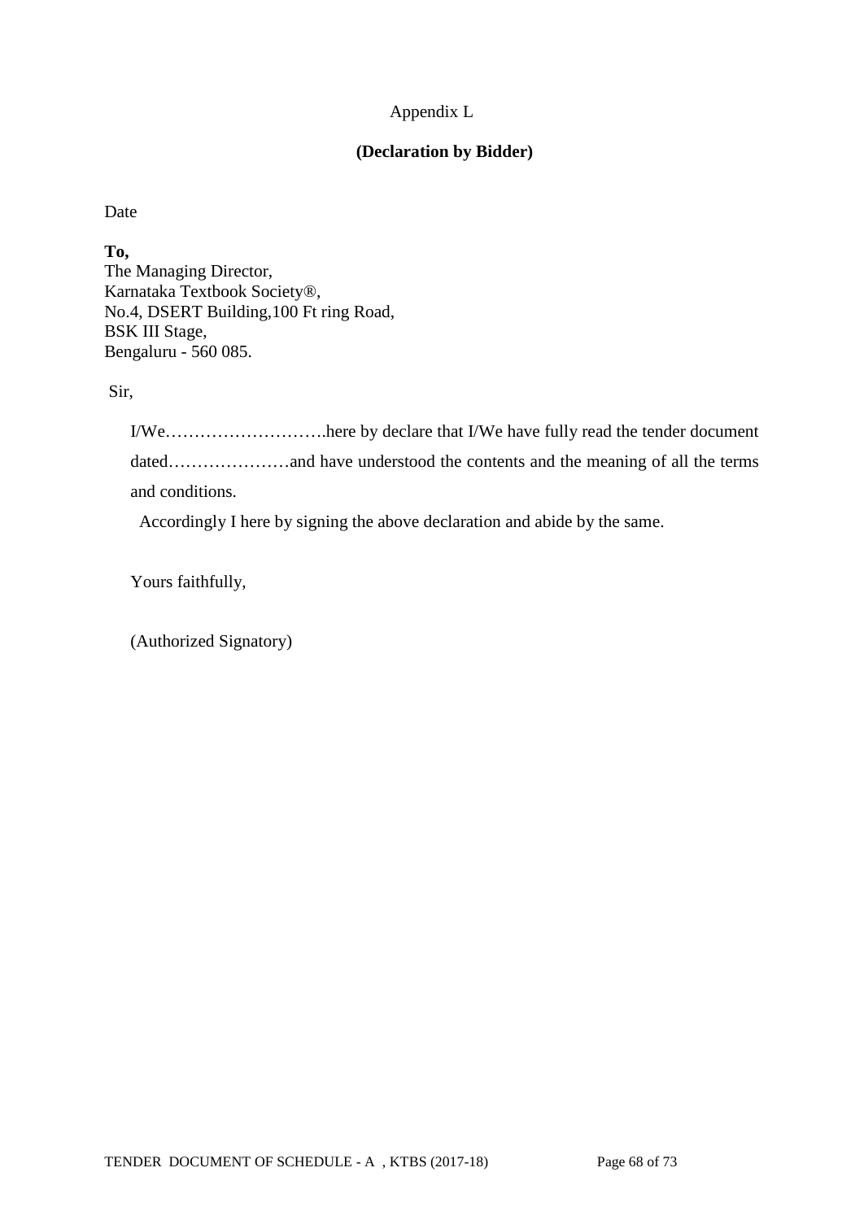Appendix L

**(Declaration by Bidder)**

Date

**To,**
The Managing Director,
Karnataka Textbook Society®,
No.4, DSERT Building,100 Ft ring Road,
BSK III Stage,
Bengaluru - 560 085.

Sir,

I/We……………………….here by declare that I/We have fully read the tender document dated…………………and have understood the contents and the meaning of all the terms and conditions.

Accordingly I here by signing the above declaration and abide by the same.

Yours faithfully,

(Authorized Signatory)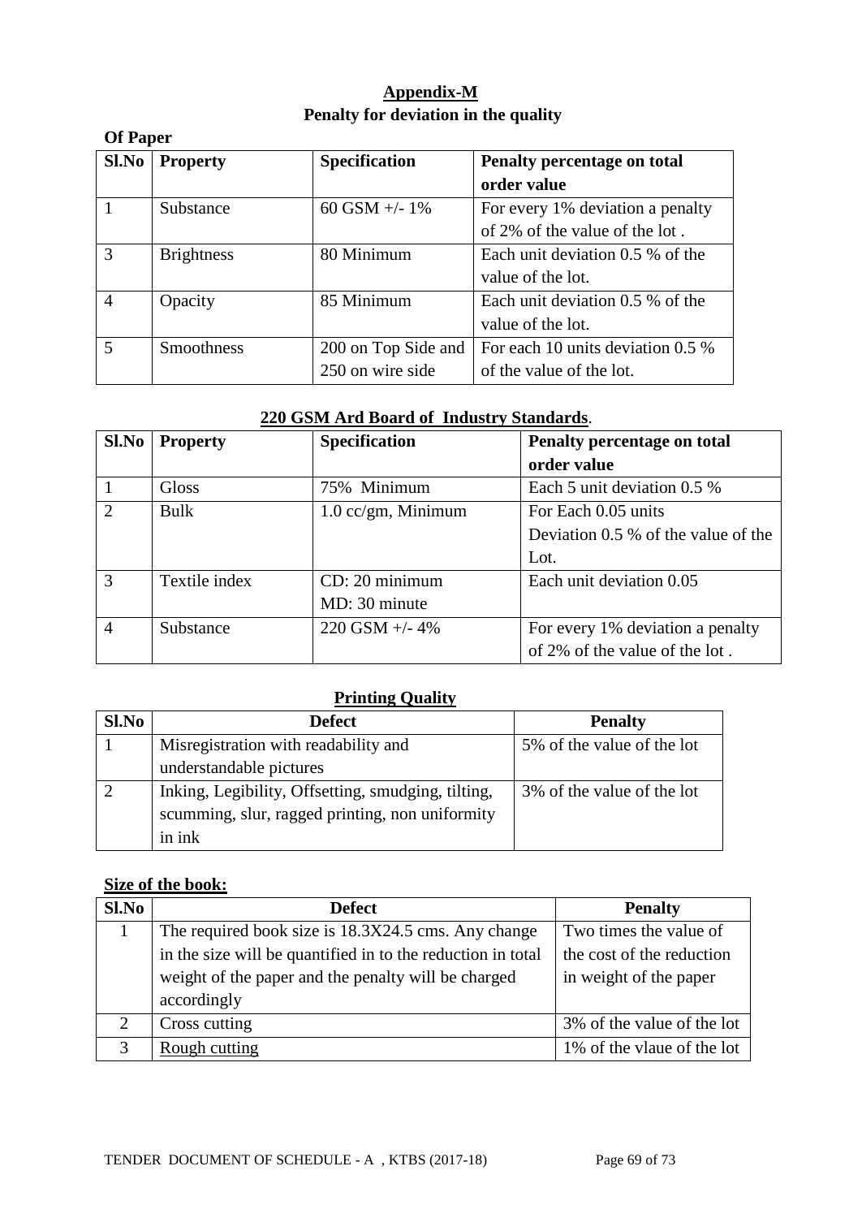## Appendix-M

### Penalty for deviation in the quality

**Of Paper**

| Sl.No | Property | Specification | Penalty percentage on total order value |
|---|---|---|---|
| 1 | Substance | 60 GSM +/- 1% | For every 1% deviation a penalty of 2% of the value of the lot . |
| 3 | Brightness | 80 Minimum | Each unit deviation 0.5 % of the value of the lot. |
| 4 | Opacity | 85 Minimum | Each unit deviation 0.5 % of the value of the lot. |
| 5 | Smoothness | 200 on Top Side and 250 on wire side | For each 10 units deviation 0.5 % of the value of the lot. |

**220 GSM Ard Board of Industry Standards**.

| Sl.No | Property | Specification | Penalty percentage on total order value |
|---|---|---|---|
| 1 | Gloss | 75% Minimum | Each 5 unit deviation 0.5 % |
| 2 | Bulk | 1.0 cc/gm, Minimum | For Each 0.05 units Deviation 0.5 % of the value of the Lot. |
| 3 | Textile index | CD: 20 minimum MD: 30 minute | Each unit deviation 0.05 |
| 4 | Substance | 220 GSM +/- 4% | For every 1% deviation a penalty of 2% of the value of the lot . |

**Printing Quality**

| Sl.No | Defect | Penalty |
|---|---|---|
| 1 | Misregistration with readability and understandable pictures | 5% of the value of the lot |
| 2 | Inking, Legibility, Offsetting, smudging, tilting, scumming, slur, ragged printing, non uniformity in ink | 3% of the value of the lot |

**Size of the book:**

| Sl.No | Defect | Penalty |
|---|---|---|
| 1 | The required book size is 18.3X24.5 cms. Any change in the size will be quantified in to the reduction in total weight of the paper and the penalty will be charged accordingly | Two times the value of the cost of the reduction in weight of the paper |
| 2 | Cross cutting | 3% of the value of the lot |
| 3 | Rough cutting | 1% of the vlaue of the lot |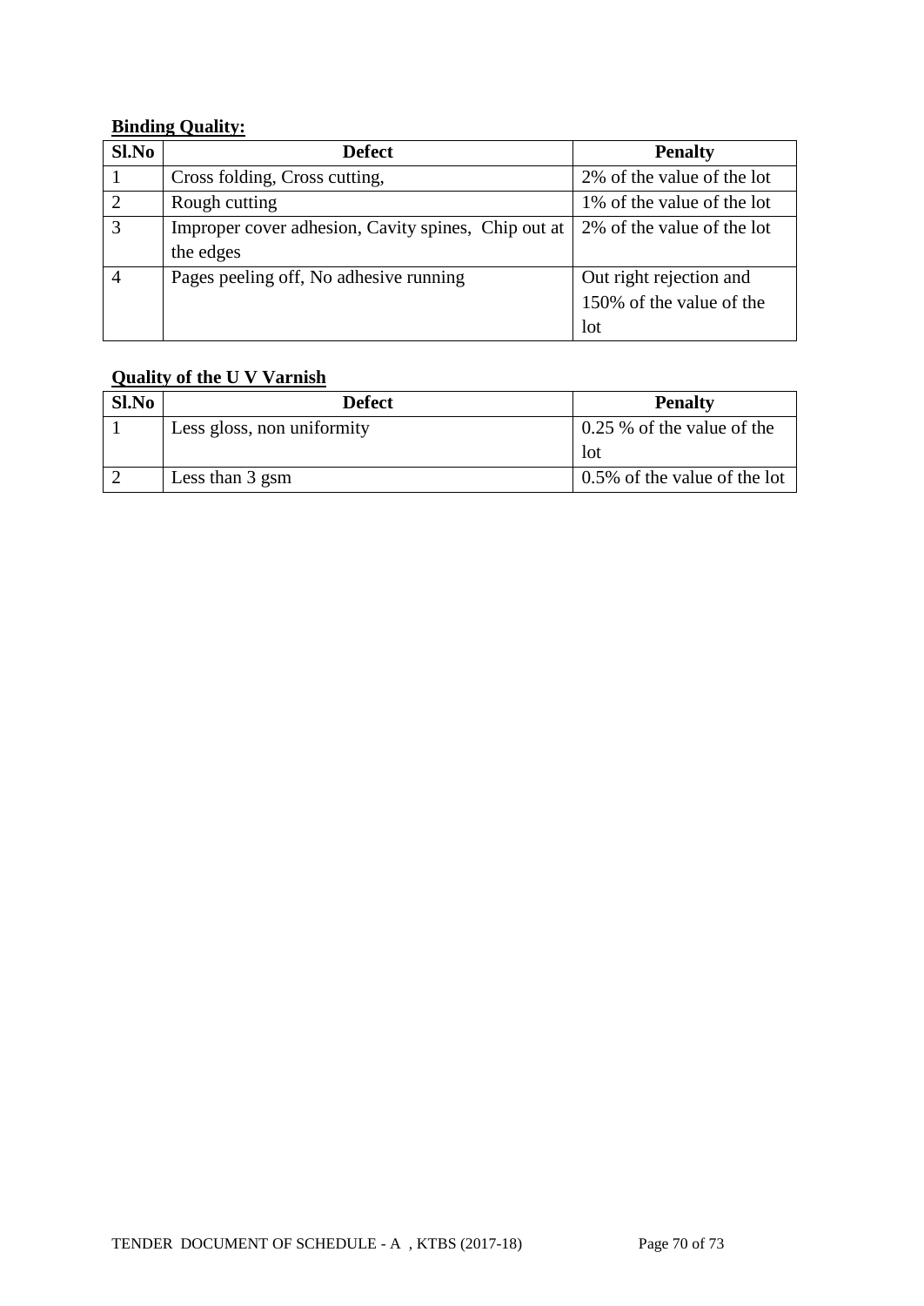**Binding Quality:**

| Sl.No | Defect | Penalty |
|---|---|---|
| 1 | Cross folding, Cross cutting, | 2% of the value of the lot |
| 2 | Rough cutting | 1% of the value of the lot |
| 3 | Improper cover adhesion, Cavity spines, Chip out at the edges | 2% of the value of the lot |
| 4 | Pages peeling off, No adhesive running | Out right rejection and 150% of the value of the lot |

**Quality of the U V Varnish**

| Sl.No | Defect | Penalty |
|---|---|---|
| 1 | Less gloss, non uniformity | 0.25 % of the value of the lot |
| 2 | Less than 3 gsm | 0.5% of the value of the lot |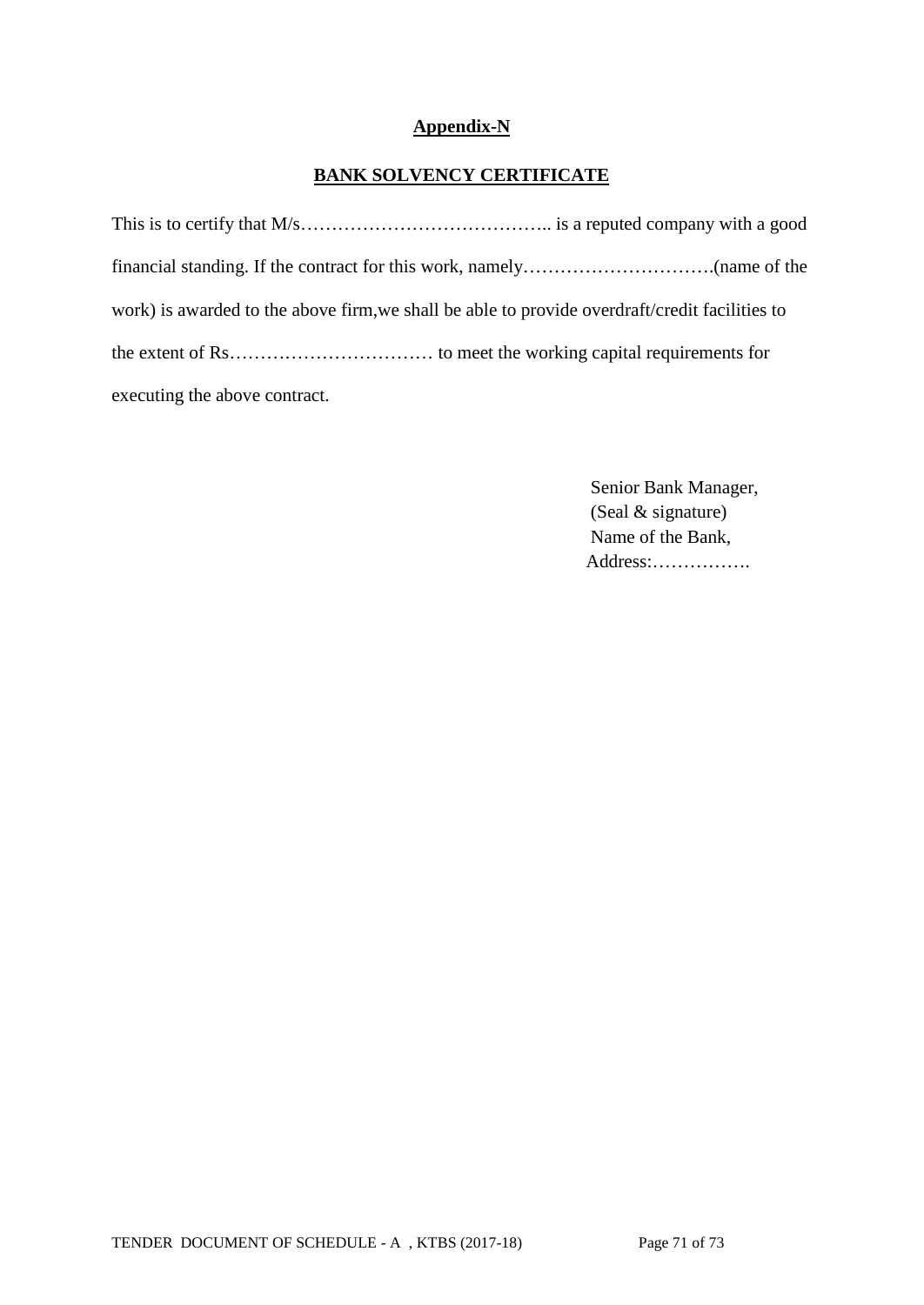**Appendix-N**

**BANK SOLVENCY CERTIFICATE**

This is to certify that M/s………………………………….. is a reputed company with a good financial standing. If the contract for this work, namely………………………….(name of the work) is awarded to the above firm,we shall be able to provide overdraft/credit facilities to the extent of Rs…………………………… to meet the working capital requirements for executing the above contract.

Senior Bank Manager,
(Seal & signature)
Name of the Bank,
Address:…………….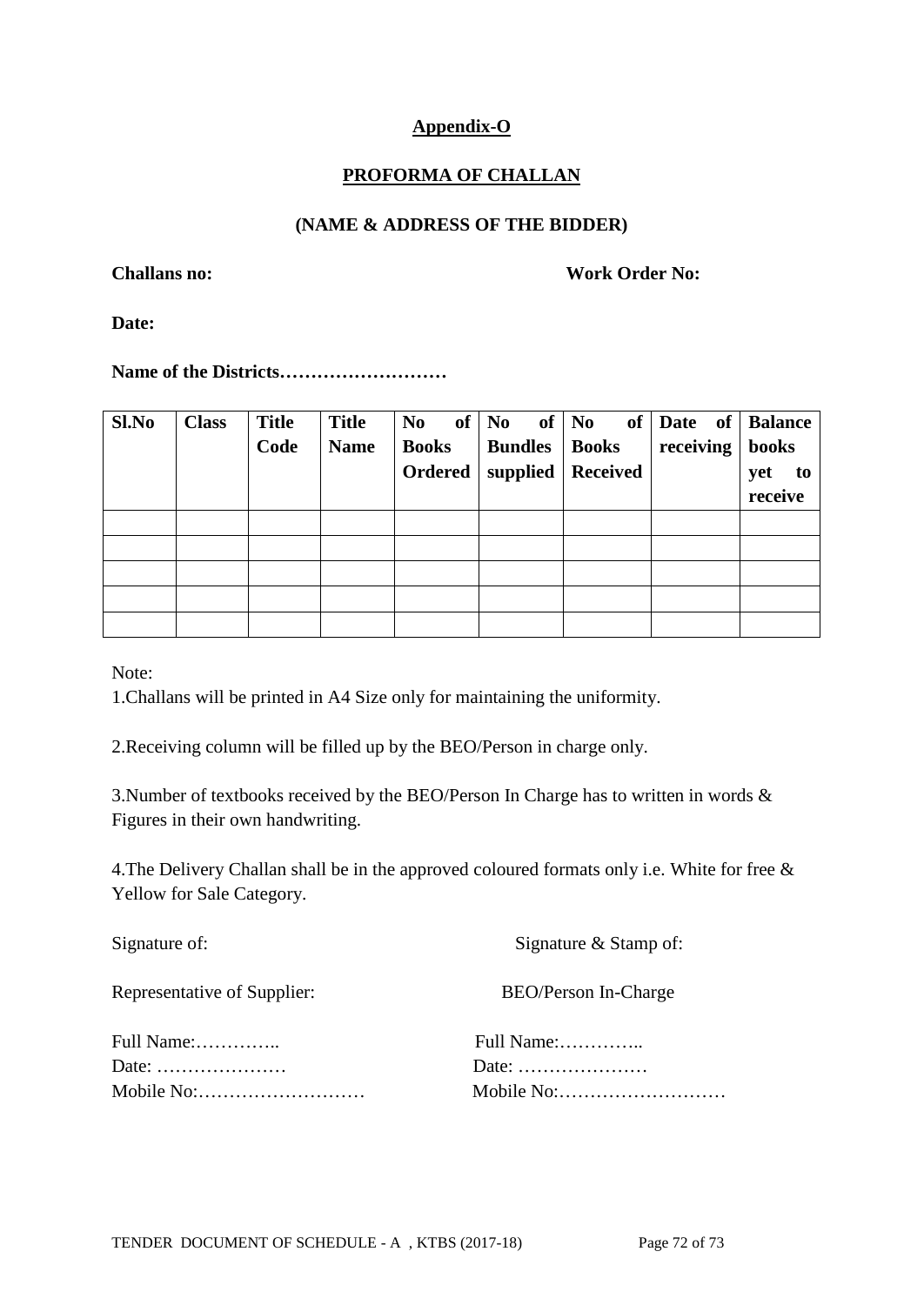**Appendix-O**

**PROFORMA OF CHALLAN**

**(NAME & ADDRESS OF THE BIDDER)**

**Challans no:** **Work Order No:**

**Date:**

**Name of the Districts………………………**

| Sl.No | Class | Title Code | Title Name | No of Books Ordered | No of Bundles supplied | No of Books Received | Date of receiving | Balance books yet to receive |
|---|---|---|---|---|---|---|---|---|
| | | | | | | | | |
| | | | | | | | | |
| | | | | | | | | |
| | | | | | | | | |
| | | | | | | | | |

Note:

1.Challans will be printed in A4 Size only for maintaining the uniformity.

2.Receiving column will be filled up by the BEO/Person in charge only.

3.Number of textbooks received by the BEO/Person In Charge has to written in words & Figures in their own handwriting.

4.The Delivery Challan shall be in the approved coloured formats only i.e. White for free & Yellow for Sale Category.

Signature of: Representative of Supplier:

Full Name:…………..
Date: …………………
Mobile No:………………………

Signature & Stamp of: BEO/Person In-Charge

Full Name:…………..
Date: …………………
Mobile No:………………………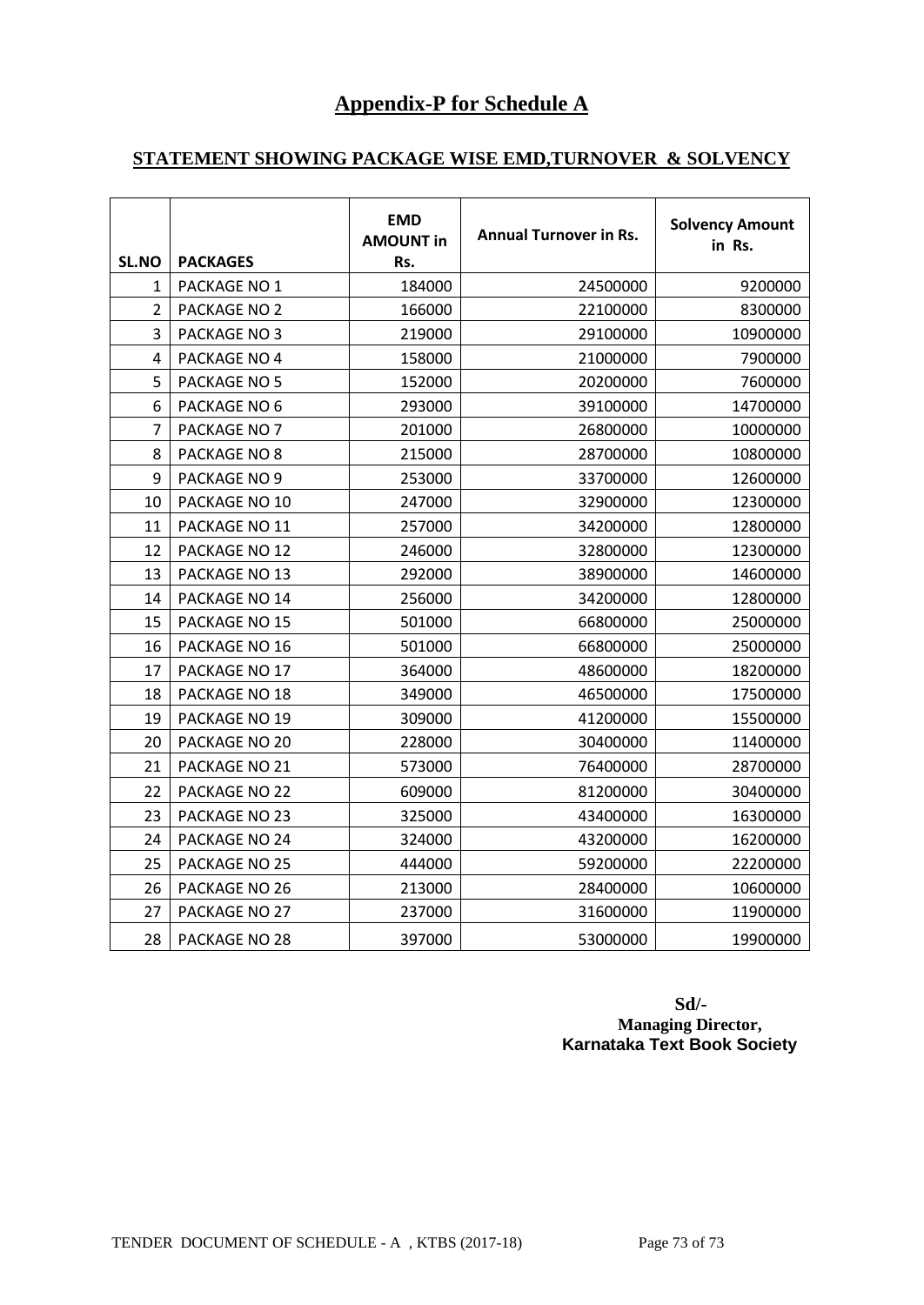# Appendix-P for Schedule A

## STATEMENT SHOWING PACKAGE WISE EMD,TURNOVER & SOLVENCY

| SL.NO | PACKAGES | EMD AMOUNT in Rs. | Annual Turnover in Rs. | Solvency Amount in Rs. |
|---|---|---|---|---|
| 1 | PACKAGE NO 1 | 184000 | 24500000 | 9200000 |
| 2 | PACKAGE NO 2 | 166000 | 22100000 | 8300000 |
| 3 | PACKAGE NO 3 | 219000 | 29100000 | 10900000 |
| 4 | PACKAGE NO 4 | 158000 | 21000000 | 7900000 |
| 5 | PACKAGE NO 5 | 152000 | 20200000 | 7600000 |
| 6 | PACKAGE NO 6 | 293000 | 39100000 | 14700000 |
| 7 | PACKAGE NO 7 | 201000 | 26800000 | 10000000 |
| 8 | PACKAGE NO 8 | 215000 | 28700000 | 10800000 |
| 9 | PACKAGE NO 9 | 253000 | 33700000 | 12600000 |
| 10 | PACKAGE NO 10 | 247000 | 32900000 | 12300000 |
| 11 | PACKAGE NO 11 | 257000 | 34200000 | 12800000 |
| 12 | PACKAGE NO 12 | 246000 | 32800000 | 12300000 |
| 13 | PACKAGE NO 13 | 292000 | 38900000 | 14600000 |
| 14 | PACKAGE NO 14 | 256000 | 34200000 | 12800000 |
| 15 | PACKAGE NO 15 | 501000 | 66800000 | 25000000 |
| 16 | PACKAGE NO 16 | 501000 | 66800000 | 25000000 |
| 17 | PACKAGE NO 17 | 364000 | 48600000 | 18200000 |
| 18 | PACKAGE NO 18 | 349000 | 46500000 | 17500000 |
| 19 | PACKAGE NO 19 | 309000 | 41200000 | 15500000 |
| 20 | PACKAGE NO 20 | 228000 | 30400000 | 11400000 |
| 21 | PACKAGE NO 21 | 573000 | 76400000 | 28700000 |
| 22 | PACKAGE NO 22 | 609000 | 81200000 | 30400000 |
| 23 | PACKAGE NO 23 | 325000 | 43400000 | 16300000 |
| 24 | PACKAGE NO 24 | 324000 | 43200000 | 16200000 |
| 25 | PACKAGE NO 25 | 444000 | 59200000 | 22200000 |
| 26 | PACKAGE NO 26 | 213000 | 28400000 | 10600000 |
| 27 | PACKAGE NO 27 | 237000 | 31600000 | 11900000 |
| 28 | PACKAGE NO 28 | 397000 | 53000000 | 19900000 |

**Sd/-**
**Managing Director,**
**Karnataka Text Book Society**